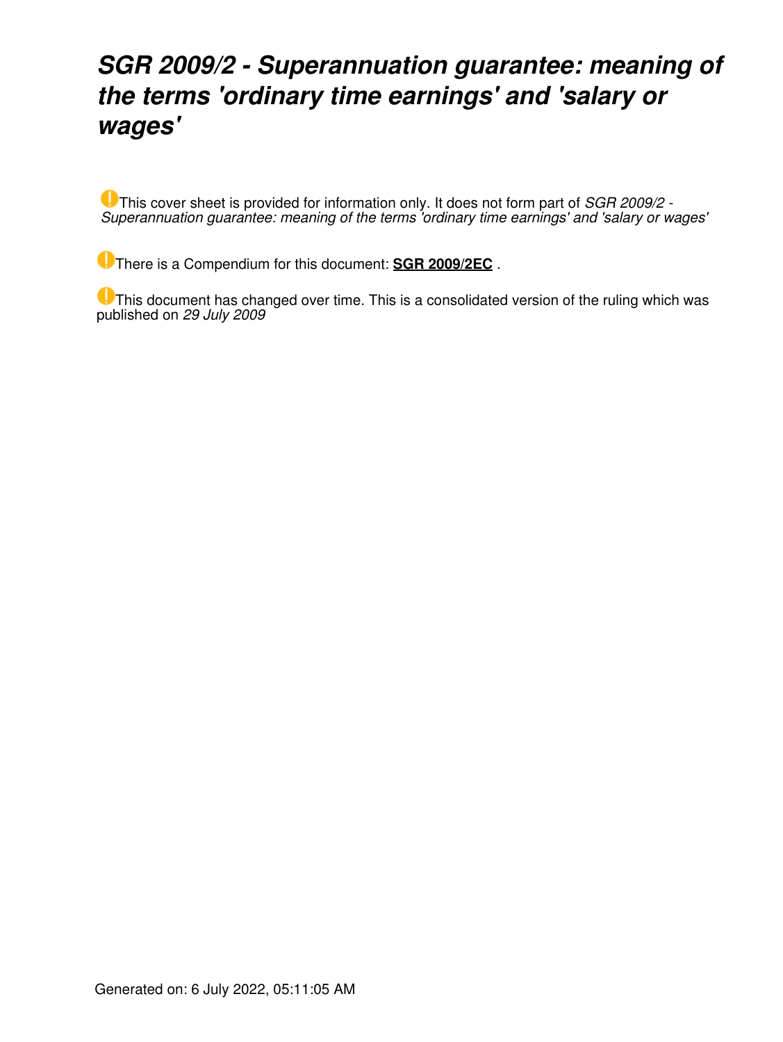# *SGR 2009/2 - Superannuation guarantee: meaning of the terms 'ordinary time earnings' and 'salary or wages'*

This cover sheet is provided for information only. It does not form part of *SGR 2009/2 - Superannuation guarantee: meaning of the terms 'ordinary time earnings' and 'salary or wages'*

There is a Compendium for this document: **SGR 2009/2EC** .

This document has changed over time. This is a consolidated version of the ruling which was published on *29 July 2009*

Generated on: 6 July 2022, 05:11:05 AM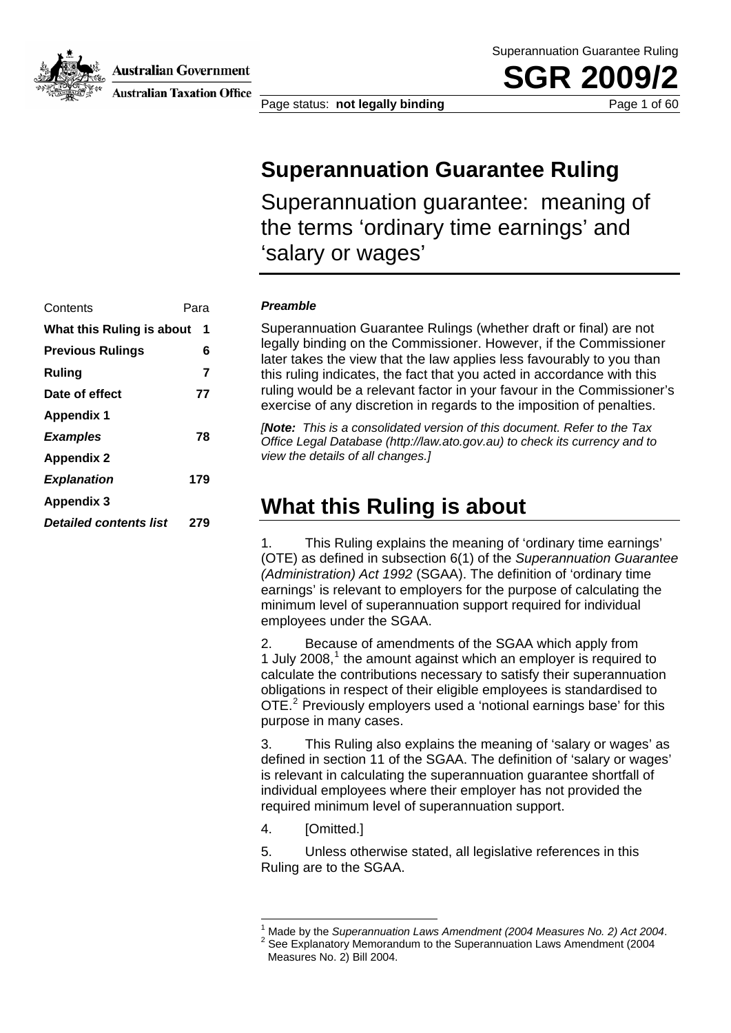Superannuation Guarantee Ruling

# SGR 2009/2

Page status: **not legally binding**

# Superannuation Guarantee Ruling

## Superannuation guarantee: meaning of the terms 'ordinary time earnings' and 'salary or wages'

| Contents | Para |
|---|---|
| **What this Ruling is about** | **1** |
| **Previous Rulings** | **6** |
| **Ruling** | **7** |
| **Date of effect** | **77** |
| **Appendix 1** | |
| ***Examples*** | **78** |
| **Appendix 2** | |
| ***Explanation*** | **179** |
| **Appendix 3** | |
| ***Detailed contents list*** | **279** |

***Preamble***

Superannuation Guarantee Rulings (whether draft or final) are not legally binding on the Commissioner. However, if the Commissioner later takes the view that the law applies less favourably to you than this ruling indicates, the fact that you acted in accordance with this ruling would be a relevant factor in your favour in the Commissioner's exercise of any discretion in regards to the imposition of penalties.

*[**Note:** This is a consolidated version of this document. Refer to the Tax Office Legal Database (http://law.ato.gov.au) to check its currency and to view the details of all changes.]*

## What this Ruling is about

1. This Ruling explains the meaning of 'ordinary time earnings' (OTE) as defined in subsection 6(1) of the *Superannuation Guarantee (Administration) Act 1992* (SGAA). The definition of 'ordinary time earnings' is relevant to employers for the purpose of calculating the minimum level of superannuation support required for individual employees under the SGAA.

2. Because of amendments of the SGAA which apply from 1 July 2008,[1] the amount against which an employer is required to calculate the contributions necessary to satisfy their superannuation obligations in respect of their eligible employees is standardised to OTE.[2] Previously employers used a 'notional earnings base' for this purpose in many cases.

3. This Ruling also explains the meaning of 'salary or wages' as defined in section 11 of the SGAA. The definition of 'salary or wages' is relevant in calculating the superannuation guarantee shortfall of individual employees where their employer has not provided the required minimum level of superannuation support.

4. [Omitted.]

5. Unless otherwise stated, all legislative references in this Ruling are to the SGAA.

---

[1] Made by the *Superannuation Laws Amendment (2004 Measures No. 2) Act 2004*.

[2] See Explanatory Memorandum to the Superannuation Laws Amendment (2004 Measures No. 2) Bill 2004.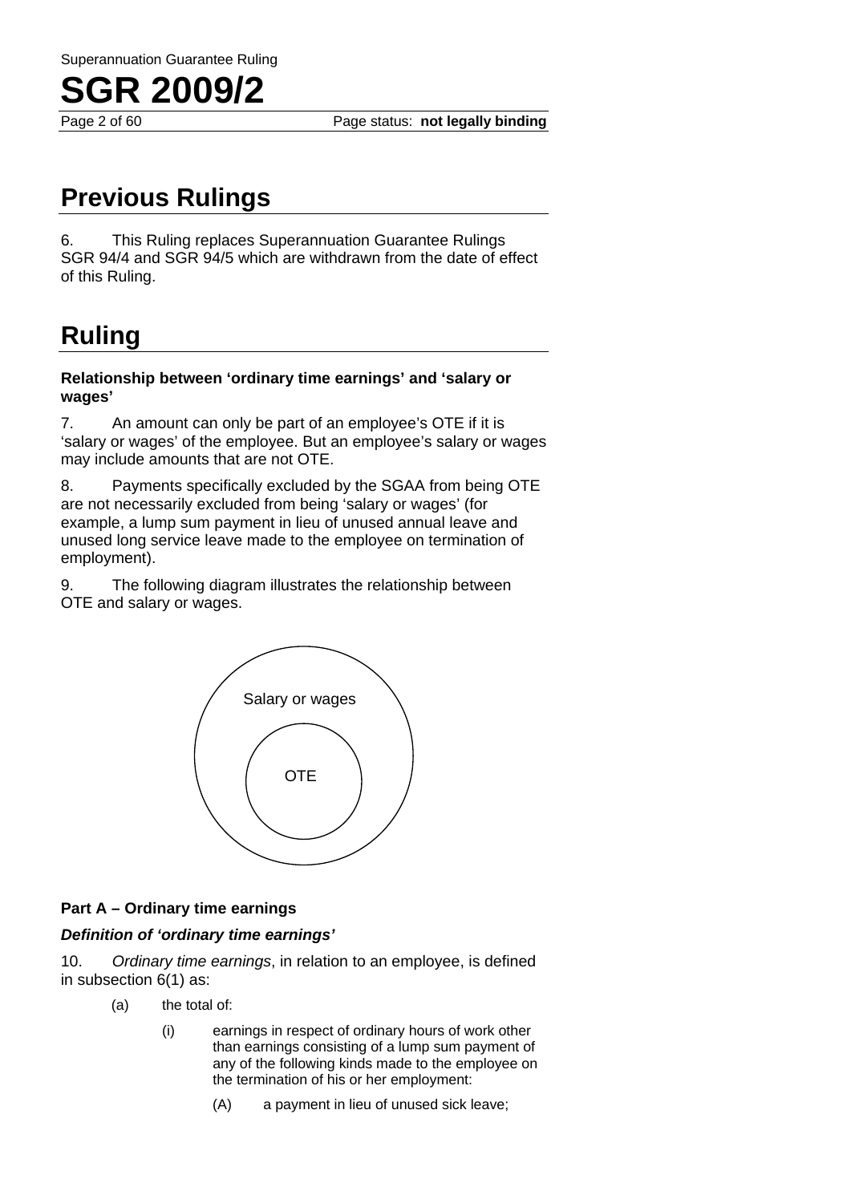## Previous Rulings

6. This Ruling replaces Superannuation Guarantee Rulings SGR 94/4 and SGR 94/5 which are withdrawn from the date of effect of this Ruling.

## Ruling

**Relationship between 'ordinary time earnings' and 'salary or wages'**

7. An amount can only be part of an employee's OTE if it is 'salary or wages' of the employee. But an employee's salary or wages may include amounts that are not OTE.

8. Payments specifically excluded by the SGAA from being OTE are not necessarily excluded from being 'salary or wages' (for example, a lump sum payment in lieu of unused annual leave and unused long service leave made to the employee on termination of employment).

9. The following diagram illustrates the relationship between OTE and salary or wages.

Salary or wages

OTE

**Part A – Ordinary time earnings**

***Definition of 'ordinary time earnings'***

10. *Ordinary time earnings*, in relation to an employee, is defined in subsection 6(1) as:

> (a) the total of:
>
> > (i) earnings in respect of ordinary hours of work other than earnings consisting of a lump sum payment of any of the following kinds made to the employee on the termination of his or her employment:
> >
> > > (A) a payment in lieu of unused sick leave;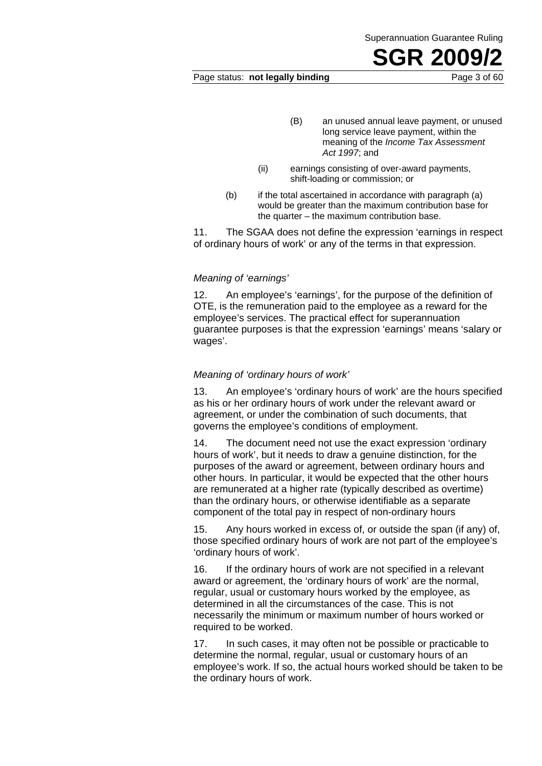(B) an unused annual leave payment, or unused long service leave payment, within the meaning of the *Income Tax Assessment Act 1997*; and

(ii) earnings consisting of over-award payments, shift-loading or commission; or

(b) if the total ascertained in accordance with paragraph (a) would be greater than the maximum contribution base for the quarter – the maximum contribution base.

11. The SGAA does not define the expression 'earnings in respect of ordinary hours of work' or any of the terms in that expression.

### *Meaning of 'earnings'*

12. An employee's 'earnings', for the purpose of the definition of OTE, is the remuneration paid to the employee as a reward for the employee's services. The practical effect for superannuation guarantee purposes is that the expression 'earnings' means 'salary or wages'.

### *Meaning of 'ordinary hours of work'*

13. An employee's 'ordinary hours of work' are the hours specified as his or her ordinary hours of work under the relevant award or agreement, or under the combination of such documents, that governs the employee's conditions of employment.

14. The document need not use the exact expression 'ordinary hours of work', but it needs to draw a genuine distinction, for the purposes of the award or agreement, between ordinary hours and other hours. In particular, it would be expected that the other hours are remunerated at a higher rate (typically described as overtime) than the ordinary hours, or otherwise identifiable as a separate component of the total pay in respect of non-ordinary hours

15. Any hours worked in excess of, or outside the span (if any) of, those specified ordinary hours of work are not part of the employee's 'ordinary hours of work'.

16. If the ordinary hours of work are not specified in a relevant award or agreement, the 'ordinary hours of work' are the normal, regular, usual or customary hours worked by the employee, as determined in all the circumstances of the case. This is not necessarily the minimum or maximum number of hours worked or required to be worked.

17. In such cases, it may often not be possible or practicable to determine the normal, regular, usual or customary hours of an employee's work. If so, the actual hours worked should be taken to be the ordinary hours of work.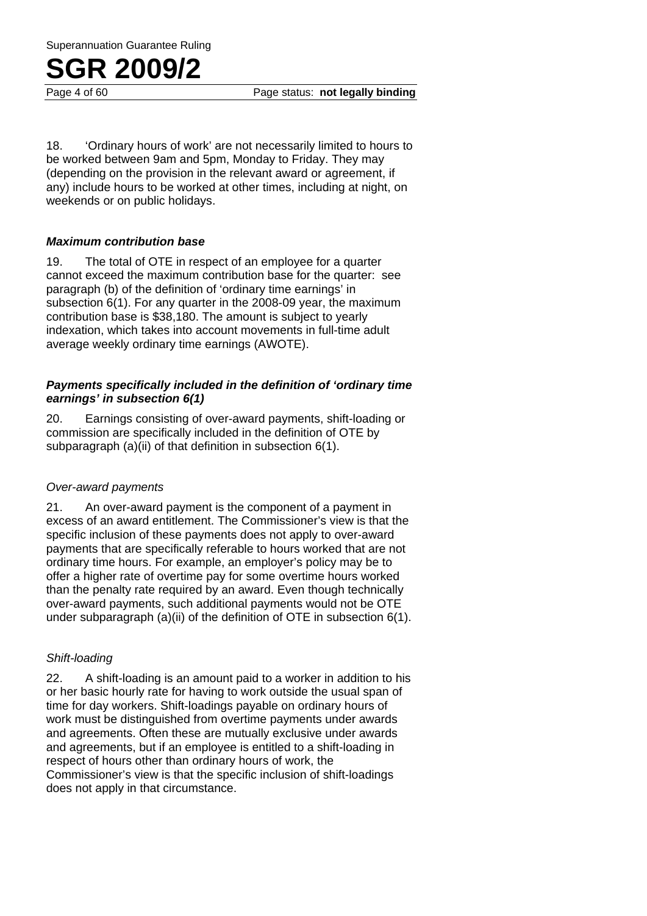18. 'Ordinary hours of work' are not necessarily limited to hours to be worked between 9am and 5pm, Monday to Friday. They may (depending on the provision in the relevant award or agreement, if any) include hours to be worked at other times, including at night, on weekends or on public holidays.

### *Maximum contribution base*

19. The total of OTE in respect of an employee for a quarter cannot exceed the maximum contribution base for the quarter: see paragraph (b) of the definition of 'ordinary time earnings' in subsection 6(1). For any quarter in the 2008-09 year, the maximum contribution base is $38,180. The amount is subject to yearly indexation, which takes into account movements in full-time adult average weekly ordinary time earnings (AWOTE).

### *Payments specifically included in the definition of 'ordinary time earnings' in subsection 6(1)*

20. Earnings consisting of over-award payments, shift-loading or commission are specifically included in the definition of OTE by subparagraph (a)(ii) of that definition in subsection 6(1).

#### *Over-award payments*

21. An over-award payment is the component of a payment in excess of an award entitlement. The Commissioner's view is that the specific inclusion of these payments does not apply to over-award payments that are specifically referable to hours worked that are not ordinary time hours. For example, an employer's policy may be to offer a higher rate of overtime pay for some overtime hours worked than the penalty rate required by an award. Even though technically over-award payments, such additional payments would not be OTE under subparagraph (a)(ii) of the definition of OTE in subsection 6(1).

#### *Shift-loading*

22. A shift-loading is an amount paid to a worker in addition to his or her basic hourly rate for having to work outside the usual span of time for day workers. Shift-loadings payable on ordinary hours of work must be distinguished from overtime payments under awards and agreements. Often these are mutually exclusive under awards and agreements, but if an employee is entitled to a shift-loading in respect of hours other than ordinary hours of work, the Commissioner's view is that the specific inclusion of shift-loadings does not apply in that circumstance.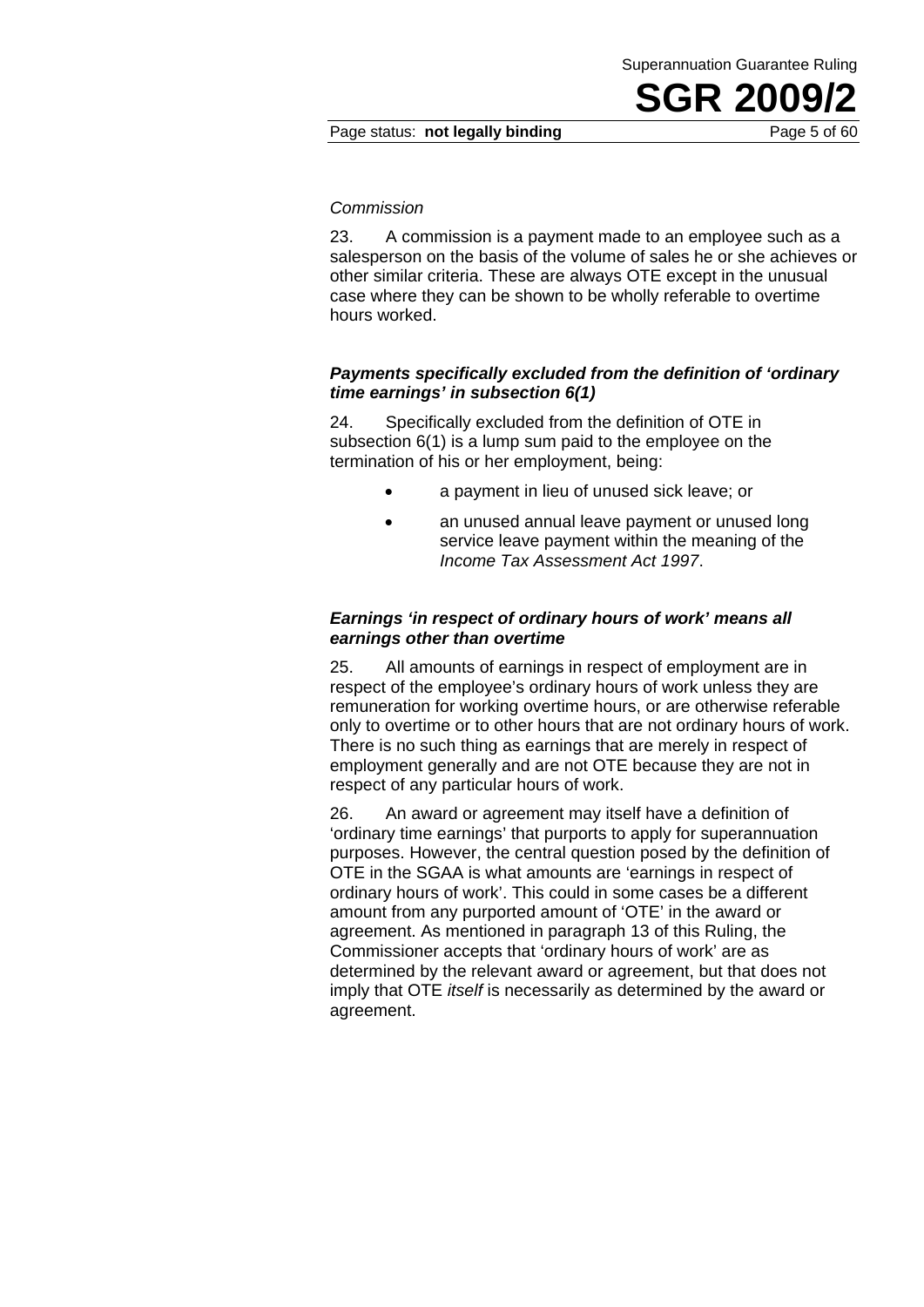*Commission*

23. A commission is a payment made to an employee such as a salesperson on the basis of the volume of sales he or she achieves or other similar criteria. These are always OTE except in the unusual case where they can be shown to be wholly referable to overtime hours worked.

### *Payments specifically excluded from the definition of 'ordinary time earnings' in subsection 6(1)*

24. Specifically excluded from the definition of OTE in subsection 6(1) is a lump sum paid to the employee on the termination of his or her employment, being:

- a payment in lieu of unused sick leave; or
- an unused annual leave payment or unused long service leave payment within the meaning of the *Income Tax Assessment Act 1997*.

### *Earnings 'in respect of ordinary hours of work' means all earnings other than overtime*

25. All amounts of earnings in respect of employment are in respect of the employee's ordinary hours of work unless they are remuneration for working overtime hours, or are otherwise referable only to overtime or to other hours that are not ordinary hours of work. There is no such thing as earnings that are merely in respect of employment generally and are not OTE because they are not in respect of any particular hours of work.

26. An award or agreement may itself have a definition of 'ordinary time earnings' that purports to apply for superannuation purposes. However, the central question posed by the definition of OTE in the SGAA is what amounts are 'earnings in respect of ordinary hours of work'. This could in some cases be a different amount from any purported amount of 'OTE' in the award or agreement. As mentioned in paragraph 13 of this Ruling, the Commissioner accepts that 'ordinary hours of work' are as determined by the relevant award or agreement, but that does not imply that OTE *itself* is necessarily as determined by the award or agreement.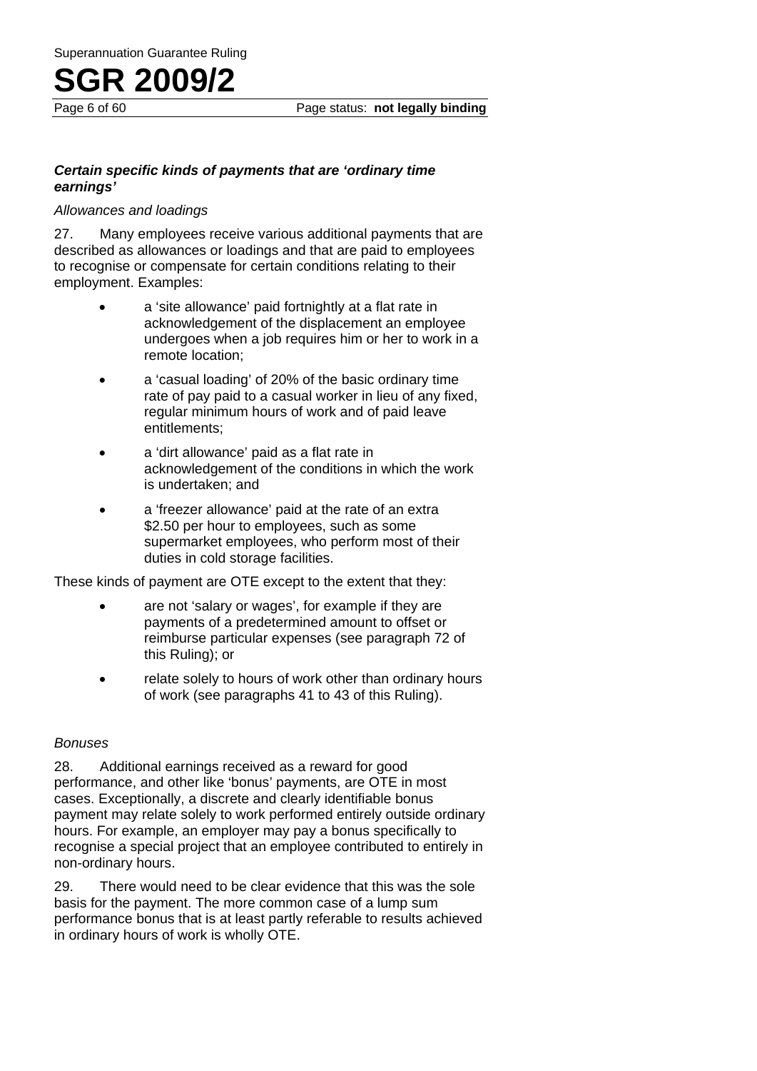### *Certain specific kinds of payments that are 'ordinary time earnings'*

*Allowances and loadings*

27. Many employees receive various additional payments that are described as allowances or loadings and that are paid to employees to recognise or compensate for certain conditions relating to their employment. Examples:

- a 'site allowance' paid fortnightly at a flat rate in acknowledgement of the displacement an employee undergoes when a job requires him or her to work in a remote location;
- a 'casual loading' of 20% of the basic ordinary time rate of pay paid to a casual worker in lieu of any fixed, regular minimum hours of work and of paid leave entitlements;
- a 'dirt allowance' paid as a flat rate in acknowledgement of the conditions in which the work is undertaken; and
- a 'freezer allowance' paid at the rate of an extra $2.50 per hour to employees, such as some supermarket employees, who perform most of their duties in cold storage facilities.

These kinds of payment are OTE except to the extent that they:

- are not 'salary or wages', for example if they are payments of a predetermined amount to offset or reimburse particular expenses (see paragraph 72 of this Ruling); or
- relate solely to hours of work other than ordinary hours of work (see paragraphs 41 to 43 of this Ruling).

*Bonuses*

28. Additional earnings received as a reward for good performance, and other like 'bonus' payments, are OTE in most cases. Exceptionally, a discrete and clearly identifiable bonus payment may relate solely to work performed entirely outside ordinary hours. For example, an employer may pay a bonus specifically to recognise a special project that an employee contributed to entirely in non-ordinary hours.

29. There would need to be clear evidence that this was the sole basis for the payment. The more common case of a lump sum performance bonus that is at least partly referable to results achieved in ordinary hours of work is wholly OTE.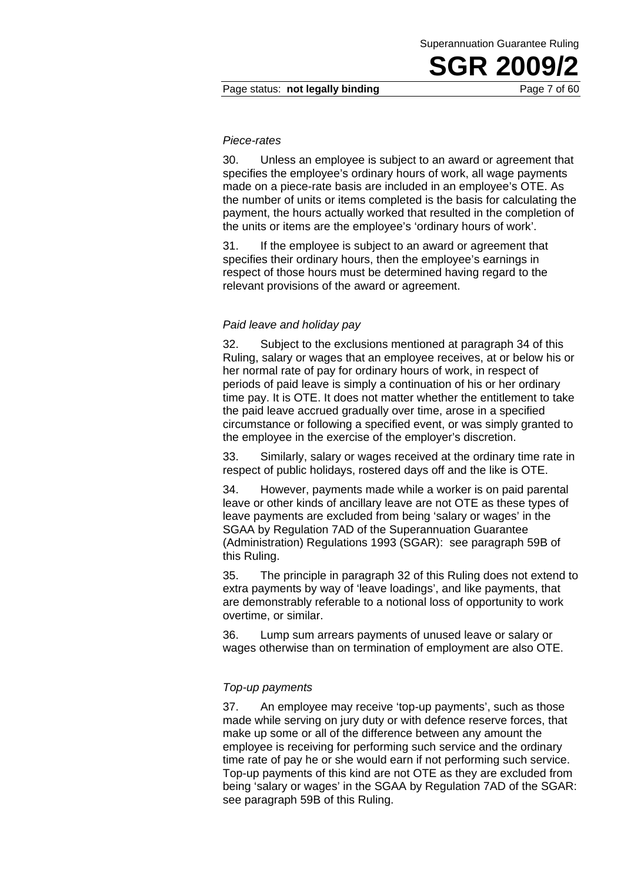*Piece-rates*

30. Unless an employee is subject to an award or agreement that specifies the employee's ordinary hours of work, all wage payments made on a piece-rate basis are included in an employee's OTE. As the number of units or items completed is the basis for calculating the payment, the hours actually worked that resulted in the completion of the units or items are the employee's 'ordinary hours of work'.

31. If the employee is subject to an award or agreement that specifies their ordinary hours, then the employee's earnings in respect of those hours must be determined having regard to the relevant provisions of the award or agreement.

*Paid leave and holiday pay*

32. Subject to the exclusions mentioned at paragraph 34 of this Ruling, salary or wages that an employee receives, at or below his or her normal rate of pay for ordinary hours of work, in respect of periods of paid leave is simply a continuation of his or her ordinary time pay. It is OTE. It does not matter whether the entitlement to take the paid leave accrued gradually over time, arose in a specified circumstance or following a specified event, or was simply granted to the employee in the exercise of the employer's discretion.

33. Similarly, salary or wages received at the ordinary time rate in respect of public holidays, rostered days off and the like is OTE.

34. However, payments made while a worker is on paid parental leave or other kinds of ancillary leave are not OTE as these types of leave payments are excluded from being 'salary or wages' in the SGAA by Regulation 7AD of the Superannuation Guarantee (Administration) Regulations 1993 (SGAR): see paragraph 59B of this Ruling.

35. The principle in paragraph 32 of this Ruling does not extend to extra payments by way of 'leave loadings', and like payments, that are demonstrably referable to a notional loss of opportunity to work overtime, or similar.

36. Lump sum arrears payments of unused leave or salary or wages otherwise than on termination of employment are also OTE.

*Top-up payments*

37. An employee may receive 'top-up payments', such as those made while serving on jury duty or with defence reserve forces, that make up some or all of the difference between any amount the employee is receiving for performing such service and the ordinary time rate of pay he or she would earn if not performing such service. Top-up payments of this kind are not OTE as they are excluded from being 'salary or wages' in the SGAA by Regulation 7AD of the SGAR: see paragraph 59B of this Ruling.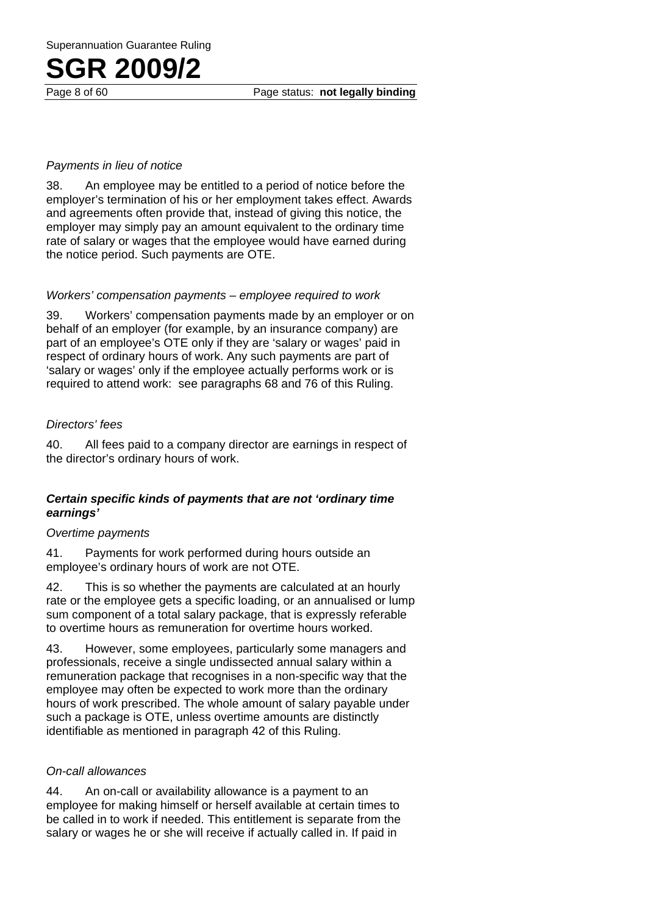*Payments in lieu of notice*

38. An employee may be entitled to a period of notice before the employer's termination of his or her employment takes effect. Awards and agreements often provide that, instead of giving this notice, the employer may simply pay an amount equivalent to the ordinary time rate of salary or wages that the employee would have earned during the notice period. Such payments are OTE.

*Workers' compensation payments – employee required to work*

39. Workers' compensation payments made by an employer or on behalf of an employer (for example, by an insurance company) are part of an employee's OTE only if they are 'salary or wages' paid in respect of ordinary hours of work. Any such payments are part of 'salary or wages' only if the employee actually performs work or is required to attend work: see paragraphs 68 and 76 of this Ruling.

*Directors' fees*

40. All fees paid to a company director are earnings in respect of the director's ordinary hours of work.

### *Certain specific kinds of payments that are not 'ordinary time earnings'*

*Overtime payments*

41. Payments for work performed during hours outside an employee's ordinary hours of work are not OTE.

42. This is so whether the payments are calculated at an hourly rate or the employee gets a specific loading, or an annualised or lump sum component of a total salary package, that is expressly referable to overtime hours as remuneration for overtime hours worked.

43. However, some employees, particularly some managers and professionals, receive a single undissected annual salary within a remuneration package that recognises in a non-specific way that the employee may often be expected to work more than the ordinary hours of work prescribed. The whole amount of salary payable under such a package is OTE, unless overtime amounts are distinctly identifiable as mentioned in paragraph 42 of this Ruling.

*On-call allowances*

44. An on-call or availability allowance is a payment to an employee for making himself or herself available at certain times to be called in to work if needed. This entitlement is separate from the salary or wages he or she will receive if actually called in. If paid in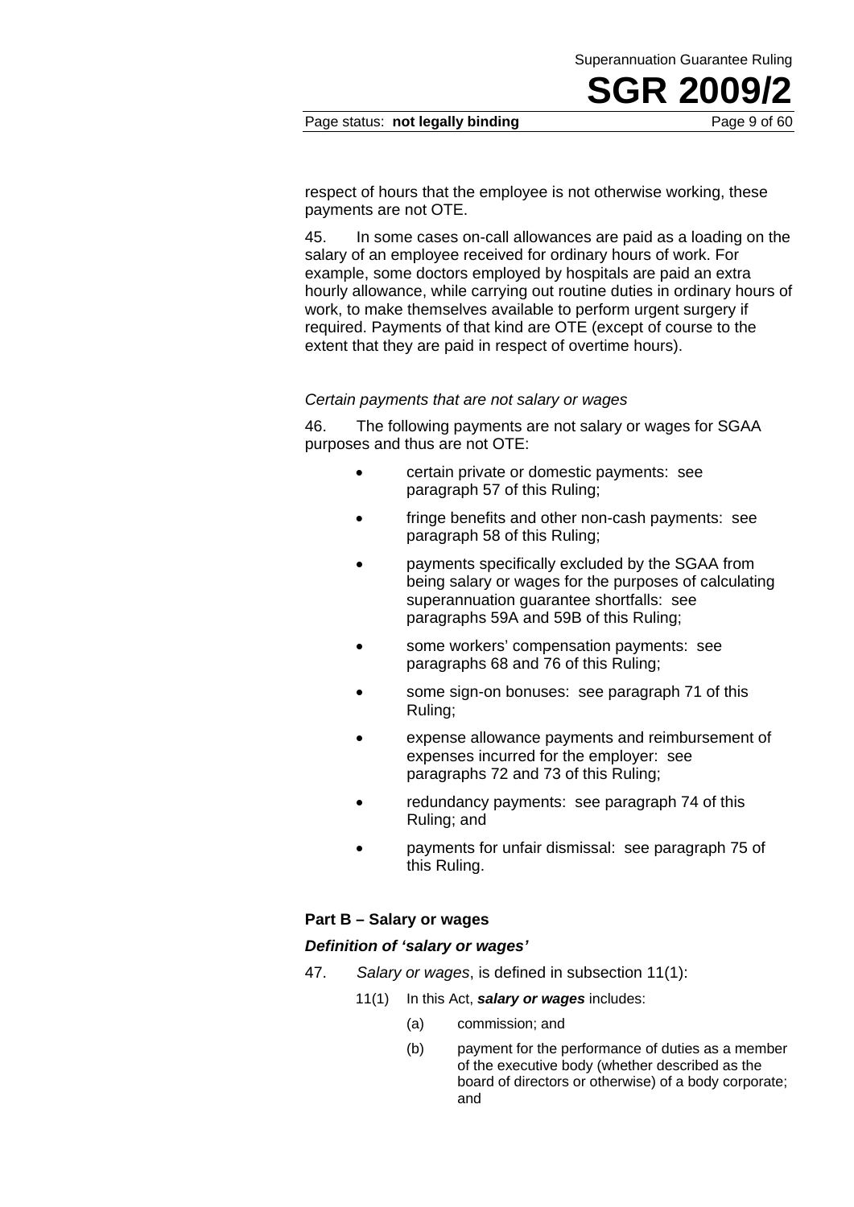respect of hours that the employee is not otherwise working, these payments are not OTE.

45. In some cases on-call allowances are paid as a loading on the salary of an employee received for ordinary hours of work. For example, some doctors employed by hospitals are paid an extra hourly allowance, while carrying out routine duties in ordinary hours of work, to make themselves available to perform urgent surgery if required. Payments of that kind are OTE (except of course to the extent that they are paid in respect of overtime hours).

*Certain payments that are not salary or wages*

46. The following payments are not salary or wages for SGAA purposes and thus are not OTE:

- certain private or domestic payments: see paragraph 57 of this Ruling;
- fringe benefits and other non-cash payments: see paragraph 58 of this Ruling;
- payments specifically excluded by the SGAA from being salary or wages for the purposes of calculating superannuation guarantee shortfalls: see paragraphs 59A and 59B of this Ruling;
- some workers' compensation payments: see paragraphs 68 and 76 of this Ruling;
- some sign-on bonuses: see paragraph 71 of this Ruling;
- expense allowance payments and reimbursement of expenses incurred for the employer: see paragraphs 72 and 73 of this Ruling;
- redundancy payments: see paragraph 74 of this Ruling; and
- payments for unfair dismissal: see paragraph 75 of this Ruling.

### Part B – Salary or wages

#### *Definition of 'salary or wages'*

47. *Salary or wages*, is defined in subsection 11(1):

> 11(1) In this Act, ***salary or wages*** includes:
>
> (a) commission; and
>
> (b) payment for the performance of duties as a member of the executive body (whether described as the board of directors or otherwise) of a body corporate; and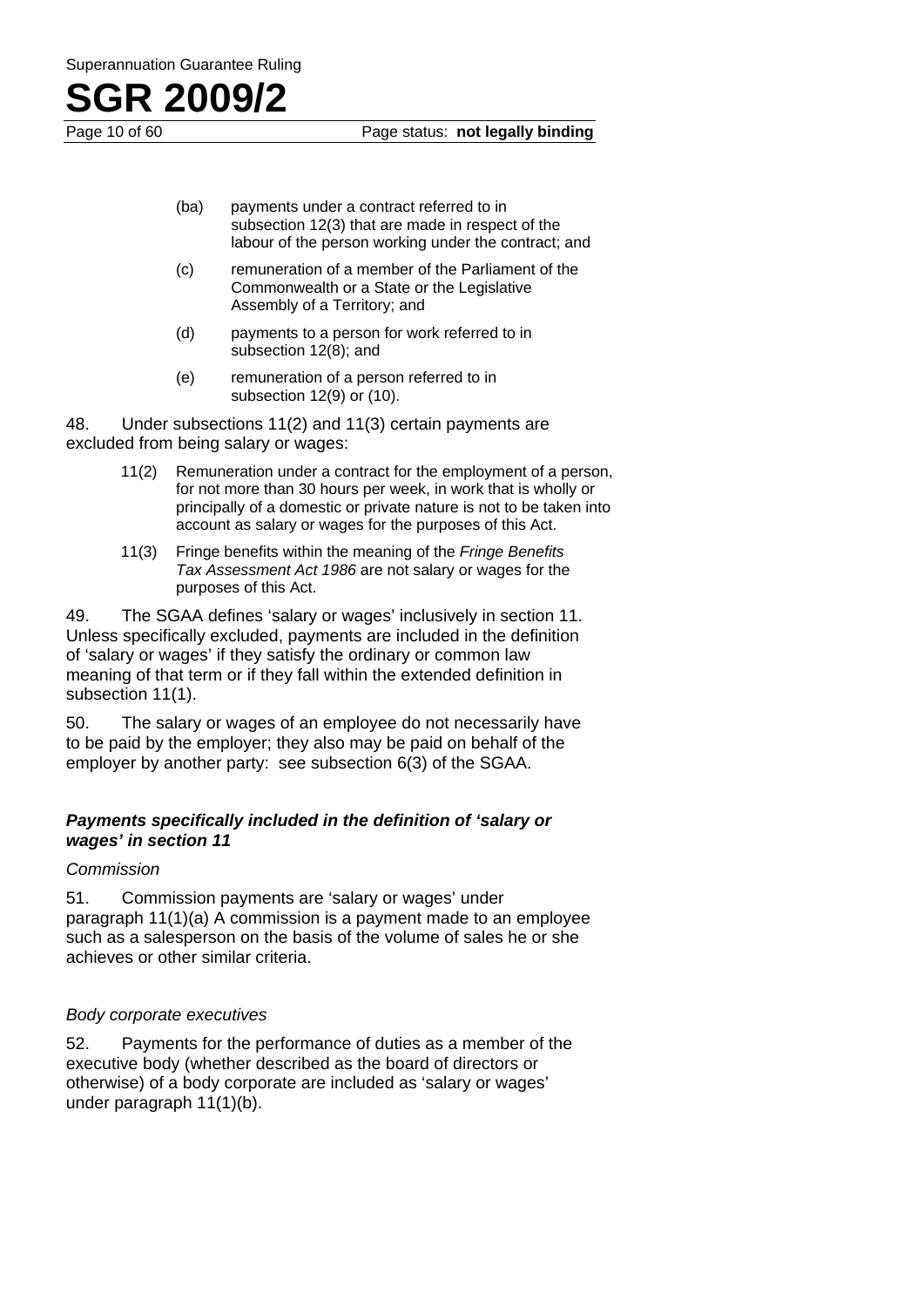(ba) payments under a contract referred to in subsection 12(3) that are made in respect of the labour of the person working under the contract; and

(c) remuneration of a member of the Parliament of the Commonwealth or a State or the Legislative Assembly of a Territory; and

(d) payments to a person for work referred to in subsection 12(8); and

(e) remuneration of a person referred to in subsection 12(9) or (10).

48. Under subsections 11(2) and 11(3) certain payments are excluded from being salary or wages:

> 11(2) Remuneration under a contract for the employment of a person, for not more than 30 hours per week, in work that is wholly or principally of a domestic or private nature is not to be taken into account as salary or wages for the purposes of this Act.
>
> 11(3) Fringe benefits within the meaning of the *Fringe Benefits Tax Assessment Act 1986* are not salary or wages for the purposes of this Act.

49. The SGAA defines 'salary or wages' inclusively in section 11. Unless specifically excluded, payments are included in the definition of 'salary or wages' if they satisfy the ordinary or common law meaning of that term or if they fall within the extended definition in subsection 11(1).

50. The salary or wages of an employee do not necessarily have to be paid by the employer; they also may be paid on behalf of the employer by another party: see subsection 6(3) of the SGAA.

### *Payments specifically included in the definition of 'salary or wages' in section 11*

*Commission*

51. Commission payments are 'salary or wages' under paragraph 11(1)(a) A commission is a payment made to an employee such as a salesperson on the basis of the volume of sales he or she achieves or other similar criteria.

*Body corporate executives*

52. Payments for the performance of duties as a member of the executive body (whether described as the board of directors or otherwise) of a body corporate are included as 'salary or wages' under paragraph 11(1)(b).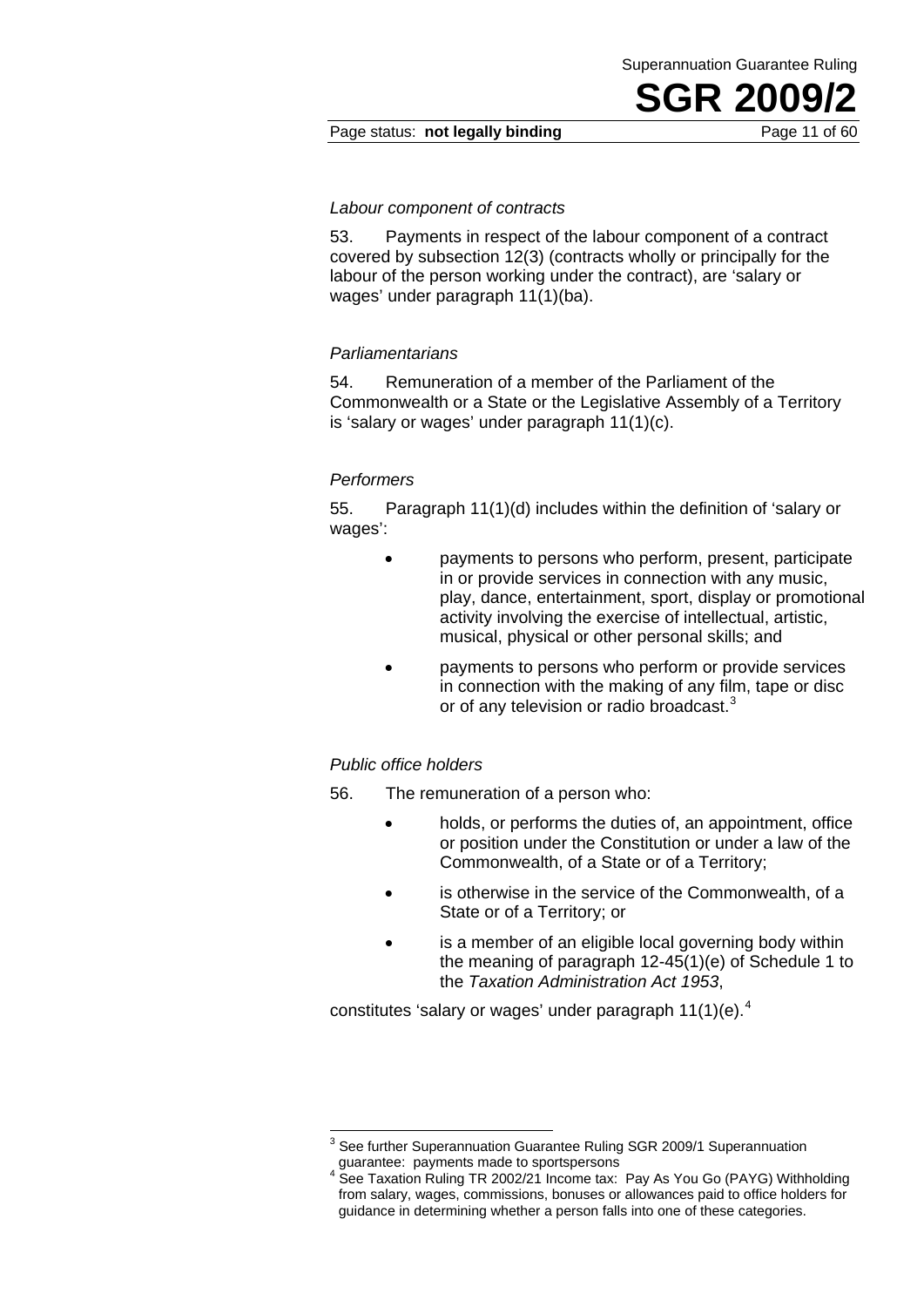*Labour component of contracts*

53. Payments in respect of the labour component of a contract covered by subsection 12(3) (contracts wholly or principally for the labour of the person working under the contract), are 'salary or wages' under paragraph 11(1)(ba).

*Parliamentarians*

54. Remuneration of a member of the Parliament of the Commonwealth or a State or the Legislative Assembly of a Territory is 'salary or wages' under paragraph 11(1)(c).

*Performers*

55. Paragraph 11(1)(d) includes within the definition of 'salary or wages':

- payments to persons who perform, present, participate in or provide services in connection with any music, play, dance, entertainment, sport, display or promotional activity involving the exercise of intellectual, artistic, musical, physical or other personal skills; and
- payments to persons who perform or provide services in connection with the making of any film, tape or disc or of any television or radio broadcast.[3]

*Public office holders*

56. The remuneration of a person who:

- holds, or performs the duties of, an appointment, office or position under the Constitution or under a law of the Commonwealth, of a State or of a Territory;
- is otherwise in the service of the Commonwealth, of a State or of a Territory; or
- is a member of an eligible local governing body within the meaning of paragraph 12-45(1)(e) of Schedule 1 to the *Taxation Administration Act 1953*,

constitutes 'salary or wages' under paragraph 11(1)(e).[4]

---

[3] See further Superannuation Guarantee Ruling SGR 2009/1 Superannuation guarantee: payments made to sportspersons

[4] See Taxation Ruling TR 2002/21 Income tax: Pay As You Go (PAYG) Withholding from salary, wages, commissions, bonuses or allowances paid to office holders for guidance in determining whether a person falls into one of these categories.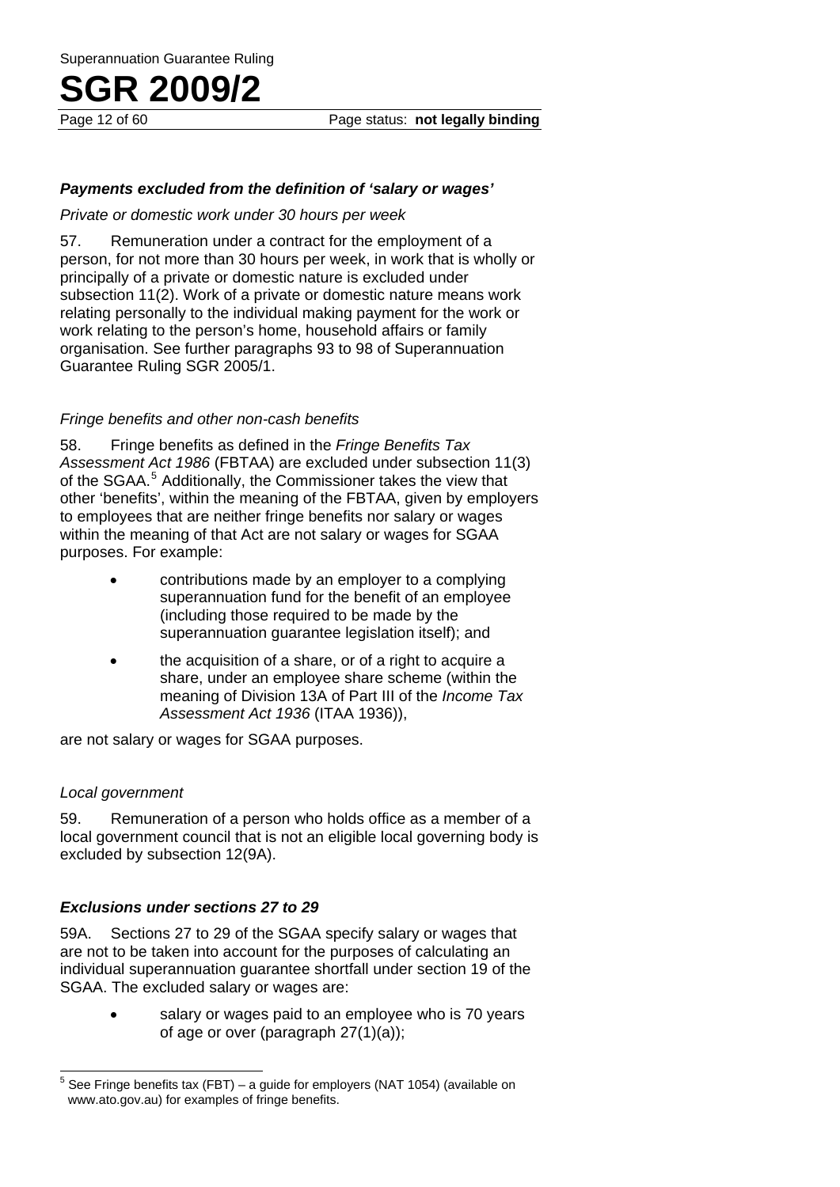### *Payments excluded from the definition of 'salary or wages'*

*Private or domestic work under 30 hours per week*

57. Remuneration under a contract for the employment of a person, for not more than 30 hours per week, in work that is wholly or principally of a private or domestic nature is excluded under subsection 11(2). Work of a private or domestic nature means work relating personally to the individual making payment for the work or work relating to the person's home, household affairs or family organisation. See further paragraphs 93 to 98 of Superannuation Guarantee Ruling SGR 2005/1.

*Fringe benefits and other non-cash benefits*

58. Fringe benefits as defined in the *Fringe Benefits Tax Assessment Act 1986* (FBTAA) are excluded under subsection 11(3) of the SGAA.[5] Additionally, the Commissioner takes the view that other 'benefits', within the meaning of the FBTAA, given by employers to employees that are neither fringe benefits nor salary or wages within the meaning of that Act are not salary or wages for SGAA purposes. For example:

- contributions made by an employer to a complying superannuation fund for the benefit of an employee (including those required to be made by the superannuation guarantee legislation itself); and
- the acquisition of a share, or of a right to acquire a share, under an employee share scheme (within the meaning of Division 13A of Part III of the *Income Tax Assessment Act 1936* (ITAA 1936)),

are not salary or wages for SGAA purposes.

*Local government*

59. Remuneration of a person who holds office as a member of a local government council that is not an eligible local governing body is excluded by subsection 12(9A).

### *Exclusions under sections 27 to 29*

59A. Sections 27 to 29 of the SGAA specify salary or wages that are not to be taken into account for the purposes of calculating an individual superannuation guarantee shortfall under section 19 of the SGAA. The excluded salary or wages are:

- salary or wages paid to an employee who is 70 years of age or over (paragraph 27(1)(a));

[5] See Fringe benefits tax (FBT) – a guide for employers (NAT 1054) (available on www.ato.gov.au) for examples of fringe benefits.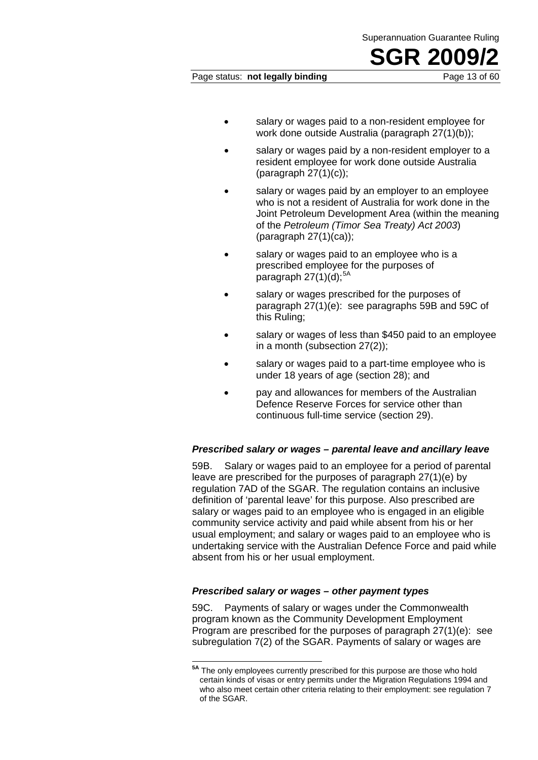- salary or wages paid to a non-resident employee for work done outside Australia (paragraph 27(1)(b));
- salary or wages paid by a non-resident employer to a resident employee for work done outside Australia (paragraph 27(1)(c));
- salary or wages paid by an employer to an employee who is not a resident of Australia for work done in the Joint Petroleum Development Area (within the meaning of the *Petroleum (Timor Sea Treaty) Act 2003*) (paragraph 27(1)(ca));
- salary or wages paid to an employee who is a prescribed employee for the purposes of paragraph 27(1)(d);[5A]
- salary or wages prescribed for the purposes of paragraph 27(1)(e): see paragraphs 59B and 59C of this Ruling;
- salary or wages of less than $450 paid to an employee in a month (subsection 27(2));
- salary or wages paid to a part-time employee who is under 18 years of age (section 28); and
- pay and allowances for members of the Australian Defence Reserve Forces for service other than continuous full-time service (section 29).

### *Prescribed salary or wages – parental leave and ancillary leave*

59B. Salary or wages paid to an employee for a period of parental leave are prescribed for the purposes of paragraph 27(1)(e) by regulation 7AD of the SGAR. The regulation contains an inclusive definition of 'parental leave' for this purpose. Also prescribed are salary or wages paid to an employee who is engaged in an eligible community service activity and paid while absent from his or her usual employment; and salary or wages paid to an employee who is undertaking service with the Australian Defence Force and paid while absent from his or her usual employment.

### *Prescribed salary or wages – other payment types*

59C. Payments of salary or wages under the Commonwealth program known as the Community Development Employment Program are prescribed for the purposes of paragraph 27(1)(e): see subregulation 7(2) of the SGAR. Payments of salary or wages are

---

[5A] The only employees currently prescribed for this purpose are those who hold certain kinds of visas or entry permits under the Migration Regulations 1994 and who also meet certain other criteria relating to their employment: see regulation 7 of the SGAR.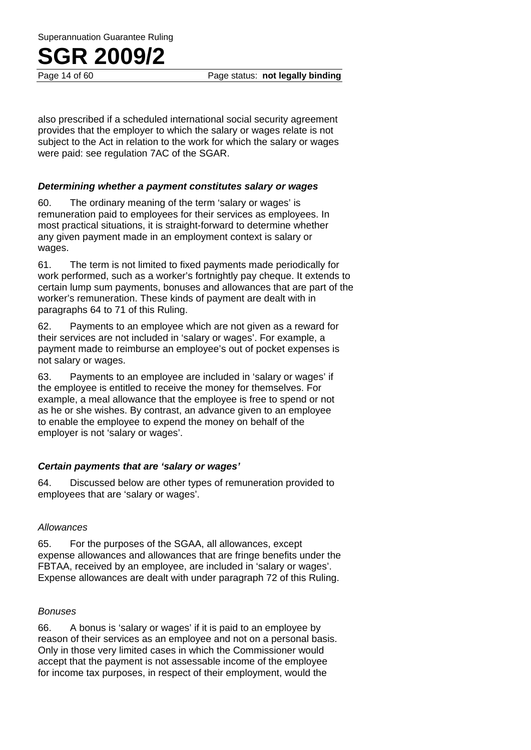also prescribed if a scheduled international social security agreement provides that the employer to which the salary or wages relate is not subject to the Act in relation to the work for which the salary or wages were paid: see regulation 7AC of the SGAR.

### *Determining whether a payment constitutes salary or wages*

60. The ordinary meaning of the term 'salary or wages' is remuneration paid to employees for their services as employees. In most practical situations, it is straight-forward to determine whether any given payment made in an employment context is salary or wages.

61. The term is not limited to fixed payments made periodically for work performed, such as a worker's fortnightly pay cheque. It extends to certain lump sum payments, bonuses and allowances that are part of the worker's remuneration. These kinds of payment are dealt with in paragraphs 64 to 71 of this Ruling.

62. Payments to an employee which are not given as a reward for their services are not included in 'salary or wages'. For example, a payment made to reimburse an employee's out of pocket expenses is not salary or wages.

63. Payments to an employee are included in 'salary or wages' if the employee is entitled to receive the money for themselves. For example, a meal allowance that the employee is free to spend or not as he or she wishes. By contrast, an advance given to an employee to enable the employee to expend the money on behalf of the employer is not 'salary or wages'.

### *Certain payments that are 'salary or wages'*

64. Discussed below are other types of remuneration provided to employees that are 'salary or wages'.

#### *Allowances*

65. For the purposes of the SGAA, all allowances, except expense allowances and allowances that are fringe benefits under the FBTAA, received by an employee, are included in 'salary or wages'. Expense allowances are dealt with under paragraph 72 of this Ruling.

#### *Bonuses*

66. A bonus is 'salary or wages' if it is paid to an employee by reason of their services as an employee and not on a personal basis. Only in those very limited cases in which the Commissioner would accept that the payment is not assessable income of the employee for income tax purposes, in respect of their employment, would the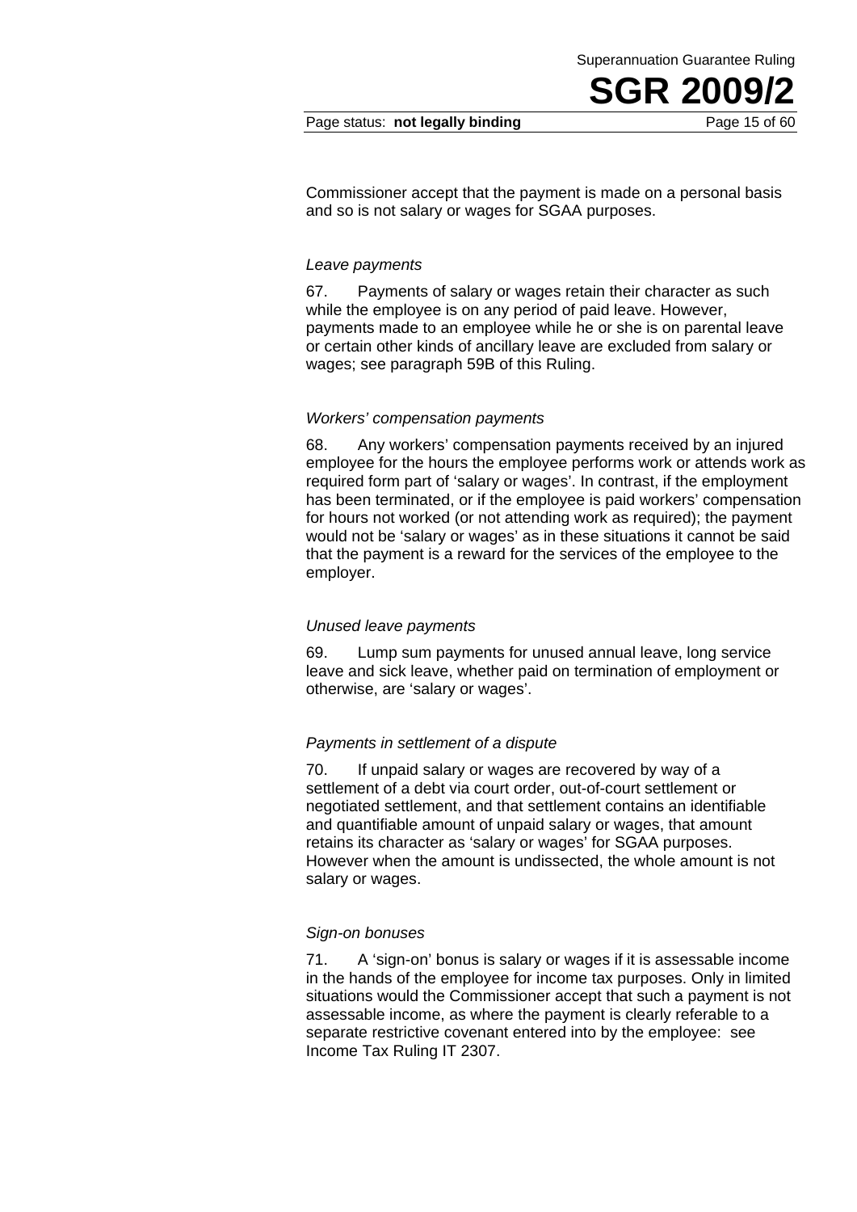Commissioner accept that the payment is made on a personal basis and so is not salary or wages for SGAA purposes.

*Leave payments*

67. Payments of salary or wages retain their character as such while the employee is on any period of paid leave. However, payments made to an employee while he or she is on parental leave or certain other kinds of ancillary leave are excluded from salary or wages; see paragraph 59B of this Ruling.

*Workers' compensation payments*

68. Any workers' compensation payments received by an injured employee for the hours the employee performs work or attends work as required form part of 'salary or wages'. In contrast, if the employment has been terminated, or if the employee is paid workers' compensation for hours not worked (or not attending work as required); the payment would not be 'salary or wages' as in these situations it cannot be said that the payment is a reward for the services of the employee to the employer.

*Unused leave payments*

69. Lump sum payments for unused annual leave, long service leave and sick leave, whether paid on termination of employment or otherwise, are 'salary or wages'.

*Payments in settlement of a dispute*

70. If unpaid salary or wages are recovered by way of a settlement of a debt via court order, out-of-court settlement or negotiated settlement, and that settlement contains an identifiable and quantifiable amount of unpaid salary or wages, that amount retains its character as 'salary or wages' for SGAA purposes. However when the amount is undissected, the whole amount is not salary or wages.

*Sign-on bonuses*

71. A 'sign-on' bonus is salary or wages if it is assessable income in the hands of the employee for income tax purposes. Only in limited situations would the Commissioner accept that such a payment is not assessable income, as where the payment is clearly referable to a separate restrictive covenant entered into by the employee: see Income Tax Ruling IT 2307.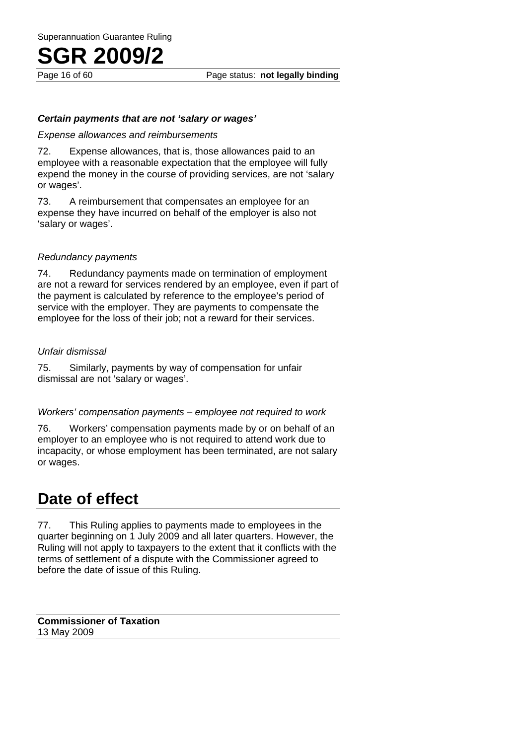### *Certain payments that are not 'salary or wages'*

*Expense allowances and reimbursements*

72. Expense allowances, that is, those allowances paid to an employee with a reasonable expectation that the employee will fully expend the money in the course of providing services, are not 'salary or wages'.

73. A reimbursement that compensates an employee for an expense they have incurred on behalf of the employer is also not 'salary or wages'.

*Redundancy payments*

74. Redundancy payments made on termination of employment are not a reward for services rendered by an employee, even if part of the payment is calculated by reference to the employee's period of service with the employer. They are payments to compensate the employee for the loss of their job; not a reward for their services.

*Unfair dismissal*

75. Similarly, payments by way of compensation for unfair dismissal are not 'salary or wages'.

*Workers' compensation payments – employee not required to work*

76. Workers' compensation payments made by or on behalf of an employer to an employee who is not required to attend work due to incapacity, or whose employment has been terminated, are not salary or wages.

## Date of effect

77. This Ruling applies to payments made to employees in the quarter beginning on 1 July 2009 and all later quarters. However, the Ruling will not apply to taxpayers to the extent that it conflicts with the terms of settlement of a dispute with the Commissioner agreed to before the date of issue of this Ruling.

**Commissioner of Taxation**
13 May 2009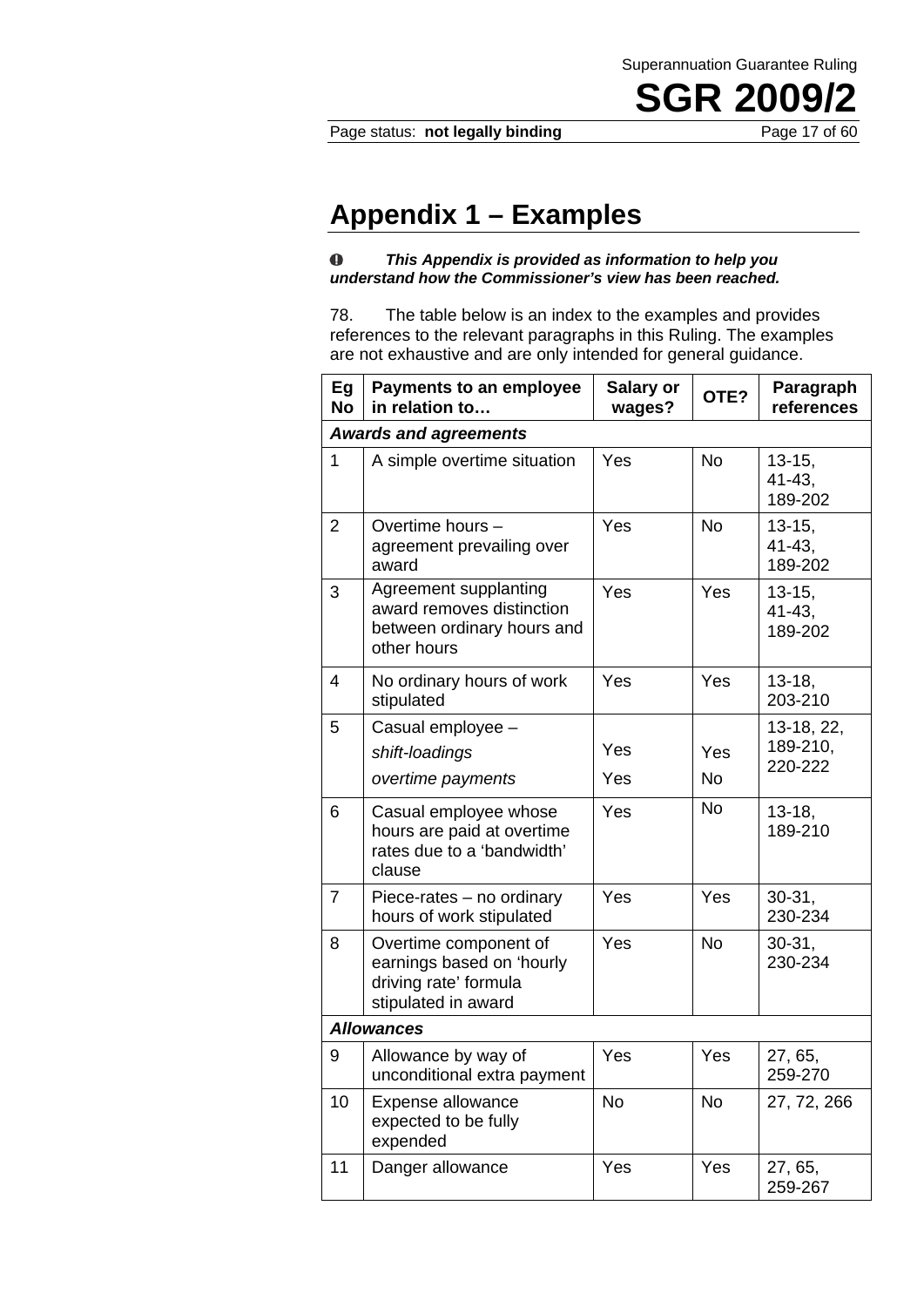# Appendix 1 – Examples

❶ ***This Appendix is provided as information to help you understand how the Commissioner's view has been reached.***

78. The table below is an index to the examples and provides references to the relevant paragraphs in this Ruling. The examples are not exhaustive and are only intended for general guidance.

| Eg No | Payments to an employee in relation to… | Salary or wages? | OTE? | Paragraph references |
|---|---|---|---|---|
| ***Awards and agreements*** | | | | |
| 1 | A simple overtime situation | Yes | No | 13-15, 41-43, 189-202 |
| 2 | Overtime hours – agreement prevailing over award | Yes | No | 13-15, 41-43, 189-202 |
| 3 | Agreement supplanting award removes distinction between ordinary hours and other hours | Yes | Yes | 13-15, 41-43, 189-202 |
| 4 | No ordinary hours of work stipulated | Yes | Yes | 13-18, 203-210 |
| 5 | Casual employee – *shift-loadings* *overtime payments* | Yes Yes | Yes No | 13-18, 22, 189-210, 220-222 |
| 6 | Casual employee whose hours are paid at overtime rates due to a 'bandwidth' clause | Yes | No | 13-18, 189-210 |
| 7 | Piece-rates – no ordinary hours of work stipulated | Yes | Yes | 30-31, 230-234 |
| 8 | Overtime component of earnings based on 'hourly driving rate' formula stipulated in award | Yes | No | 30-31, 230-234 |
| ***Allowances*** | | | | |
| 9 | Allowance by way of unconditional extra payment | Yes | Yes | 27, 65, 259-270 |
| 10 | Expense allowance expected to be fully expended | No | No | 27, 72, 266 |
| 11 | Danger allowance | Yes | Yes | 27, 65, 259-267 |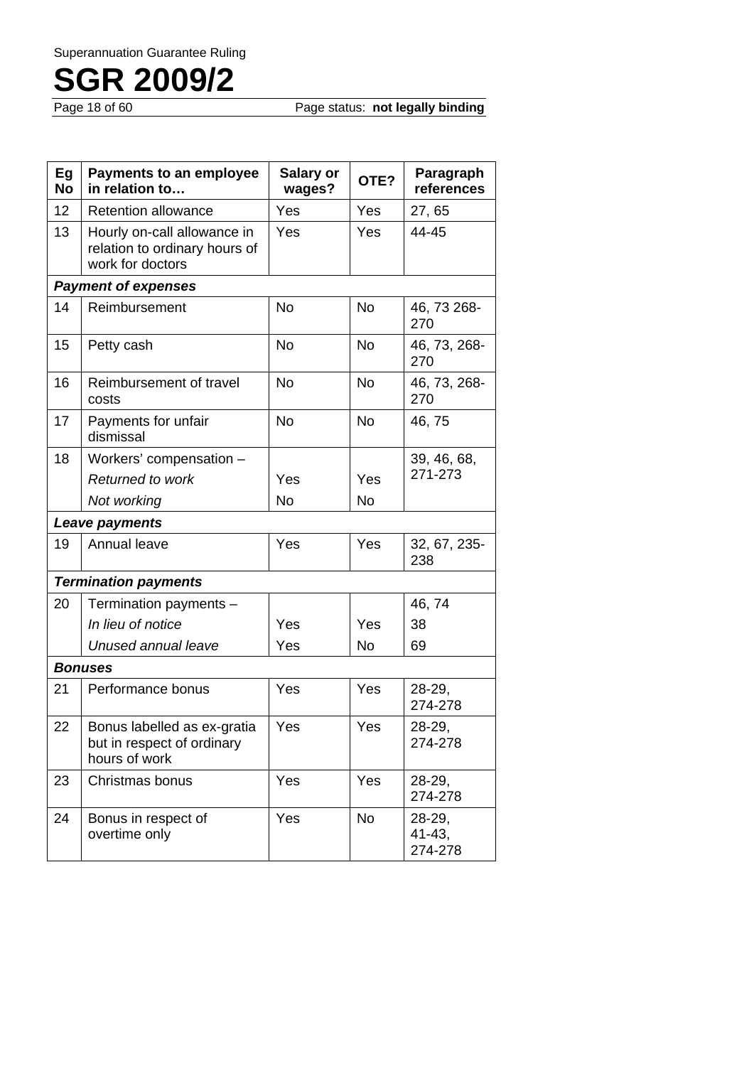| Eg No | Payments to an employee in relation to… | Salary or wages? | OTE? | Paragraph references |
|---|---|---|---|---|
| 12 | Retention allowance | Yes | Yes | 27, 65 |
| 13 | Hourly on-call allowance in relation to ordinary hours of work for doctors | Yes | Yes | 44-45 |
| | ***Payment of expenses*** | | | |
| 14 | Reimbursement | No | No | 46, 73 268-270 |
| 15 | Petty cash | No | No | 46, 73, 268-270 |
| 16 | Reimbursement of travel costs | No | No | 46, 73, 268-270 |
| 17 | Payments for unfair dismissal | No | No | 46, 75 |
| 18 | Workers' compensation – | | | 39, 46, 68, 271-273 |
| | *Returned to work* | Yes | Yes | |
| | *Not working* | No | No | |
| | ***Leave payments*** | | | |
| 19 | Annual leave | Yes | Yes | 32, 67, 235-238 |
| | ***Termination payments*** | | | |
| 20 | Termination payments – | | | 46, 74 |
| | *In lieu of notice* | Yes | Yes | 38 |
| | *Unused annual leave* | Yes | No | 69 |
| | ***Bonuses*** | | | |
| 21 | Performance bonus | Yes | Yes | 28-29, 274-278 |
| 22 | Bonus labelled as ex-gratia but in respect of ordinary hours of work | Yes | Yes | 28-29, 274-278 |
| 23 | Christmas bonus | Yes | Yes | 28-29, 274-278 |
| 24 | Bonus in respect of overtime only | Yes | No | 28-29, 41-43, 274-278 |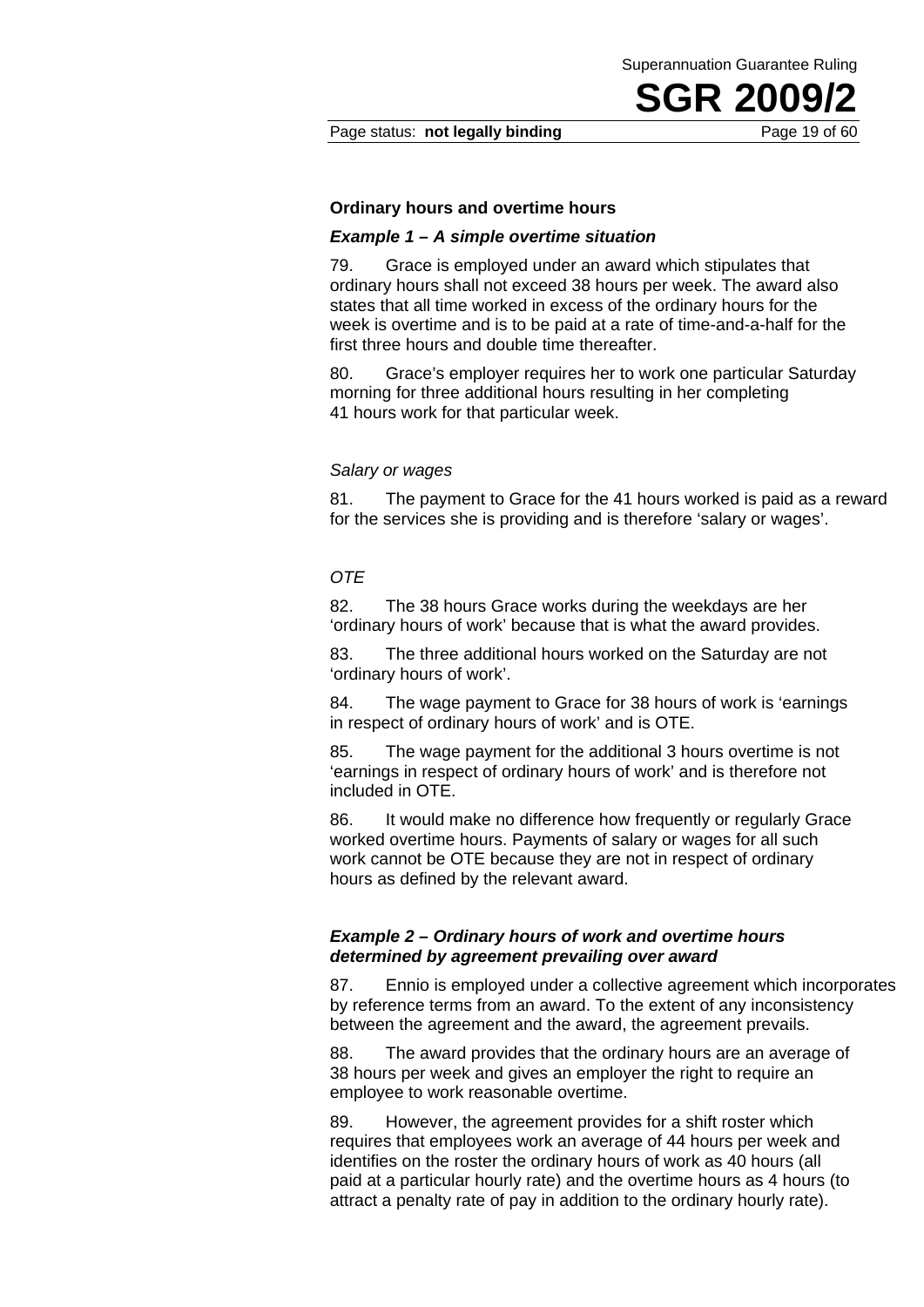### Ordinary hours and overtime hours

#### *Example 1 – A simple overtime situation*

79. Grace is employed under an award which stipulates that ordinary hours shall not exceed 38 hours per week. The award also states that all time worked in excess of the ordinary hours for the week is overtime and is to be paid at a rate of time-and-a-half for the first three hours and double time thereafter.

80. Grace's employer requires her to work one particular Saturday morning for three additional hours resulting in her completing 41 hours work for that particular week.

*Salary or wages*

81. The payment to Grace for the 41 hours worked is paid as a reward for the services she is providing and is therefore 'salary or wages'.

*OTE*

82. The 38 hours Grace works during the weekdays are her 'ordinary hours of work' because that is what the award provides.

83. The three additional hours worked on the Saturday are not 'ordinary hours of work'.

84. The wage payment to Grace for 38 hours of work is 'earnings in respect of ordinary hours of work' and is OTE.

85. The wage payment for the additional 3 hours overtime is not 'earnings in respect of ordinary hours of work' and is therefore not included in OTE.

86. It would make no difference how frequently or regularly Grace worked overtime hours. Payments of salary or wages for all such work cannot be OTE because they are not in respect of ordinary hours as defined by the relevant award.

#### *Example 2 – Ordinary hours of work and overtime hours determined by agreement prevailing over award*

87. Ennio is employed under a collective agreement which incorporates by reference terms from an award. To the extent of any inconsistency between the agreement and the award, the agreement prevails.

88. The award provides that the ordinary hours are an average of 38 hours per week and gives an employer the right to require an employee to work reasonable overtime.

89. However, the agreement provides for a shift roster which requires that employees work an average of 44 hours per week and identifies on the roster the ordinary hours of work as 40 hours (all paid at a particular hourly rate) and the overtime hours as 4 hours (to attract a penalty rate of pay in addition to the ordinary hourly rate).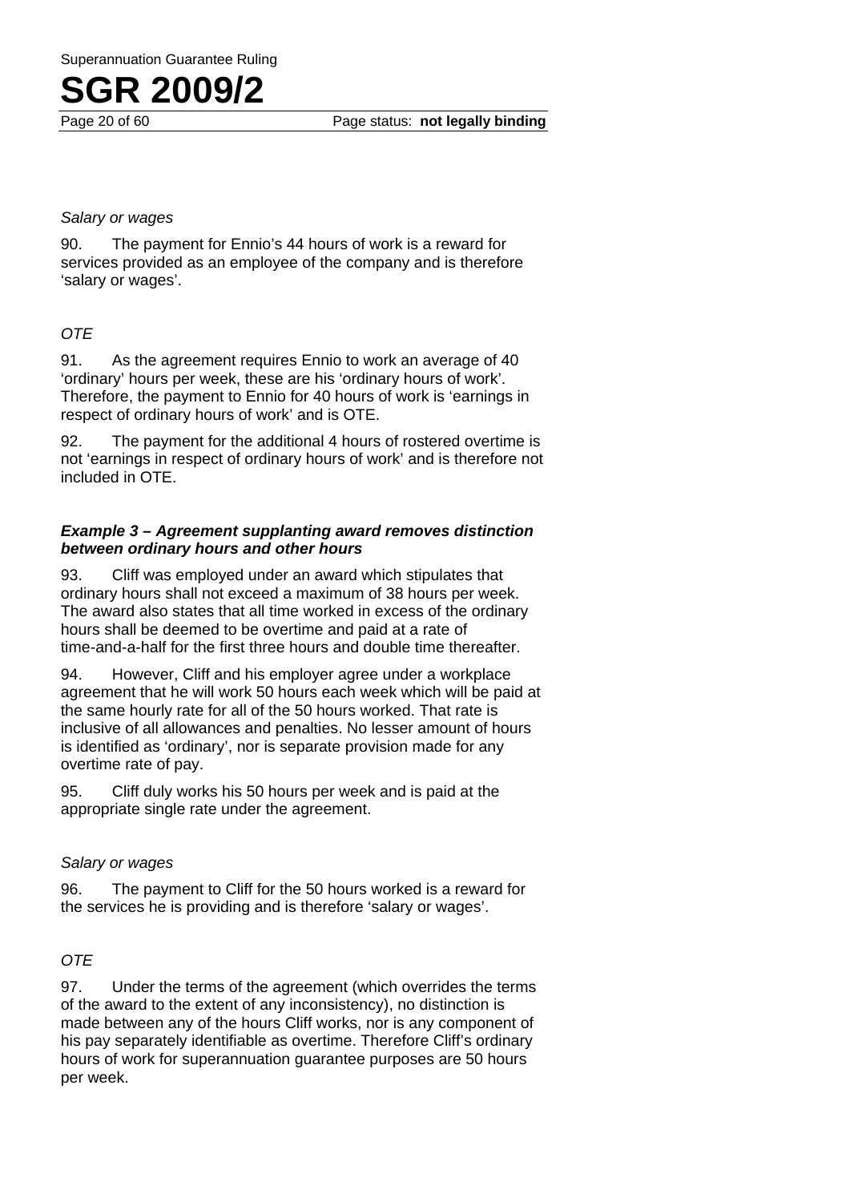*Salary or wages*

90. The payment for Ennio's 44 hours of work is a reward for services provided as an employee of the company and is therefore 'salary or wages'.

*OTE*

91. As the agreement requires Ennio to work an average of 40 'ordinary' hours per week, these are his 'ordinary hours of work'. Therefore, the payment to Ennio for 40 hours of work is 'earnings in respect of ordinary hours of work' and is OTE.

92. The payment for the additional 4 hours of rostered overtime is not 'earnings in respect of ordinary hours of work' and is therefore not included in OTE.

***Example 3 – Agreement supplanting award removes distinction between ordinary hours and other hours***

93. Cliff was employed under an award which stipulates that ordinary hours shall not exceed a maximum of 38 hours per week. The award also states that all time worked in excess of the ordinary hours shall be deemed to be overtime and paid at a rate of time-and-a-half for the first three hours and double time thereafter.

94. However, Cliff and his employer agree under a workplace agreement that he will work 50 hours each week which will be paid at the same hourly rate for all of the 50 hours worked. That rate is inclusive of all allowances and penalties. No lesser amount of hours is identified as 'ordinary', nor is separate provision made for any overtime rate of pay.

95. Cliff duly works his 50 hours per week and is paid at the appropriate single rate under the agreement.

*Salary or wages*

96. The payment to Cliff for the 50 hours worked is a reward for the services he is providing and is therefore 'salary or wages'.

*OTE*

97. Under the terms of the agreement (which overrides the terms of the award to the extent of any inconsistency), no distinction is made between any of the hours Cliff works, nor is any component of his pay separately identifiable as overtime. Therefore Cliff's ordinary hours of work for superannuation guarantee purposes are 50 hours per week.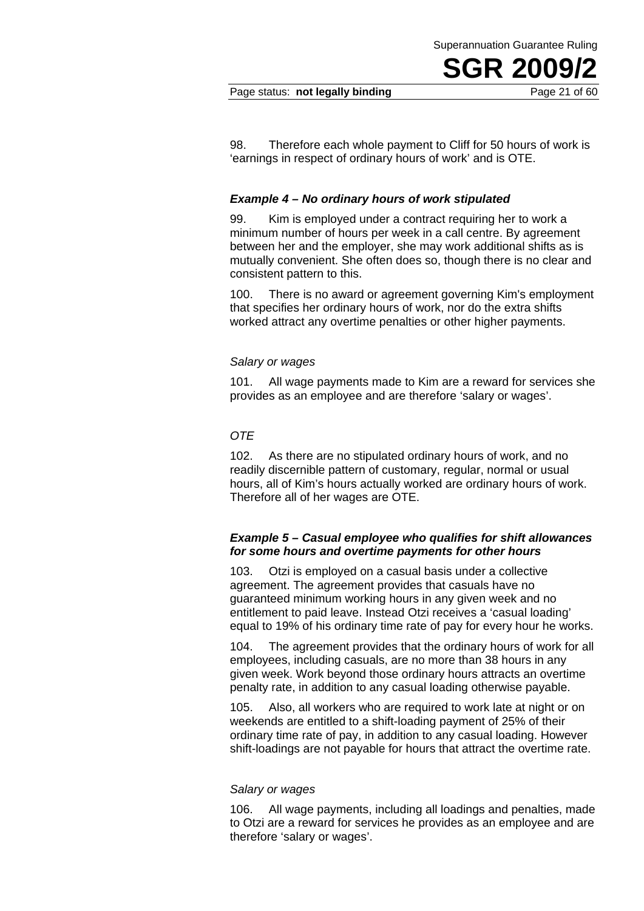98. Therefore each whole payment to Cliff for 50 hours of work is 'earnings in respect of ordinary hours of work' and is OTE.

### *Example 4 – No ordinary hours of work stipulated*

99. Kim is employed under a contract requiring her to work a minimum number of hours per week in a call centre. By agreement between her and the employer, she may work additional shifts as is mutually convenient. She often does so, though there is no clear and consistent pattern to this.

100. There is no award or agreement governing Kim's employment that specifies her ordinary hours of work, nor do the extra shifts worked attract any overtime penalties or other higher payments.

*Salary or wages*

101. All wage payments made to Kim are a reward for services she provides as an employee and are therefore 'salary or wages'.

*OTE*

102. As there are no stipulated ordinary hours of work, and no readily discernible pattern of customary, regular, normal or usual hours, all of Kim's hours actually worked are ordinary hours of work. Therefore all of her wages are OTE.

### *Example 5 – Casual employee who qualifies for shift allowances for some hours and overtime payments for other hours*

103. Otzi is employed on a casual basis under a collective agreement. The agreement provides that casuals have no guaranteed minimum working hours in any given week and no entitlement to paid leave. Instead Otzi receives a 'casual loading' equal to 19% of his ordinary time rate of pay for every hour he works.

104. The agreement provides that the ordinary hours of work for all employees, including casuals, are no more than 38 hours in any given week. Work beyond those ordinary hours attracts an overtime penalty rate, in addition to any casual loading otherwise payable.

105. Also, all workers who are required to work late at night or on weekends are entitled to a shift-loading payment of 25% of their ordinary time rate of pay, in addition to any casual loading. However shift-loadings are not payable for hours that attract the overtime rate.

*Salary or wages*

106. All wage payments, including all loadings and penalties, made to Otzi are a reward for services he provides as an employee and are therefore 'salary or wages'.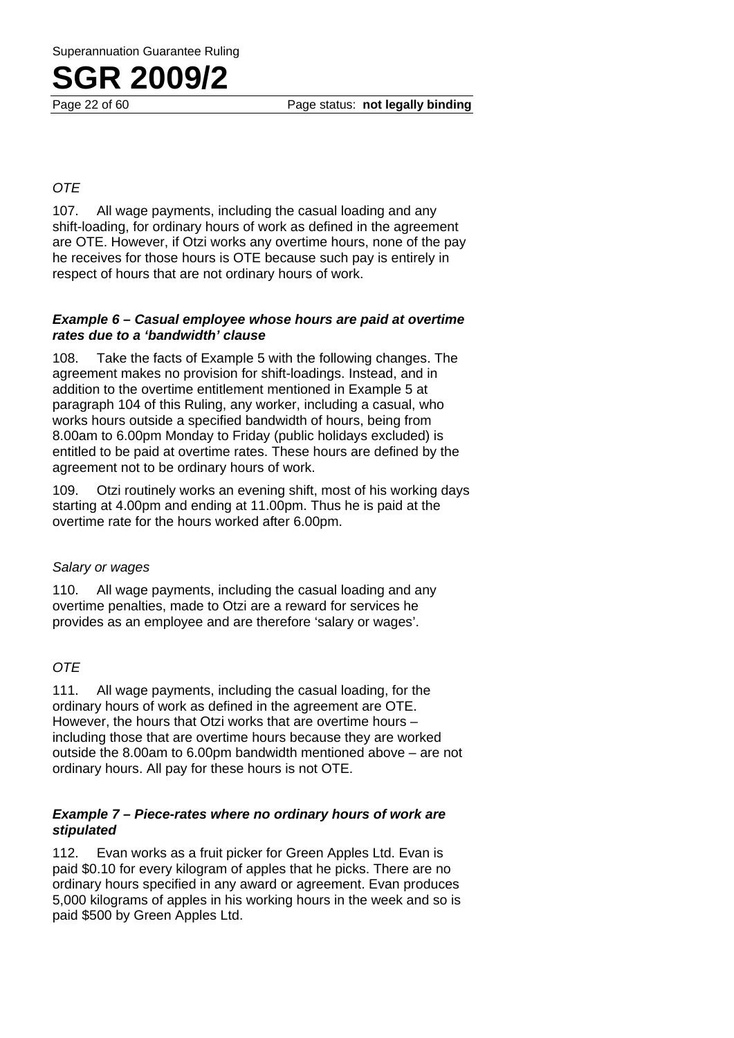*OTE*

107. All wage payments, including the casual loading and any shift-loading, for ordinary hours of work as defined in the agreement are OTE. However, if Otzi works any overtime hours, none of the pay he receives for those hours is OTE because such pay is entirely in respect of hours that are not ordinary hours of work.

***Example 6 – Casual employee whose hours are paid at overtime rates due to a 'bandwidth' clause***

108. Take the facts of Example 5 with the following changes. The agreement makes no provision for shift-loadings. Instead, and in addition to the overtime entitlement mentioned in Example 5 at paragraph 104 of this Ruling, any worker, including a casual, who works hours outside a specified bandwidth of hours, being from 8.00am to 6.00pm Monday to Friday (public holidays excluded) is entitled to be paid at overtime rates. These hours are defined by the agreement not to be ordinary hours of work.

109. Otzi routinely works an evening shift, most of his working days starting at 4.00pm and ending at 11.00pm. Thus he is paid at the overtime rate for the hours worked after 6.00pm.

*Salary or wages*

110. All wage payments, including the casual loading and any overtime penalties, made to Otzi are a reward for services he provides as an employee and are therefore 'salary or wages'.

*OTE*

111. All wage payments, including the casual loading, for the ordinary hours of work as defined in the agreement are OTE. However, the hours that Otzi works that are overtime hours – including those that are overtime hours because they are worked outside the 8.00am to 6.00pm bandwidth mentioned above – are not ordinary hours. All pay for these hours is not OTE.

***Example 7 – Piece-rates where no ordinary hours of work are stipulated***

112. Evan works as a fruit picker for Green Apples Ltd. Evan is paid $0.10 for every kilogram of apples that he picks. There are no ordinary hours specified in any award or agreement. Evan produces 5,000 kilograms of apples in his working hours in the week and so is paid $500 by Green Apples Ltd.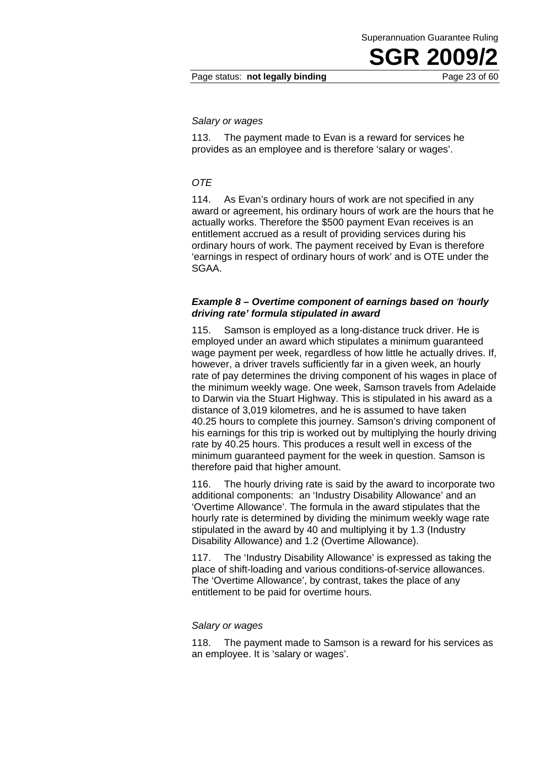*Salary or wages*

113. The payment made to Evan is a reward for services he provides as an employee and is therefore 'salary or wages'.

*OTE*

114. As Evan's ordinary hours of work are not specified in any award or agreement, his ordinary hours of work are the hours that he actually works. Therefore the $500 payment Evan receives is an entitlement accrued as a result of providing services during his ordinary hours of work. The payment received by Evan is therefore 'earnings in respect of ordinary hours of work' and is OTE under the SGAA.

***Example 8 – Overtime component of earnings based on 'hourly driving rate' formula stipulated in award***

115. Samson is employed as a long-distance truck driver. He is employed under an award which stipulates a minimum guaranteed wage payment per week, regardless of how little he actually drives. If, however, a driver travels sufficiently far in a given week, an hourly rate of pay determines the driving component of his wages in place of the minimum weekly wage. One week, Samson travels from Adelaide to Darwin via the Stuart Highway. This is stipulated in his award as a distance of 3,019 kilometres, and he is assumed to have taken 40.25 hours to complete this journey. Samson's driving component of his earnings for this trip is worked out by multiplying the hourly driving rate by 40.25 hours. This produces a result well in excess of the minimum guaranteed payment for the week in question. Samson is therefore paid that higher amount.

116. The hourly driving rate is said by the award to incorporate two additional components: an 'Industry Disability Allowance' and an 'Overtime Allowance'. The formula in the award stipulates that the hourly rate is determined by dividing the minimum weekly wage rate stipulated in the award by 40 and multiplying it by 1.3 (Industry Disability Allowance) and 1.2 (Overtime Allowance).

117. The 'Industry Disability Allowance' is expressed as taking the place of shift-loading and various conditions-of-service allowances. The 'Overtime Allowance', by contrast, takes the place of any entitlement to be paid for overtime hours.

*Salary or wages*

118. The payment made to Samson is a reward for his services as an employee. It is 'salary or wages'.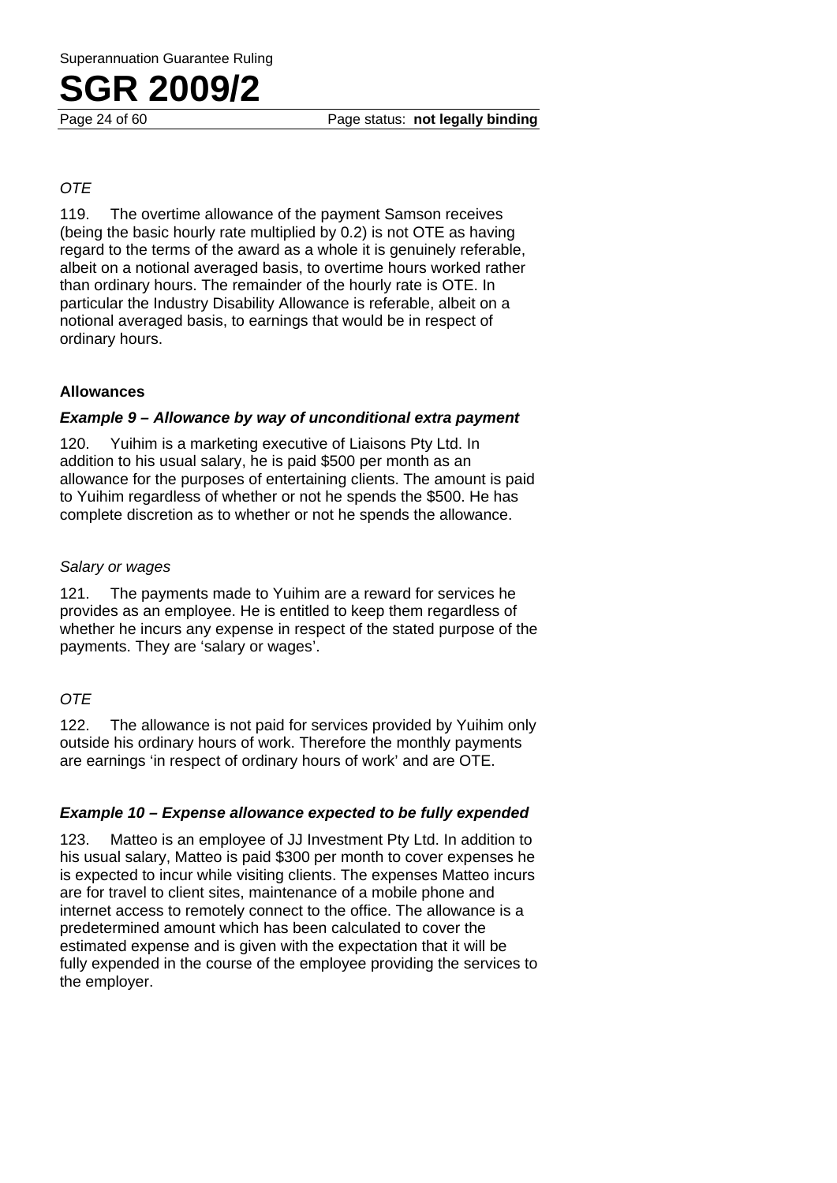*OTE*

119. The overtime allowance of the payment Samson receives (being the basic hourly rate multiplied by 0.2) is not OTE as having regard to the terms of the award as a whole it is genuinely referable, albeit on a notional averaged basis, to overtime hours worked rather than ordinary hours. The remainder of the hourly rate is OTE. In particular the Industry Disability Allowance is referable, albeit on a notional averaged basis, to earnings that would be in respect of ordinary hours.

**Allowances**

***Example 9 – Allowance by way of unconditional extra payment***

120. Yuihim is a marketing executive of Liaisons Pty Ltd. In addition to his usual salary, he is paid $500 per month as an allowance for the purposes of entertaining clients. The amount is paid to Yuihim regardless of whether or not he spends the $500. He has complete discretion as to whether or not he spends the allowance.

*Salary or wages*

121. The payments made to Yuihim are a reward for services he provides as an employee. He is entitled to keep them regardless of whether he incurs any expense in respect of the stated purpose of the payments. They are 'salary or wages'.

*OTE*

122. The allowance is not paid for services provided by Yuihim only outside his ordinary hours of work. Therefore the monthly payments are earnings 'in respect of ordinary hours of work' and are OTE.

***Example 10 – Expense allowance expected to be fully expended***

123. Matteo is an employee of JJ Investment Pty Ltd. In addition to his usual salary, Matteo is paid $300 per month to cover expenses he is expected to incur while visiting clients. The expenses Matteo incurs are for travel to client sites, maintenance of a mobile phone and internet access to remotely connect to the office. The allowance is a predetermined amount which has been calculated to cover the estimated expense and is given with the expectation that it will be fully expended in the course of the employee providing the services to the employer.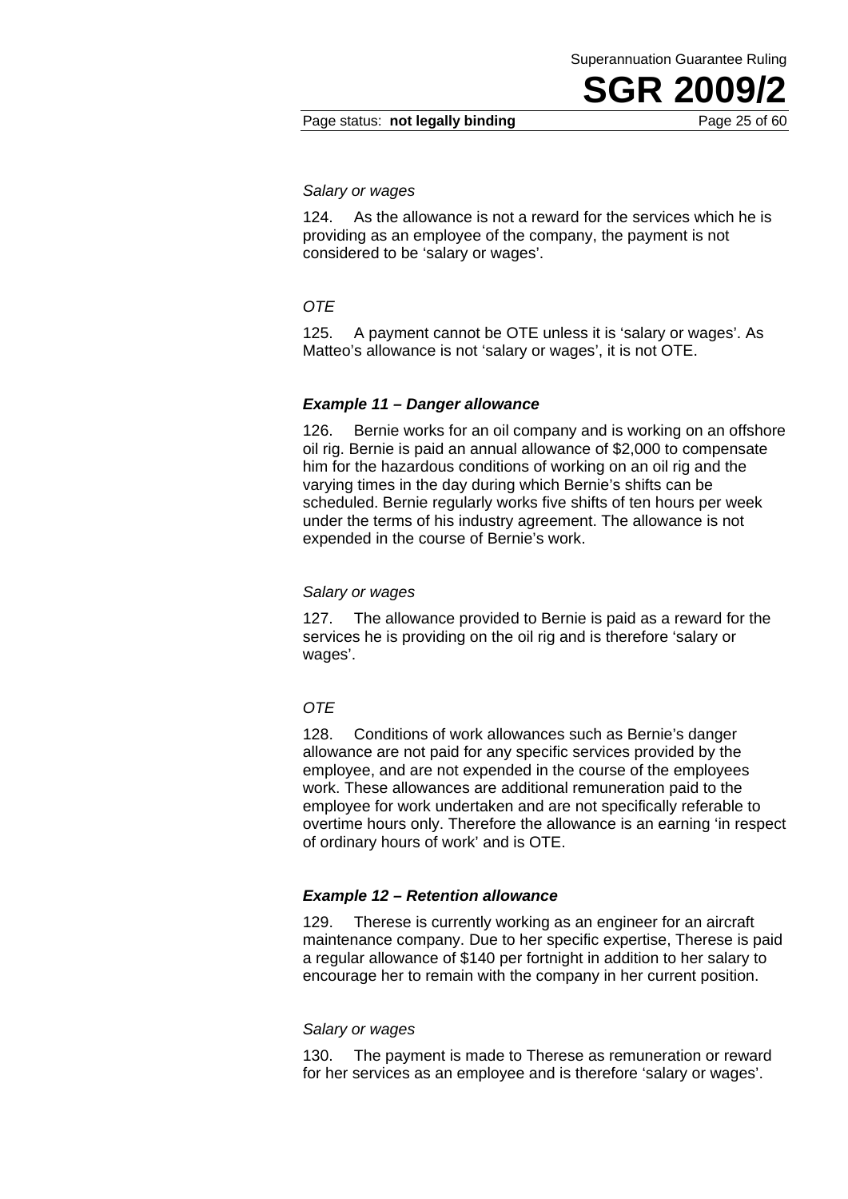*Salary or wages*

124. As the allowance is not a reward for the services which he is providing as an employee of the company, the payment is not considered to be 'salary or wages'.

*OTE*

125. A payment cannot be OTE unless it is 'salary or wages'. As Matteo's allowance is not 'salary or wages', it is not OTE.

### *Example 11 – Danger allowance*

126. Bernie works for an oil company and is working on an offshore oil rig. Bernie is paid an annual allowance of $2,000 to compensate him for the hazardous conditions of working on an oil rig and the varying times in the day during which Bernie's shifts can be scheduled. Bernie regularly works five shifts of ten hours per week under the terms of his industry agreement. The allowance is not expended in the course of Bernie's work.

*Salary or wages*

127. The allowance provided to Bernie is paid as a reward for the services he is providing on the oil rig and is therefore 'salary or wages'.

*OTE*

128. Conditions of work allowances such as Bernie's danger allowance are not paid for any specific services provided by the employee, and are not expended in the course of the employees work. These allowances are additional remuneration paid to the employee for work undertaken and are not specifically referable to overtime hours only. Therefore the allowance is an earning 'in respect of ordinary hours of work' and is OTE.

### *Example 12 – Retention allowance*

129. Therese is currently working as an engineer for an aircraft maintenance company. Due to her specific expertise, Therese is paid a regular allowance of $140 per fortnight in addition to her salary to encourage her to remain with the company in her current position.

*Salary or wages*

130. The payment is made to Therese as remuneration or reward for her services as an employee and is therefore 'salary or wages'.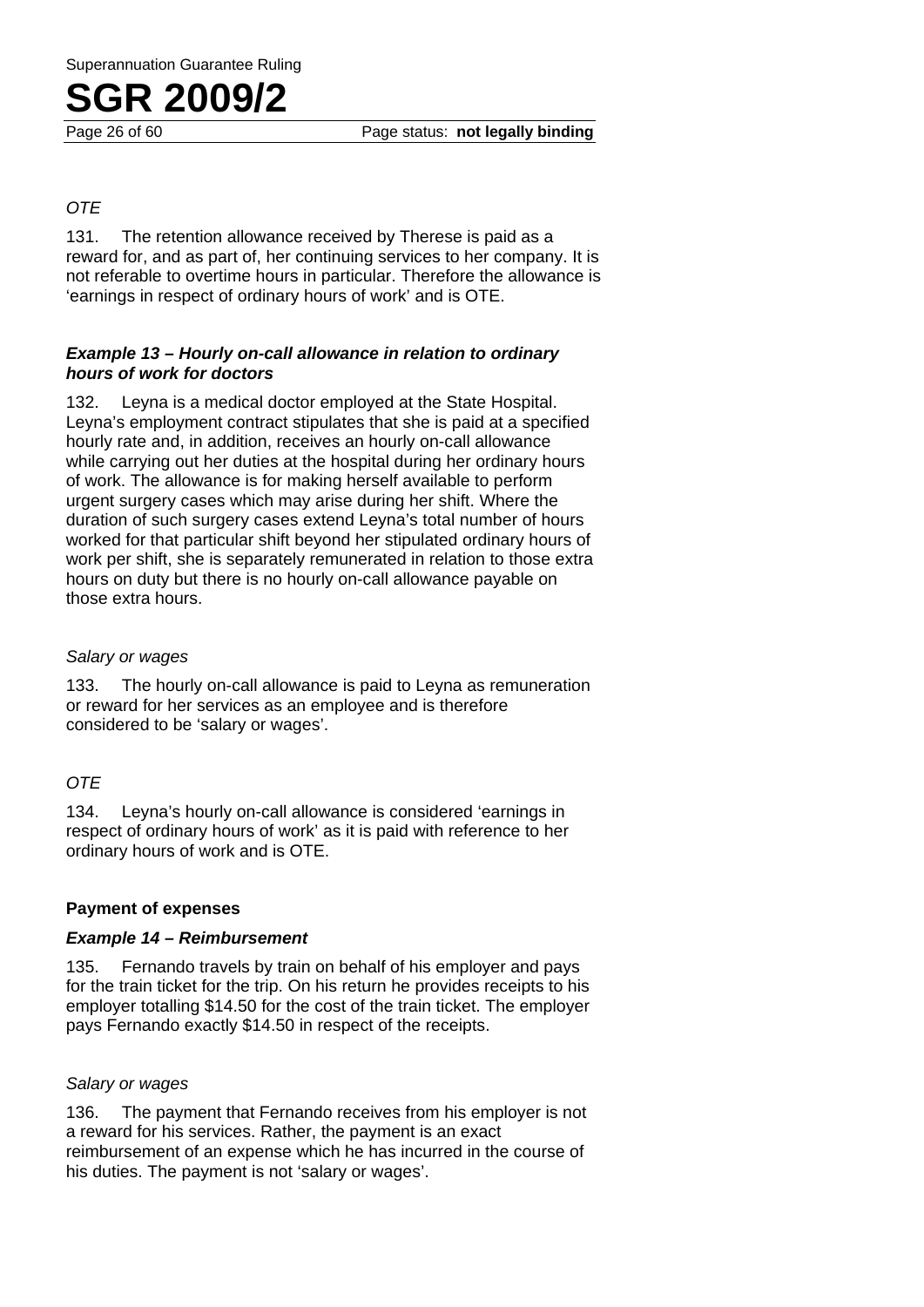*OTE*

131. The retention allowance received by Therese is paid as a reward for, and as part of, her continuing services to her company. It is not referable to overtime hours in particular. Therefore the allowance is 'earnings in respect of ordinary hours of work' and is OTE.

### *Example 13 – Hourly on-call allowance in relation to ordinary hours of work for doctors*

132. Leyna is a medical doctor employed at the State Hospital. Leyna's employment contract stipulates that she is paid at a specified hourly rate and, in addition, receives an hourly on-call allowance while carrying out her duties at the hospital during her ordinary hours of work. The allowance is for making herself available to perform urgent surgery cases which may arise during her shift. Where the duration of such surgery cases extend Leyna's total number of hours worked for that particular shift beyond her stipulated ordinary hours of work per shift, she is separately remunerated in relation to those extra hours on duty but there is no hourly on-call allowance payable on those extra hours.

*Salary or wages*

133. The hourly on-call allowance is paid to Leyna as remuneration or reward for her services as an employee and is therefore considered to be 'salary or wages'.

*OTE*

134. Leyna's hourly on-call allowance is considered 'earnings in respect of ordinary hours of work' as it is paid with reference to her ordinary hours of work and is OTE.

## **Payment of expenses**

### *Example 14 – Reimbursement*

135. Fernando travels by train on behalf of his employer and pays for the train ticket for the trip. On his return he provides receipts to his employer totalling $14.50 for the cost of the train ticket. The employer pays Fernando exactly $14.50 in respect of the receipts.

*Salary or wages*

136. The payment that Fernando receives from his employer is not a reward for his services. Rather, the payment is an exact reimbursement of an expense which he has incurred in the course of his duties. The payment is not 'salary or wages'.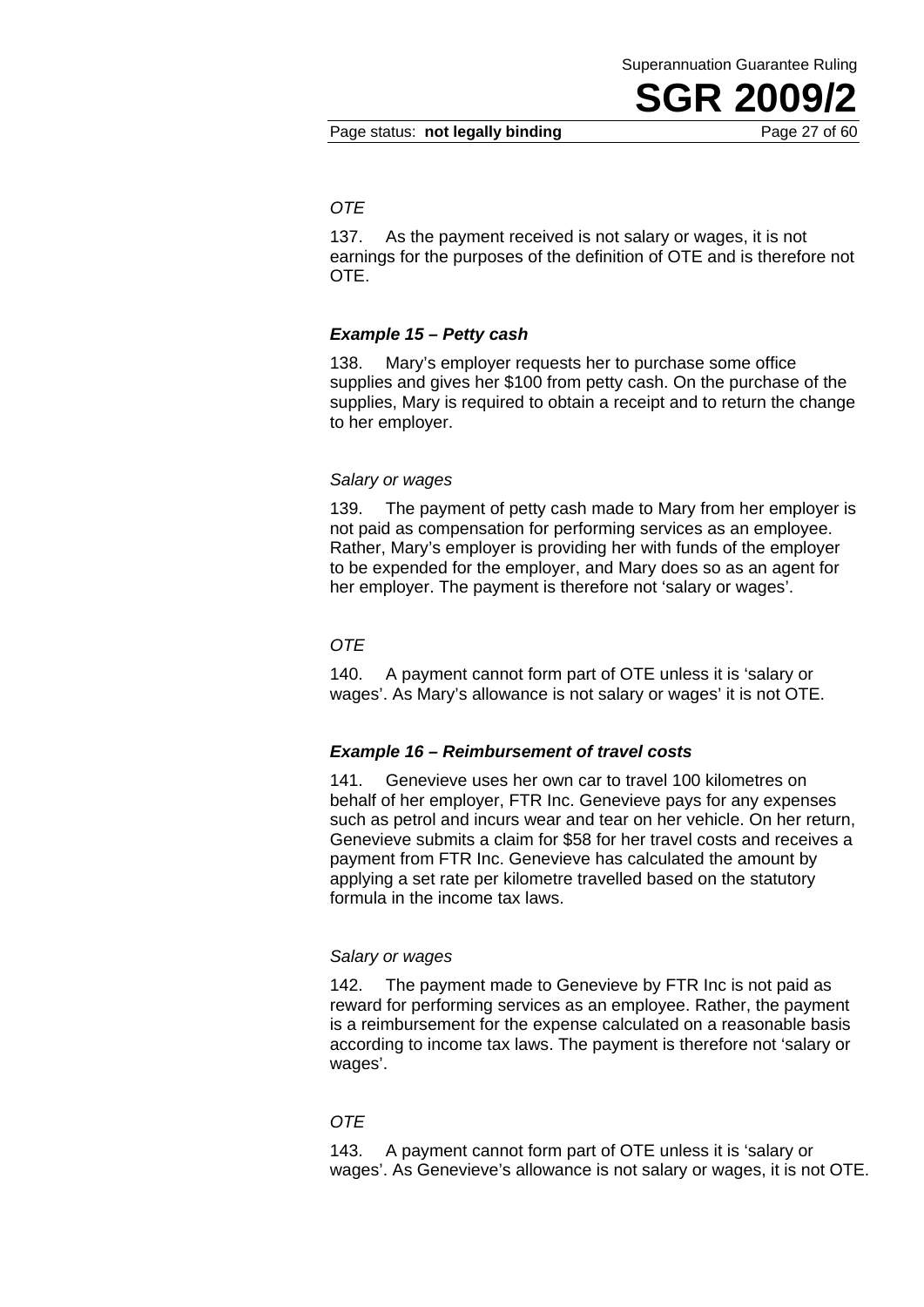*OTE*

137. As the payment received is not salary or wages, it is not earnings for the purposes of the definition of OTE and is therefore not OTE.

### *Example 15 – Petty cash*

138. Mary's employer requests her to purchase some office supplies and gives her $100 from petty cash. On the purchase of the supplies, Mary is required to obtain a receipt and to return the change to her employer.

*Salary or wages*

139. The payment of petty cash made to Mary from her employer is not paid as compensation for performing services as an employee. Rather, Mary's employer is providing her with funds of the employer to be expended for the employer, and Mary does so as an agent for her employer. The payment is therefore not 'salary or wages'.

*OTE*

140. A payment cannot form part of OTE unless it is 'salary or wages'. As Mary's allowance is not salary or wages' it is not OTE.

### *Example 16 – Reimbursement of travel costs*

141. Genevieve uses her own car to travel 100 kilometres on behalf of her employer, FTR Inc. Genevieve pays for any expenses such as petrol and incurs wear and tear on her vehicle. On her return, Genevieve submits a claim for $58 for her travel costs and receives a payment from FTR Inc. Genevieve has calculated the amount by applying a set rate per kilometre travelled based on the statutory formula in the income tax laws.

*Salary or wages*

142. The payment made to Genevieve by FTR Inc is not paid as reward for performing services as an employee. Rather, the payment is a reimbursement for the expense calculated on a reasonable basis according to income tax laws. The payment is therefore not 'salary or wages'.

*OTE*

143. A payment cannot form part of OTE unless it is 'salary or wages'. As Genevieve's allowance is not salary or wages, it is not OTE.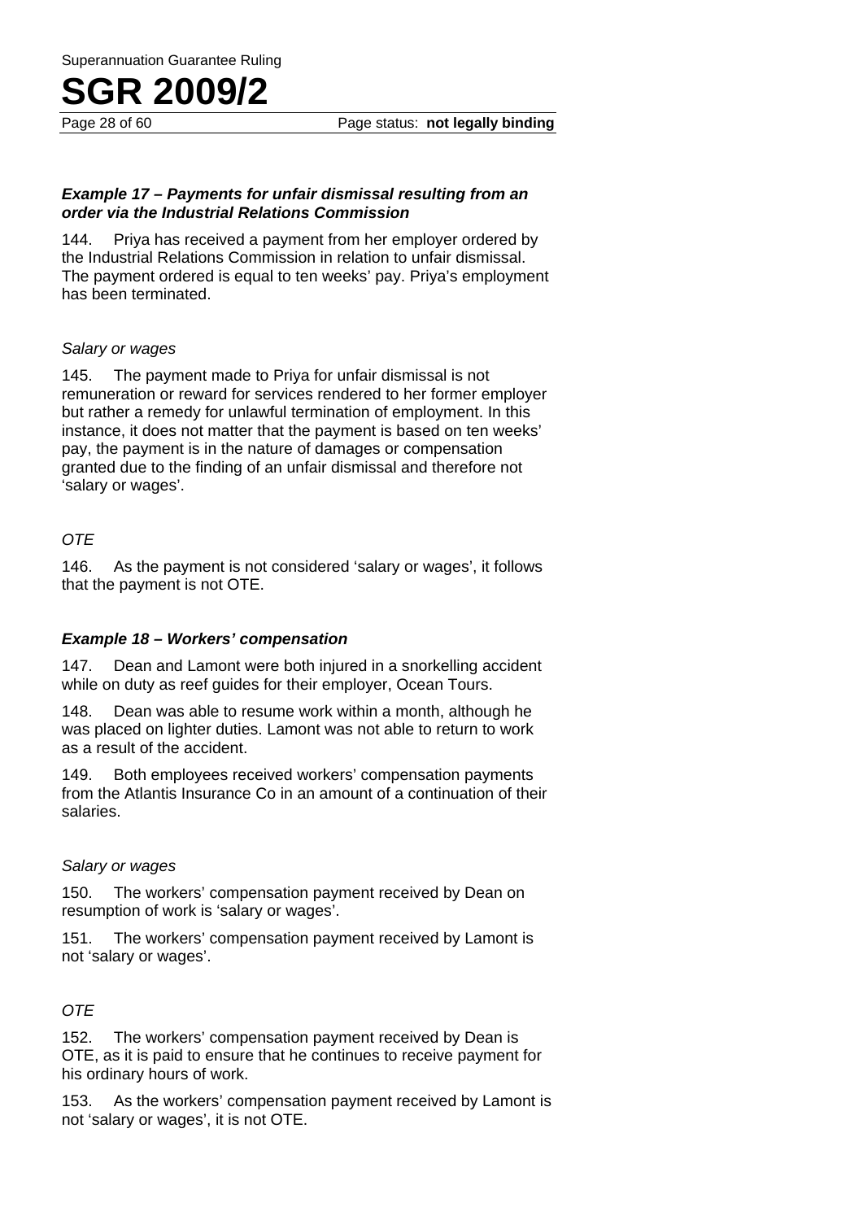### *Example 17 – Payments for unfair dismissal resulting from an order via the Industrial Relations Commission*

144. Priya has received a payment from her employer ordered by the Industrial Relations Commission in relation to unfair dismissal. The payment ordered is equal to ten weeks' pay. Priya's employment has been terminated.

*Salary or wages*

145. The payment made to Priya for unfair dismissal is not remuneration or reward for services rendered to her former employer but rather a remedy for unlawful termination of employment. In this instance, it does not matter that the payment is based on ten weeks' pay, the payment is in the nature of damages or compensation granted due to the finding of an unfair dismissal and therefore not 'salary or wages'.

*OTE*

146. As the payment is not considered 'salary or wages', it follows that the payment is not OTE.

### *Example 18 – Workers' compensation*

147. Dean and Lamont were both injured in a snorkelling accident while on duty as reef guides for their employer, Ocean Tours.

148. Dean was able to resume work within a month, although he was placed on lighter duties. Lamont was not able to return to work as a result of the accident.

149. Both employees received workers' compensation payments from the Atlantis Insurance Co in an amount of a continuation of their salaries.

*Salary or wages*

150. The workers' compensation payment received by Dean on resumption of work is 'salary or wages'.

151. The workers' compensation payment received by Lamont is not 'salary or wages'.

*OTE*

152. The workers' compensation payment received by Dean is OTE, as it is paid to ensure that he continues to receive payment for his ordinary hours of work.

153. As the workers' compensation payment received by Lamont is not 'salary or wages', it is not OTE.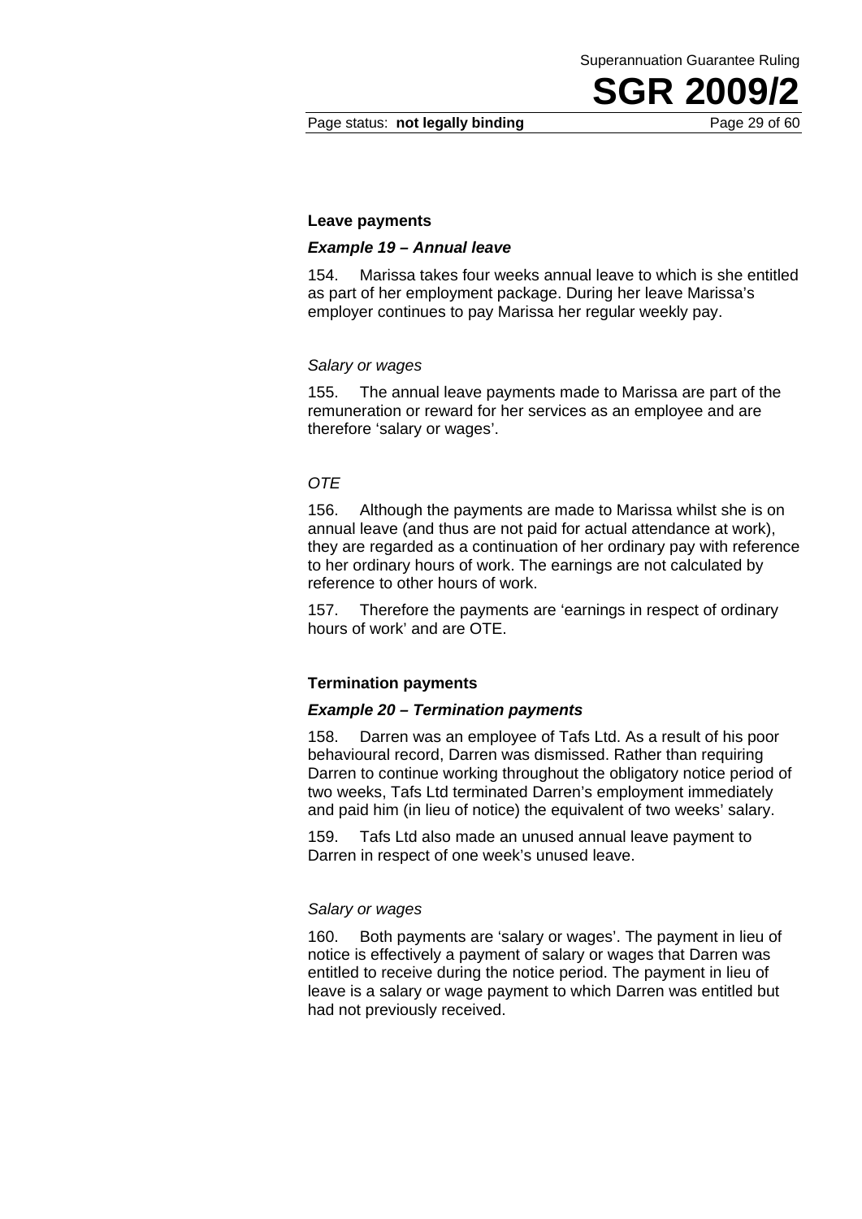### Leave payments

#### *Example 19 – Annual leave*

154. Marissa takes four weeks annual leave to which is she entitled as part of her employment package. During her leave Marissa's employer continues to pay Marissa her regular weekly pay.

*Salary or wages*

155. The annual leave payments made to Marissa are part of the remuneration or reward for her services as an employee and are therefore 'salary or wages'.

*OTE*

156. Although the payments are made to Marissa whilst she is on annual leave (and thus are not paid for actual attendance at work), they are regarded as a continuation of her ordinary pay with reference to her ordinary hours of work. The earnings are not calculated by reference to other hours of work.

157. Therefore the payments are 'earnings in respect of ordinary hours of work' and are OTE.

### Termination payments

#### *Example 20 – Termination payments*

158. Darren was an employee of Tafs Ltd. As a result of his poor behavioural record, Darren was dismissed. Rather than requiring Darren to continue working throughout the obligatory notice period of two weeks, Tafs Ltd terminated Darren's employment immediately and paid him (in lieu of notice) the equivalent of two weeks' salary.

159. Tafs Ltd also made an unused annual leave payment to Darren in respect of one week's unused leave.

*Salary or wages*

160. Both payments are 'salary or wages'. The payment in lieu of notice is effectively a payment of salary or wages that Darren was entitled to receive during the notice period. The payment in lieu of leave is a salary or wage payment to which Darren was entitled but had not previously received.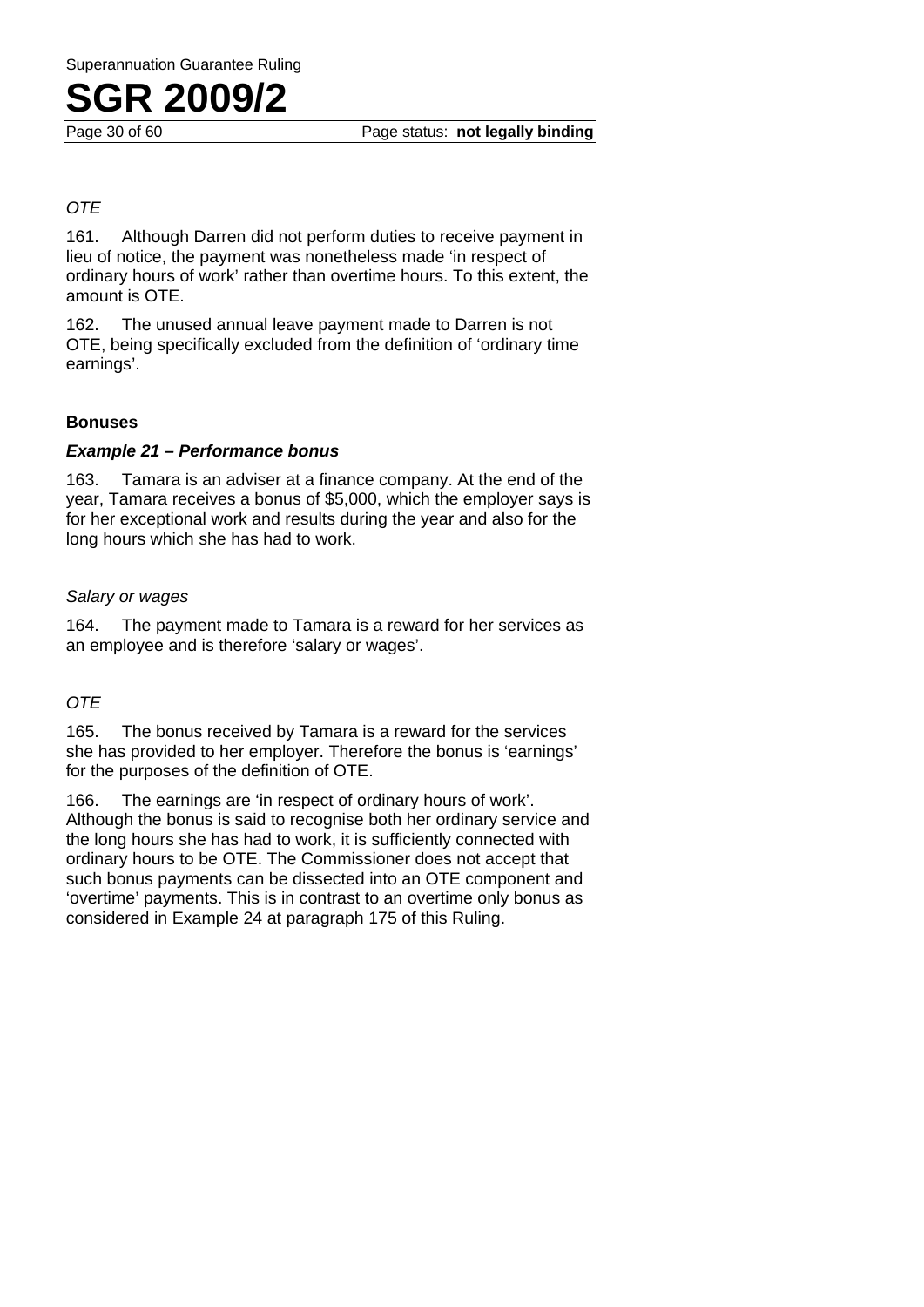*OTE*

161. Although Darren did not perform duties to receive payment in lieu of notice, the payment was nonetheless made 'in respect of ordinary hours of work' rather than overtime hours. To this extent, the amount is OTE.

162. The unused annual leave payment made to Darren is not OTE, being specifically excluded from the definition of 'ordinary time earnings'.

**Bonuses**

***Example 21 – Performance bonus***

163. Tamara is an adviser at a finance company. At the end of the year, Tamara receives a bonus of $5,000, which the employer says is for her exceptional work and results during the year and also for the long hours which she has had to work.

*Salary or wages*

164. The payment made to Tamara is a reward for her services as an employee and is therefore 'salary or wages'.

*OTE*

165. The bonus received by Tamara is a reward for the services she has provided to her employer. Therefore the bonus is 'earnings' for the purposes of the definition of OTE.

166. The earnings are 'in respect of ordinary hours of work'. Although the bonus is said to recognise both her ordinary service and the long hours she has had to work, it is sufficiently connected with ordinary hours to be OTE. The Commissioner does not accept that such bonus payments can be dissected into an OTE component and 'overtime' payments. This is in contrast to an overtime only bonus as considered in Example 24 at paragraph 175 of this Ruling.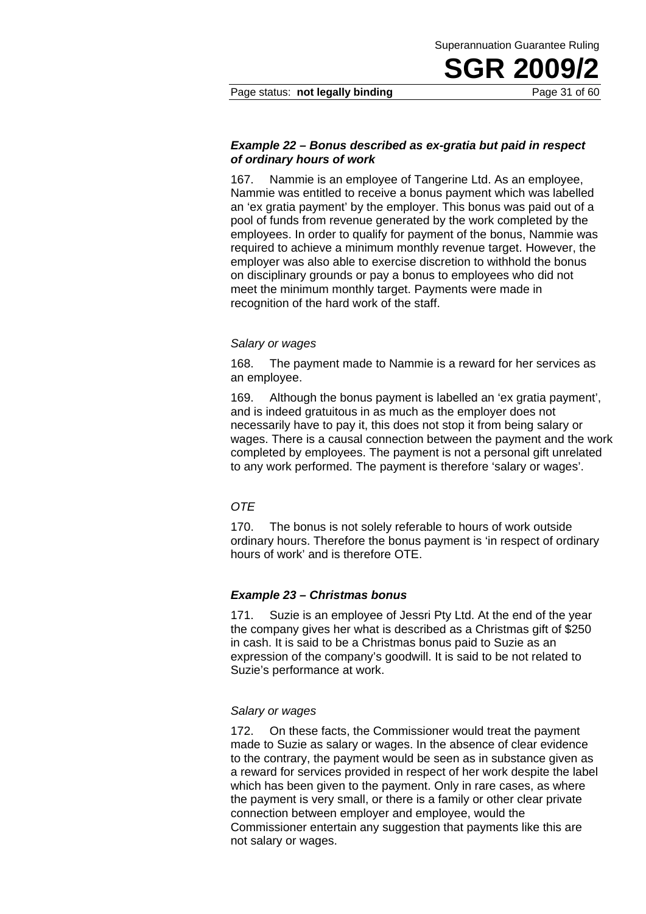### *Example 22 – Bonus described as ex-gratia but paid in respect of ordinary hours of work*

167. Nammie is an employee of Tangerine Ltd. As an employee, Nammie was entitled to receive a bonus payment which was labelled an 'ex gratia payment' by the employer. This bonus was paid out of a pool of funds from revenue generated by the work completed by the employees. In order to qualify for payment of the bonus, Nammie was required to achieve a minimum monthly revenue target. However, the employer was also able to exercise discretion to withhold the bonus on disciplinary grounds or pay a bonus to employees who did not meet the minimum monthly target. Payments were made in recognition of the hard work of the staff.

*Salary or wages*

168. The payment made to Nammie is a reward for her services as an employee.

169. Although the bonus payment is labelled an 'ex gratia payment', and is indeed gratuitous in as much as the employer does not necessarily have to pay it, this does not stop it from being salary or wages. There is a causal connection between the payment and the work completed by employees. The payment is not a personal gift unrelated to any work performed. The payment is therefore 'salary or wages'.

*OTE*

170. The bonus is not solely referable to hours of work outside ordinary hours. Therefore the bonus payment is 'in respect of ordinary hours of work' and is therefore OTE.

### *Example 23 – Christmas bonus*

171. Suzie is an employee of Jessri Pty Ltd. At the end of the year the company gives her what is described as a Christmas gift of $250 in cash. It is said to be a Christmas bonus paid to Suzie as an expression of the company's goodwill. It is said to be not related to Suzie's performance at work.

*Salary or wages*

172. On these facts, the Commissioner would treat the payment made to Suzie as salary or wages. In the absence of clear evidence to the contrary, the payment would be seen as in substance given as a reward for services provided in respect of her work despite the label which has been given to the payment. Only in rare cases, as where the payment is very small, or there is a family or other clear private connection between employer and employee, would the Commissioner entertain any suggestion that payments like this are not salary or wages.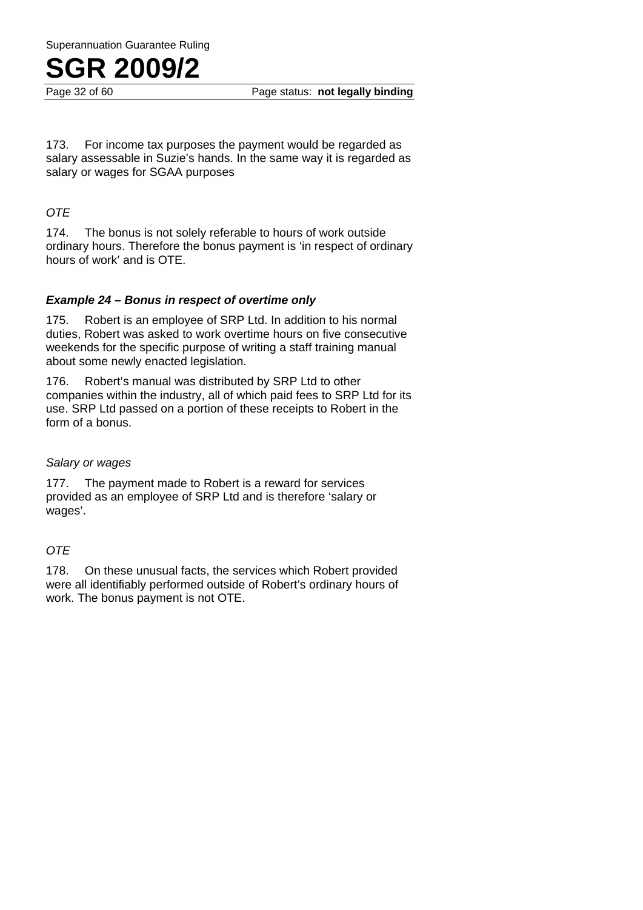173. For income tax purposes the payment would be regarded as salary assessable in Suzie's hands. In the same way it is regarded as salary or wages for SGAA purposes

*OTE*

174. The bonus is not solely referable to hours of work outside ordinary hours. Therefore the bonus payment is 'in respect of ordinary hours of work' and is OTE.

### *Example 24 – Bonus in respect of overtime only*

175. Robert is an employee of SRP Ltd. In addition to his normal duties, Robert was asked to work overtime hours on five consecutive weekends for the specific purpose of writing a staff training manual about some newly enacted legislation.

176. Robert's manual was distributed by SRP Ltd to other companies within the industry, all of which paid fees to SRP Ltd for its use. SRP Ltd passed on a portion of these receipts to Robert in the form of a bonus.

*Salary or wages*

177. The payment made to Robert is a reward for services provided as an employee of SRP Ltd and is therefore 'salary or wages'.

*OTE*

178. On these unusual facts, the services which Robert provided were all identifiably performed outside of Robert's ordinary hours of work. The bonus payment is not OTE.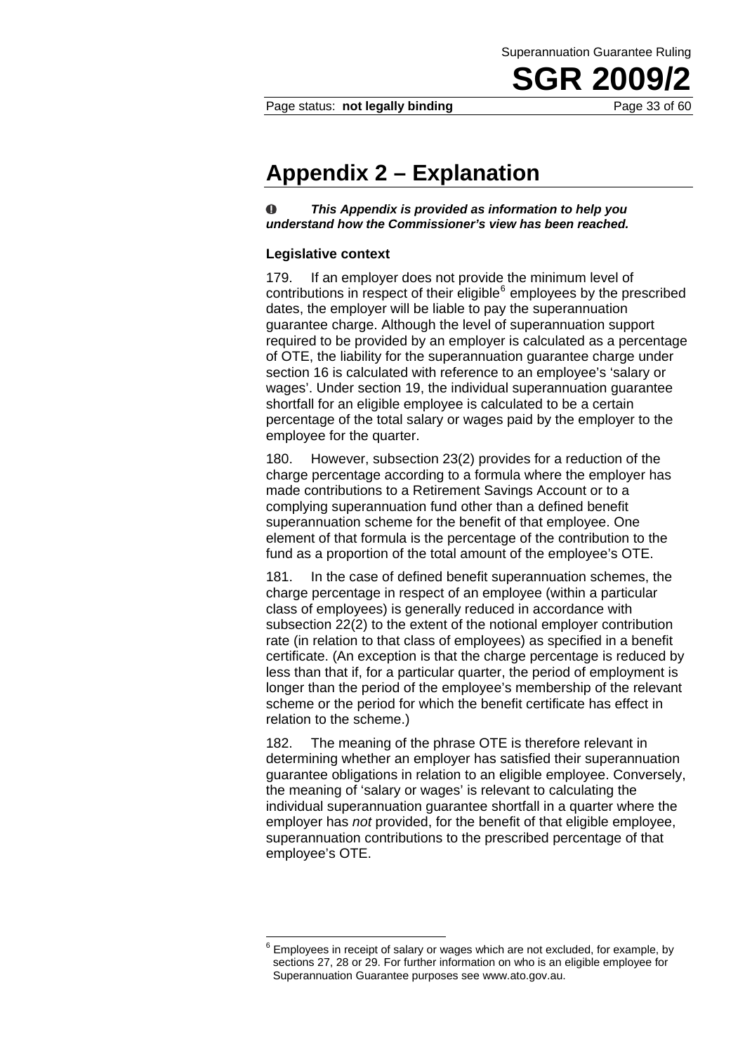# Appendix 2 – Explanation

❶ ***This Appendix is provided as information to help you understand how the Commissioner's view has been reached.***

### Legislative context

179. If an employer does not provide the minimum level of contributions in respect of their eligible[6] employees by the prescribed dates, the employer will be liable to pay the superannuation guarantee charge. Although the level of superannuation support required to be provided by an employer is calculated as a percentage of OTE, the liability for the superannuation guarantee charge under section 16 is calculated with reference to an employee's 'salary or wages'. Under section 19, the individual superannuation guarantee shortfall for an eligible employee is calculated to be a certain percentage of the total salary or wages paid by the employer to the employee for the quarter.

180. However, subsection 23(2) provides for a reduction of the charge percentage according to a formula where the employer has made contributions to a Retirement Savings Account or to a complying superannuation fund other than a defined benefit superannuation scheme for the benefit of that employee. One element of that formula is the percentage of the contribution to the fund as a proportion of the total amount of the employee's OTE.

181. In the case of defined benefit superannuation schemes, the charge percentage in respect of an employee (within a particular class of employees) is generally reduced in accordance with subsection 22(2) to the extent of the notional employer contribution rate (in relation to that class of employees) as specified in a benefit certificate. (An exception is that the charge percentage is reduced by less than that if, for a particular quarter, the period of employment is longer than the period of the employee's membership of the relevant scheme or the period for which the benefit certificate has effect in relation to the scheme.)

182. The meaning of the phrase OTE is therefore relevant in determining whether an employer has satisfied their superannuation guarantee obligations in relation to an eligible employee. Conversely, the meaning of 'salary or wages' is relevant to calculating the individual superannuation guarantee shortfall in a quarter where the employer has *not* provided, for the benefit of that eligible employee, superannuation contributions to the prescribed percentage of that employee's OTE.

---

[6] Employees in receipt of salary or wages which are not excluded, for example, by sections 27, 28 or 29. For further information on who is an eligible employee for Superannuation Guarantee purposes see www.ato.gov.au.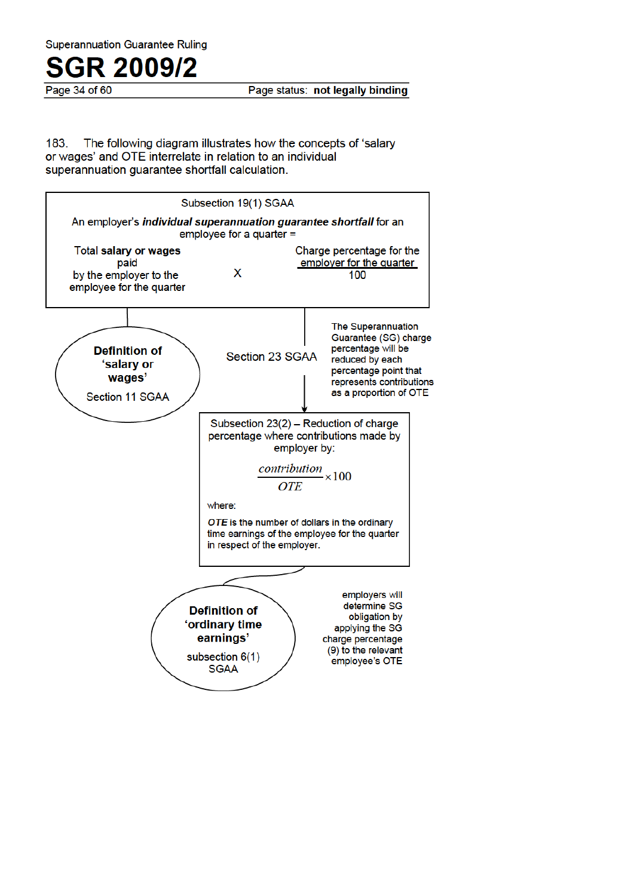183. The following diagram illustrates how the concepts of 'salary or wages' and OTE interrelate in relation to an individual superannuation guarantee shortfall calculation.

Subsection 19(1) SGAA

An employer's ***individual superannuation guarantee shortfall*** for an employee for a quarter =

$$\text{Total **salary or wages** paid by the employer to the employee for the quarter} \times \frac{\text{Charge percentage for the employer for the quarter}}{100}$$

**Definition of 'salary or wages'**

Section 11 SGAA

Section 23 SGAA

The Superannuation Guarantee (SG) charge percentage will be reduced by each percentage point that represents contributions as a proportion of OTE

Subsection 23(2) – Reduction of charge percentage where contributions made by employer by:

$$\frac{contribution}{OTE} \times 100$$

where:

***OTE*** is the number of dollars in the ordinary time earnings of the employee for the quarter in respect of the employer.

**Definition of 'ordinary time earnings'**

subsection 6(1) SGAA

employers will determine SG obligation by applying the SG charge percentage (9) to the relevant employee's OTE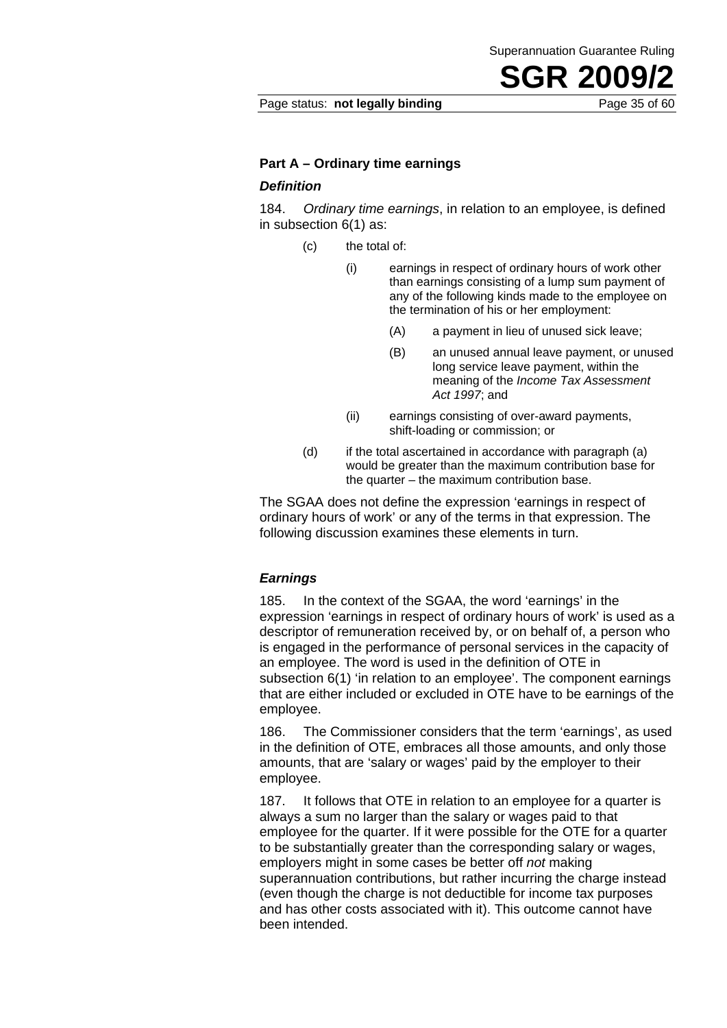### Part A – Ordinary time earnings

#### *Definition*

184. *Ordinary time earnings*, in relation to an employee, is defined in subsection 6(1) as:

> (c) the total of:
>
> > (i) earnings in respect of ordinary hours of work other than earnings consisting of a lump sum payment of any of the following kinds made to the employee on the termination of his or her employment:
> >
> > > (A) a payment in lieu of unused sick leave;
> > >
> > > (B) an unused annual leave payment, or unused long service leave payment, within the meaning of the *Income Tax Assessment Act 1997*; and
> >
> > (ii) earnings consisting of over-award payments, shift-loading or commission; or
>
> (d) if the total ascertained in accordance with paragraph (a) would be greater than the maximum contribution base for the quarter – the maximum contribution base.

The SGAA does not define the expression 'earnings in respect of ordinary hours of work' or any of the terms in that expression. The following discussion examines these elements in turn.

#### *Earnings*

185. In the context of the SGAA, the word 'earnings' in the expression 'earnings in respect of ordinary hours of work' is used as a descriptor of remuneration received by, or on behalf of, a person who is engaged in the performance of personal services in the capacity of an employee. The word is used in the definition of OTE in subsection 6(1) 'in relation to an employee'. The component earnings that are either included or excluded in OTE have to be earnings of the employee.

186. The Commissioner considers that the term 'earnings', as used in the definition of OTE, embraces all those amounts, and only those amounts, that are 'salary or wages' paid by the employer to their employee.

187. It follows that OTE in relation to an employee for a quarter is always a sum no larger than the salary or wages paid to that employee for the quarter. If it were possible for the OTE for a quarter to be substantially greater than the corresponding salary or wages, employers might in some cases be better off *not* making superannuation contributions, but rather incurring the charge instead (even though the charge is not deductible for income tax purposes and has other costs associated with it). This outcome cannot have been intended.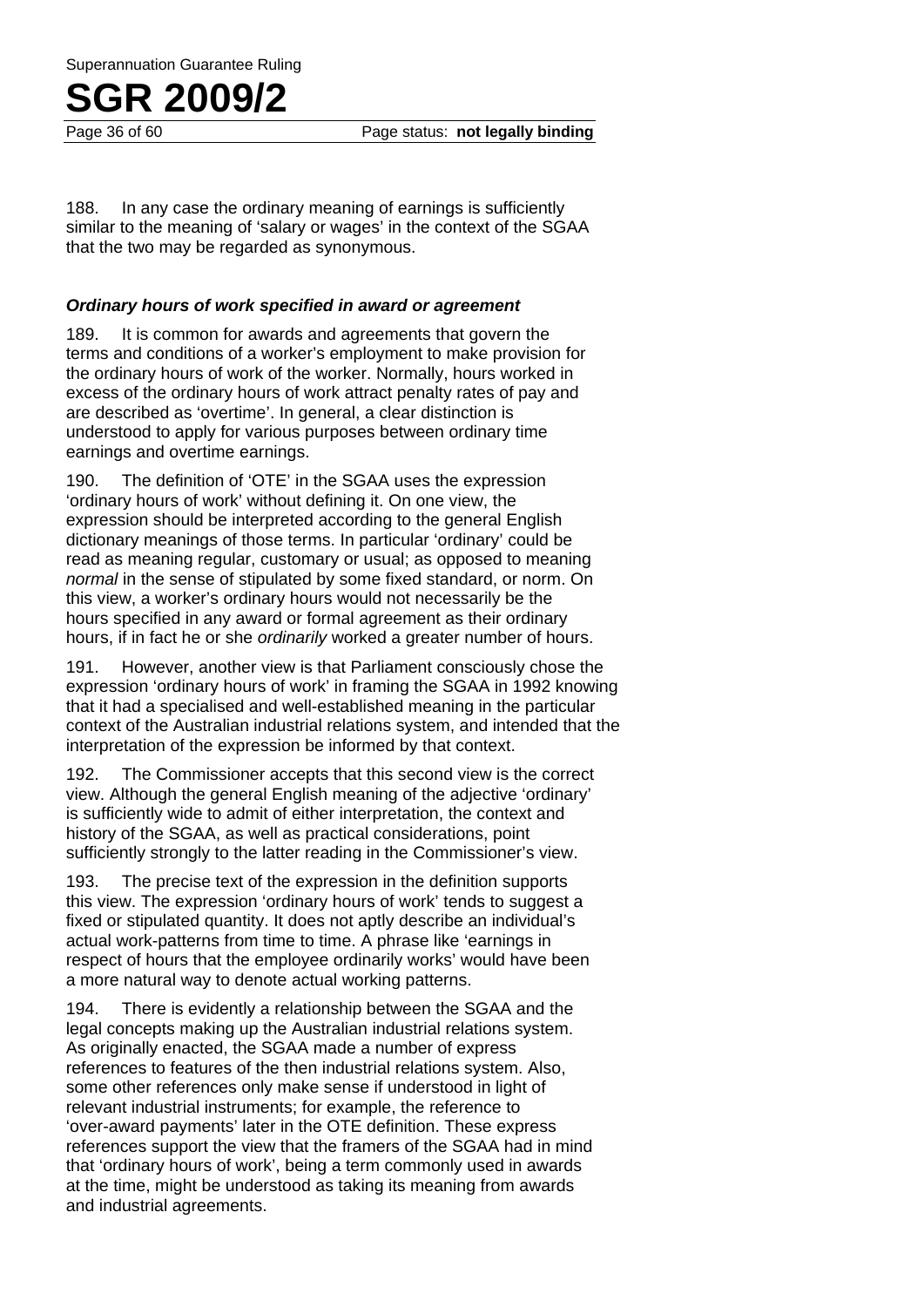188. In any case the ordinary meaning of earnings is sufficiently similar to the meaning of 'salary or wages' in the context of the SGAA that the two may be regarded as synonymous.

### ***Ordinary hours of work specified in award or agreement***

189. It is common for awards and agreements that govern the terms and conditions of a worker's employment to make provision for the ordinary hours of work of the worker. Normally, hours worked in excess of the ordinary hours of work attract penalty rates of pay and are described as 'overtime'. In general, a clear distinction is understood to apply for various purposes between ordinary time earnings and overtime earnings.

190. The definition of 'OTE' in the SGAA uses the expression 'ordinary hours of work' without defining it. On one view, the expression should be interpreted according to the general English dictionary meanings of those terms. In particular 'ordinary' could be read as meaning regular, customary or usual; as opposed to meaning *normal* in the sense of stipulated by some fixed standard, or norm. On this view, a worker's ordinary hours would not necessarily be the hours specified in any award or formal agreement as their ordinary hours, if in fact he or she *ordinarily* worked a greater number of hours.

191. However, another view is that Parliament consciously chose the expression 'ordinary hours of work' in framing the SGAA in 1992 knowing that it had a specialised and well-established meaning in the particular context of the Australian industrial relations system, and intended that the interpretation of the expression be informed by that context.

192. The Commissioner accepts that this second view is the correct view. Although the general English meaning of the adjective 'ordinary' is sufficiently wide to admit of either interpretation, the context and history of the SGAA, as well as practical considerations, point sufficiently strongly to the latter reading in the Commissioner's view.

193. The precise text of the expression in the definition supports this view. The expression 'ordinary hours of work' tends to suggest a fixed or stipulated quantity. It does not aptly describe an individual's actual work-patterns from time to time. A phrase like 'earnings in respect of hours that the employee ordinarily works' would have been a more natural way to denote actual working patterns.

194. There is evidently a relationship between the SGAA and the legal concepts making up the Australian industrial relations system. As originally enacted, the SGAA made a number of express references to features of the then industrial relations system. Also, some other references only make sense if understood in light of relevant industrial instruments; for example, the reference to 'over-award payments' later in the OTE definition. These express references support the view that the framers of the SGAA had in mind that 'ordinary hours of work', being a term commonly used in awards at the time, might be understood as taking its meaning from awards and industrial agreements.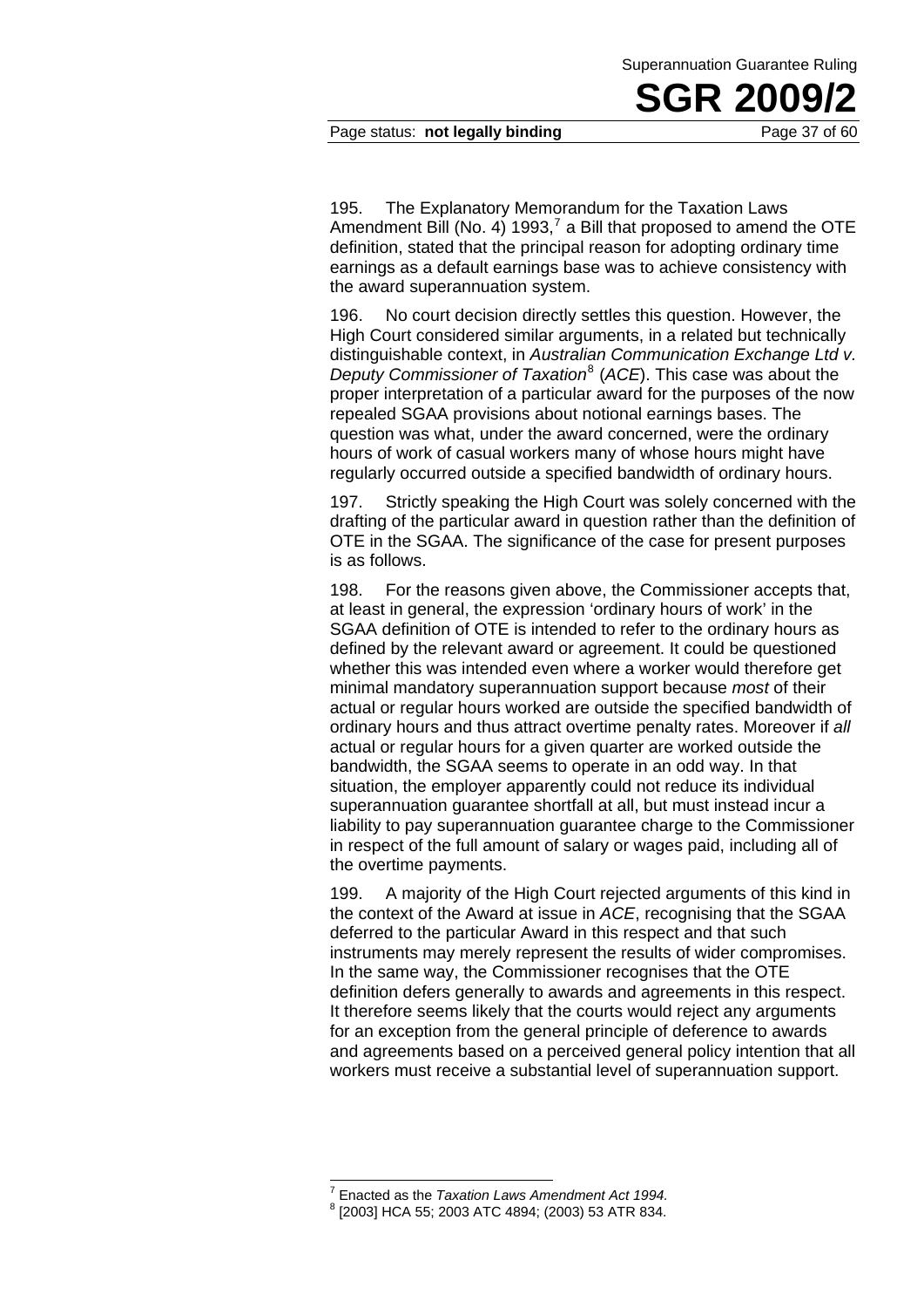195. The Explanatory Memorandum for the Taxation Laws Amendment Bill (No. 4) 1993,[7] a Bill that proposed to amend the OTE definition, stated that the principal reason for adopting ordinary time earnings as a default earnings base was to achieve consistency with the award superannuation system.

196. No court decision directly settles this question. However, the High Court considered similar arguments, in a related but technically distinguishable context, in *Australian Communication Exchange Ltd v. Deputy Commissioner of Taxation*[8] (*ACE*). This case was about the proper interpretation of a particular award for the purposes of the now repealed SGAA provisions about notional earnings bases. The question was what, under the award concerned, were the ordinary hours of work of casual workers many of whose hours might have regularly occurred outside a specified bandwidth of ordinary hours.

197. Strictly speaking the High Court was solely concerned with the drafting of the particular award in question rather than the definition of OTE in the SGAA. The significance of the case for present purposes is as follows.

198. For the reasons given above, the Commissioner accepts that, at least in general, the expression 'ordinary hours of work' in the SGAA definition of OTE is intended to refer to the ordinary hours as defined by the relevant award or agreement. It could be questioned whether this was intended even where a worker would therefore get minimal mandatory superannuation support because *most* of their actual or regular hours worked are outside the specified bandwidth of ordinary hours and thus attract overtime penalty rates. Moreover if *all* actual or regular hours for a given quarter are worked outside the bandwidth, the SGAA seems to operate in an odd way. In that situation, the employer apparently could not reduce its individual superannuation guarantee shortfall at all, but must instead incur a liability to pay superannuation guarantee charge to the Commissioner in respect of the full amount of salary or wages paid, including all of the overtime payments.

199. A majority of the High Court rejected arguments of this kind in the context of the Award at issue in *ACE*, recognising that the SGAA deferred to the particular Award in this respect and that such instruments may merely represent the results of wider compromises. In the same way, the Commissioner recognises that the OTE definition defers generally to awards and agreements in this respect. It therefore seems likely that the courts would reject any arguments for an exception from the general principle of deference to awards and agreements based on a perceived general policy intention that all workers must receive a substantial level of superannuation support.

---

[7] Enacted as the *Taxation Laws Amendment Act 1994*.

[8] [2003] HCA 55; 2003 ATC 4894; (2003) 53 ATR 834.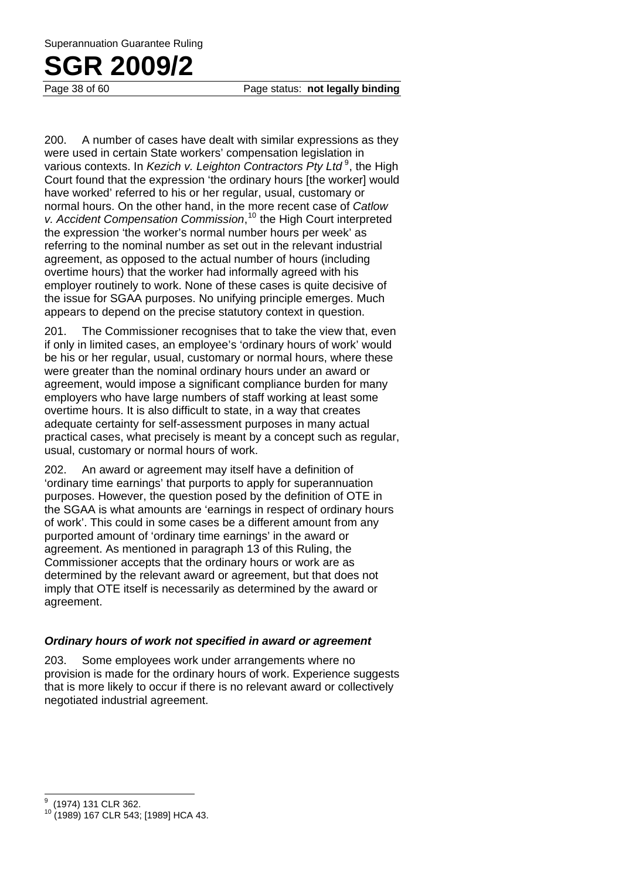200. A number of cases have dealt with similar expressions as they were used in certain State workers' compensation legislation in various contexts. In *Kezich v. Leighton Contractors Pty Ltd* [9], the High Court found that the expression 'the ordinary hours [the worker] would have worked' referred to his or her regular, usual, customary or normal hours. On the other hand, in the more recent case of *Catlow v. Accident Compensation Commission*,[10] the High Court interpreted the expression 'the worker's normal number hours per week' as referring to the nominal number as set out in the relevant industrial agreement, as opposed to the actual number of hours (including overtime hours) that the worker had informally agreed with his employer routinely to work. None of these cases is quite decisive of the issue for SGAA purposes. No unifying principle emerges. Much appears to depend on the precise statutory context in question.

201. The Commissioner recognises that to take the view that, even if only in limited cases, an employee's 'ordinary hours of work' would be his or her regular, usual, customary or normal hours, where these were greater than the nominal ordinary hours under an award or agreement, would impose a significant compliance burden for many employers who have large numbers of staff working at least some overtime hours. It is also difficult to state, in a way that creates adequate certainty for self-assessment purposes in many actual practical cases, what precisely is meant by a concept such as regular, usual, customary or normal hours of work.

202. An award or agreement may itself have a definition of 'ordinary time earnings' that purports to apply for superannuation purposes. However, the question posed by the definition of OTE in the SGAA is what amounts are 'earnings in respect of ordinary hours of work'. This could in some cases be a different amount from any purported amount of 'ordinary time earnings' in the award or agreement. As mentioned in paragraph 13 of this Ruling, the Commissioner accepts that the ordinary hours or work are as determined by the relevant award or agreement, but that does not imply that OTE itself is necessarily as determined by the award or agreement.

### *Ordinary hours of work not specified in award or agreement*

203. Some employees work under arrangements where no provision is made for the ordinary hours of work. Experience suggests that is more likely to occur if there is no relevant award or collectively negotiated industrial agreement.

---

[9] (1974) 131 CLR 362.

[10] (1989) 167 CLR 543; [1989] HCA 43.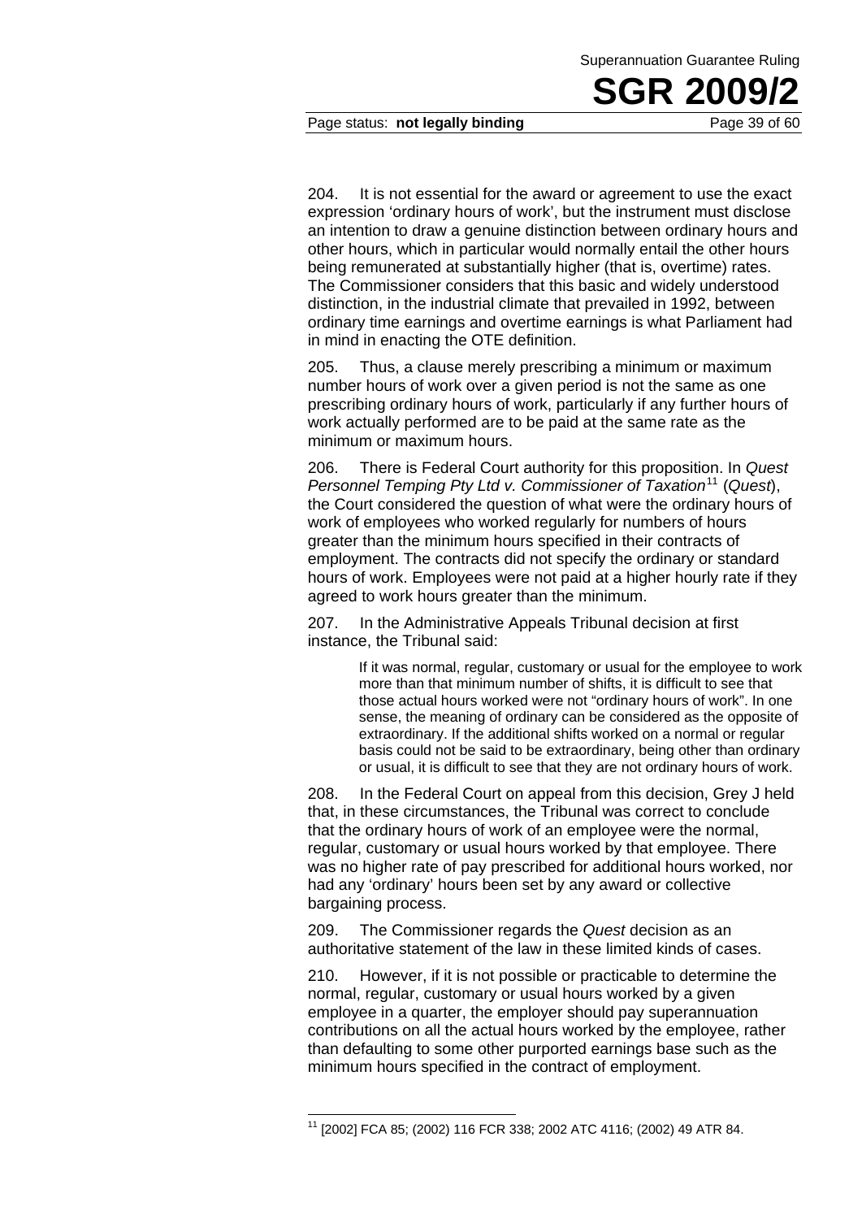204. It is not essential for the award or agreement to use the exact expression 'ordinary hours of work', but the instrument must disclose an intention to draw a genuine distinction between ordinary hours and other hours, which in particular would normally entail the other hours being remunerated at substantially higher (that is, overtime) rates. The Commissioner considers that this basic and widely understood distinction, in the industrial climate that prevailed in 1992, between ordinary time earnings and overtime earnings is what Parliament had in mind in enacting the OTE definition.

205. Thus, a clause merely prescribing a minimum or maximum number hours of work over a given period is not the same as one prescribing ordinary hours of work, particularly if any further hours of work actually performed are to be paid at the same rate as the minimum or maximum hours.

206. There is Federal Court authority for this proposition. In *Quest Personnel Temping Pty Ltd v. Commissioner of Taxation*[11] (*Quest*), the Court considered the question of what were the ordinary hours of work of employees who worked regularly for numbers of hours greater than the minimum hours specified in their contracts of employment. The contracts did not specify the ordinary or standard hours of work. Employees were not paid at a higher hourly rate if they agreed to work hours greater than the minimum.

207. In the Administrative Appeals Tribunal decision at first instance, the Tribunal said:

> If it was normal, regular, customary or usual for the employee to work more than that minimum number of shifts, it is difficult to see that those actual hours worked were not "ordinary hours of work". In one sense, the meaning of ordinary can be considered as the opposite of extraordinary. If the additional shifts worked on a normal or regular basis could not be said to be extraordinary, being other than ordinary or usual, it is difficult to see that they are not ordinary hours of work.

208. In the Federal Court on appeal from this decision, Grey J held that, in these circumstances, the Tribunal was correct to conclude that the ordinary hours of work of an employee were the normal, regular, customary or usual hours worked by that employee. There was no higher rate of pay prescribed for additional hours worked, nor had any 'ordinary' hours been set by any award or collective bargaining process.

209. The Commissioner regards the *Quest* decision as an authoritative statement of the law in these limited kinds of cases.

210. However, if it is not possible or practicable to determine the normal, regular, customary or usual hours worked by a given employee in a quarter, the employer should pay superannuation contributions on all the actual hours worked by the employee, rather than defaulting to some other purported earnings base such as the minimum hours specified in the contract of employment.

---

[11] [2002] FCA 85; (2002) 116 FCR 338; 2002 ATC 4116; (2002) 49 ATR 84.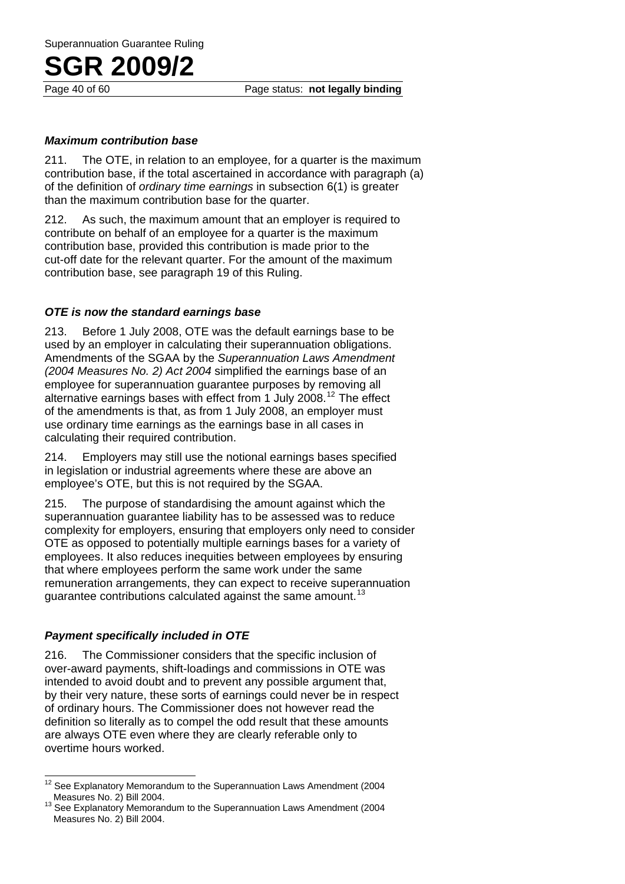### *Maximum contribution base*

211. The OTE, in relation to an employee, for a quarter is the maximum contribution base, if the total ascertained in accordance with paragraph (a) of the definition of *ordinary time earnings* in subsection 6(1) is greater than the maximum contribution base for the quarter.

212. As such, the maximum amount that an employer is required to contribute on behalf of an employee for a quarter is the maximum contribution base, provided this contribution is made prior to the cut-off date for the relevant quarter. For the amount of the maximum contribution base, see paragraph 19 of this Ruling.

### *OTE is now the standard earnings base*

213. Before 1 July 2008, OTE was the default earnings base to be used by an employer in calculating their superannuation obligations. Amendments of the SGAA by the *Superannuation Laws Amendment (2004 Measures No. 2) Act 2004* simplified the earnings base of an employee for superannuation guarantee purposes by removing all alternative earnings bases with effect from 1 July 2008.[12] The effect of the amendments is that, as from 1 July 2008, an employer must use ordinary time earnings as the earnings base in all cases in calculating their required contribution.

214. Employers may still use the notional earnings bases specified in legislation or industrial agreements where these are above an employee's OTE, but this is not required by the SGAA.

215. The purpose of standardising the amount against which the superannuation guarantee liability has to be assessed was to reduce complexity for employers, ensuring that employers only need to consider OTE as opposed to potentially multiple earnings bases for a variety of employees. It also reduces inequities between employees by ensuring that where employees perform the same work under the same remuneration arrangements, they can expect to receive superannuation guarantee contributions calculated against the same amount.[13]

### *Payment specifically included in OTE*

216. The Commissioner considers that the specific inclusion of over-award payments, shift-loadings and commissions in OTE was intended to avoid doubt and to prevent any possible argument that, by their very nature, these sorts of earnings could never be in respect of ordinary hours. The Commissioner does not however read the definition so literally as to compel the odd result that these amounts are always OTE even where they are clearly referable only to overtime hours worked.

---

[12] See Explanatory Memorandum to the Superannuation Laws Amendment (2004 Measures No. 2) Bill 2004.

[13] See Explanatory Memorandum to the Superannuation Laws Amendment (2004 Measures No. 2) Bill 2004.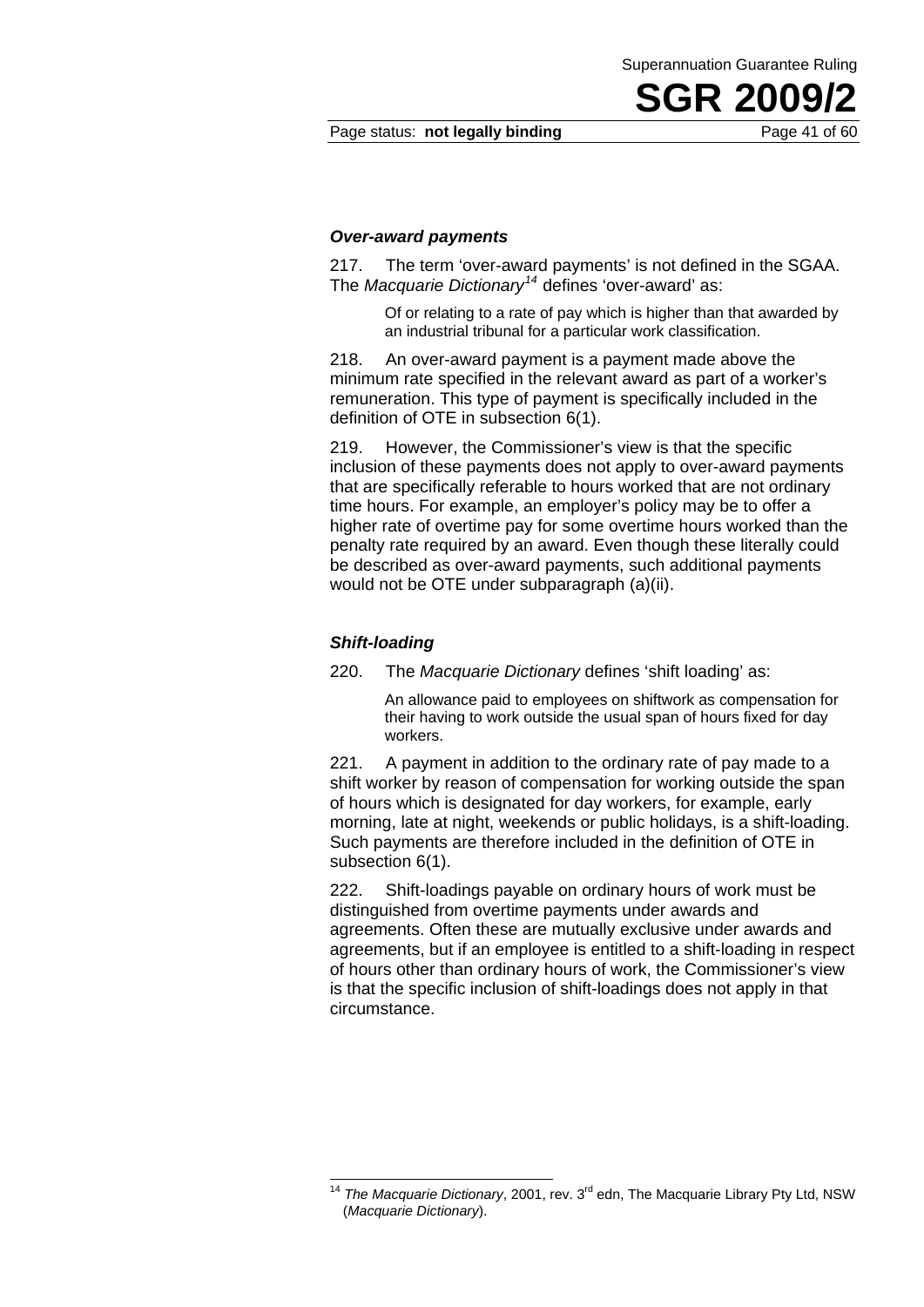### *Over-award payments*

217. The term 'over-award payments' is not defined in the SGAA. The *Macquarie Dictionary*[14] defines 'over-award' as:

> Of or relating to a rate of pay which is higher than that awarded by an industrial tribunal for a particular work classification.

218. An over-award payment is a payment made above the minimum rate specified in the relevant award as part of a worker's remuneration. This type of payment is specifically included in the definition of OTE in subsection 6(1).

219. However, the Commissioner's view is that the specific inclusion of these payments does not apply to over-award payments that are specifically referable to hours worked that are not ordinary time hours. For example, an employer's policy may be to offer a higher rate of overtime pay for some overtime hours worked than the penalty rate required by an award. Even though these literally could be described as over-award payments, such additional payments would not be OTE under subparagraph (a)(ii).

### *Shift-loading*

220. The *Macquarie Dictionary* defines 'shift loading' as:

> An allowance paid to employees on shiftwork as compensation for their having to work outside the usual span of hours fixed for day workers.

221. A payment in addition to the ordinary rate of pay made to a shift worker by reason of compensation for working outside the span of hours which is designated for day workers, for example, early morning, late at night, weekends or public holidays, is a shift-loading. Such payments are therefore included in the definition of OTE in subsection 6(1).

222. Shift-loadings payable on ordinary hours of work must be distinguished from overtime payments under awards and agreements. Often these are mutually exclusive under awards and agreements, but if an employee is entitled to a shift-loading in respect of hours other than ordinary hours of work, the Commissioner's view is that the specific inclusion of shift-loadings does not apply in that circumstance.

---

[14] *The Macquarie Dictionary*, 2001, rev. 3rd edn, The Macquarie Library Pty Ltd, NSW (*Macquarie Dictionary*).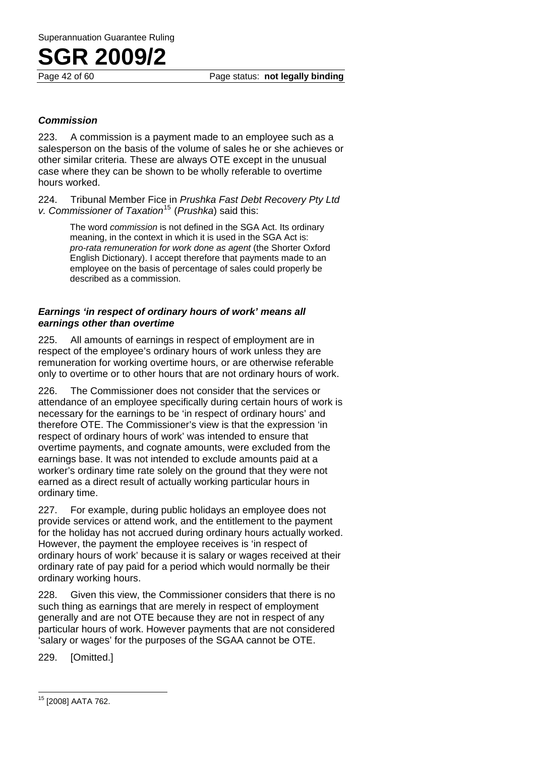### *Commission*

223. A commission is a payment made to an employee such as a salesperson on the basis of the volume of sales he or she achieves or other similar criteria. These are always OTE except in the unusual case where they can be shown to be wholly referable to overtime hours worked.

224. Tribunal Member Fice in *Prushka Fast Debt Recovery Pty Ltd v. Commissioner of Taxation*[15] (*Prushka*) said this:

> The word *commission* is not defined in the SGA Act. Its ordinary meaning, in the context in which it is used in the SGA Act is: *pro-rata remuneration for work done as agent* (the Shorter Oxford English Dictionary). I accept therefore that payments made to an employee on the basis of percentage of sales could properly be described as a commission.

### *Earnings 'in respect of ordinary hours of work' means all earnings other than overtime*

225. All amounts of earnings in respect of employment are in respect of the employee's ordinary hours of work unless they are remuneration for working overtime hours, or are otherwise referable only to overtime or to other hours that are not ordinary hours of work.

226. The Commissioner does not consider that the services or attendance of an employee specifically during certain hours of work is necessary for the earnings to be 'in respect of ordinary hours' and therefore OTE. The Commissioner's view is that the expression 'in respect of ordinary hours of work' was intended to ensure that overtime payments, and cognate amounts, were excluded from the earnings base. It was not intended to exclude amounts paid at a worker's ordinary time rate solely on the ground that they were not earned as a direct result of actually working particular hours in ordinary time.

227. For example, during public holidays an employee does not provide services or attend work, and the entitlement to the payment for the holiday has not accrued during ordinary hours actually worked. However, the payment the employee receives is 'in respect of ordinary hours of work' because it is salary or wages received at their ordinary rate of pay paid for a period which would normally be their ordinary working hours.

228. Given this view, the Commissioner considers that there is no such thing as earnings that are merely in respect of employment generally and are not OTE because they are not in respect of any particular hours of work. However payments that are not considered 'salary or wages' for the purposes of the SGAA cannot be OTE.

229. [Omitted.]

---

[15] [2008] AATA 762.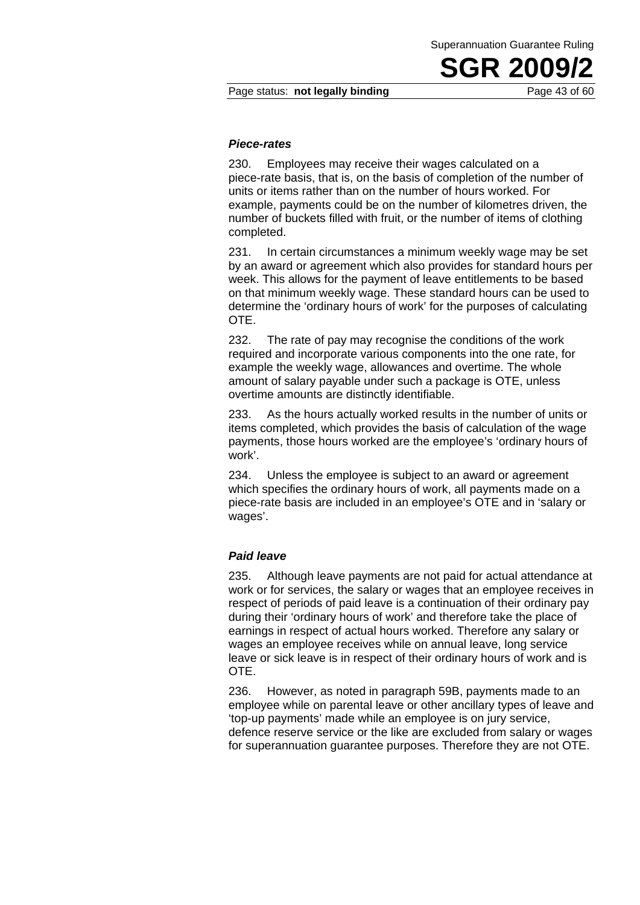### *Piece-rates*

230. Employees may receive their wages calculated on a piece-rate basis, that is, on the basis of completion of the number of units or items rather than on the number of hours worked. For example, payments could be on the number of kilometres driven, the number of buckets filled with fruit, or the number of items of clothing completed.

231. In certain circumstances a minimum weekly wage may be set by an award or agreement which also provides for standard hours per week. This allows for the payment of leave entitlements to be based on that minimum weekly wage. These standard hours can be used to determine the 'ordinary hours of work' for the purposes of calculating OTE.

232. The rate of pay may recognise the conditions of the work required and incorporate various components into the one rate, for example the weekly wage, allowances and overtime. The whole amount of salary payable under such a package is OTE, unless overtime amounts are distinctly identifiable.

233. As the hours actually worked results in the number of units or items completed, which provides the basis of calculation of the wage payments, those hours worked are the employee's 'ordinary hours of work'.

234. Unless the employee is subject to an award or agreement which specifies the ordinary hours of work, all payments made on a piece-rate basis are included in an employee's OTE and in 'salary or wages'.

### *Paid leave*

235. Although leave payments are not paid for actual attendance at work or for services, the salary or wages that an employee receives in respect of periods of paid leave is a continuation of their ordinary pay during their 'ordinary hours of work' and therefore take the place of earnings in respect of actual hours worked. Therefore any salary or wages an employee receives while on annual leave, long service leave or sick leave is in respect of their ordinary hours of work and is OTE.

236. However, as noted in paragraph 59B, payments made to an employee while on parental leave or other ancillary types of leave and 'top-up payments' made while an employee is on jury service, defence reserve service or the like are excluded from salary or wages for superannuation guarantee purposes. Therefore they are not OTE.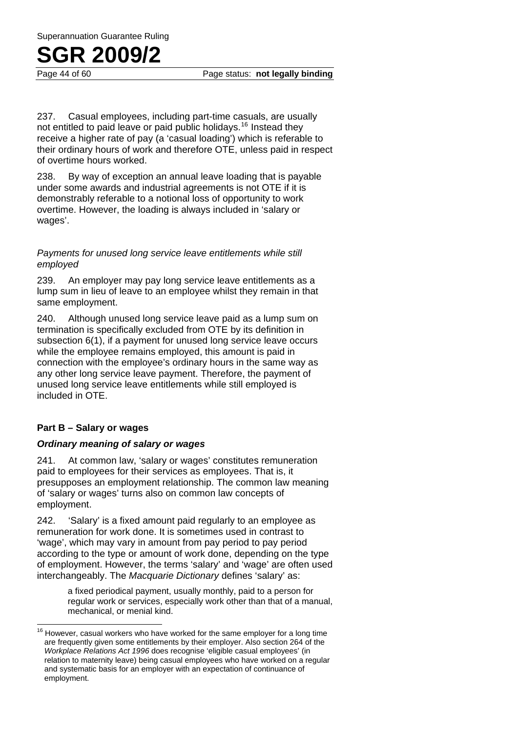237. Casual employees, including part-time casuals, are usually not entitled to paid leave or paid public holidays.[16] Instead they receive a higher rate of pay (a 'casual loading') which is referable to their ordinary hours of work and therefore OTE, unless paid in respect of overtime hours worked.

238. By way of exception an annual leave loading that is payable under some awards and industrial agreements is not OTE if it is demonstrably referable to a notional loss of opportunity to work overtime. However, the loading is always included in 'salary or wages'.

*Payments for unused long service leave entitlements while still employed*

239. An employer may pay long service leave entitlements as a lump sum in lieu of leave to an employee whilst they remain in that same employment.

240. Although unused long service leave paid as a lump sum on termination is specifically excluded from OTE by its definition in subsection 6(1), if a payment for unused long service leave occurs while the employee remains employed, this amount is paid in connection with the employee's ordinary hours in the same way as any other long service leave payment. Therefore, the payment of unused long service leave entitlements while still employed is included in OTE.

### Part B – Salary or wages

***Ordinary meaning of salary or wages***

241. At common law, 'salary or wages' constitutes remuneration paid to employees for their services as employees. That is, it presupposes an employment relationship. The common law meaning of 'salary or wages' turns also on common law concepts of employment.

242. 'Salary' is a fixed amount paid regularly to an employee as remuneration for work done. It is sometimes used in contrast to 'wage', which may vary in amount from pay period to pay period according to the type or amount of work done, depending on the type of employment. However, the terms 'salary' and 'wage' are often used interchangeably. The *Macquarie Dictionary* defines 'salary' as:

> a fixed periodical payment, usually monthly, paid to a person for regular work or services, especially work other than that of a manual, mechanical, or menial kind.

---

[16] However, casual workers who have worked for the same employer for a long time are frequently given some entitlements by their employer. Also section 264 of the *Workplace Relations Act 1996* does recognise 'eligible casual employees' (in relation to maternity leave) being casual employees who have worked on a regular and systematic basis for an employer with an expectation of continuance of employment.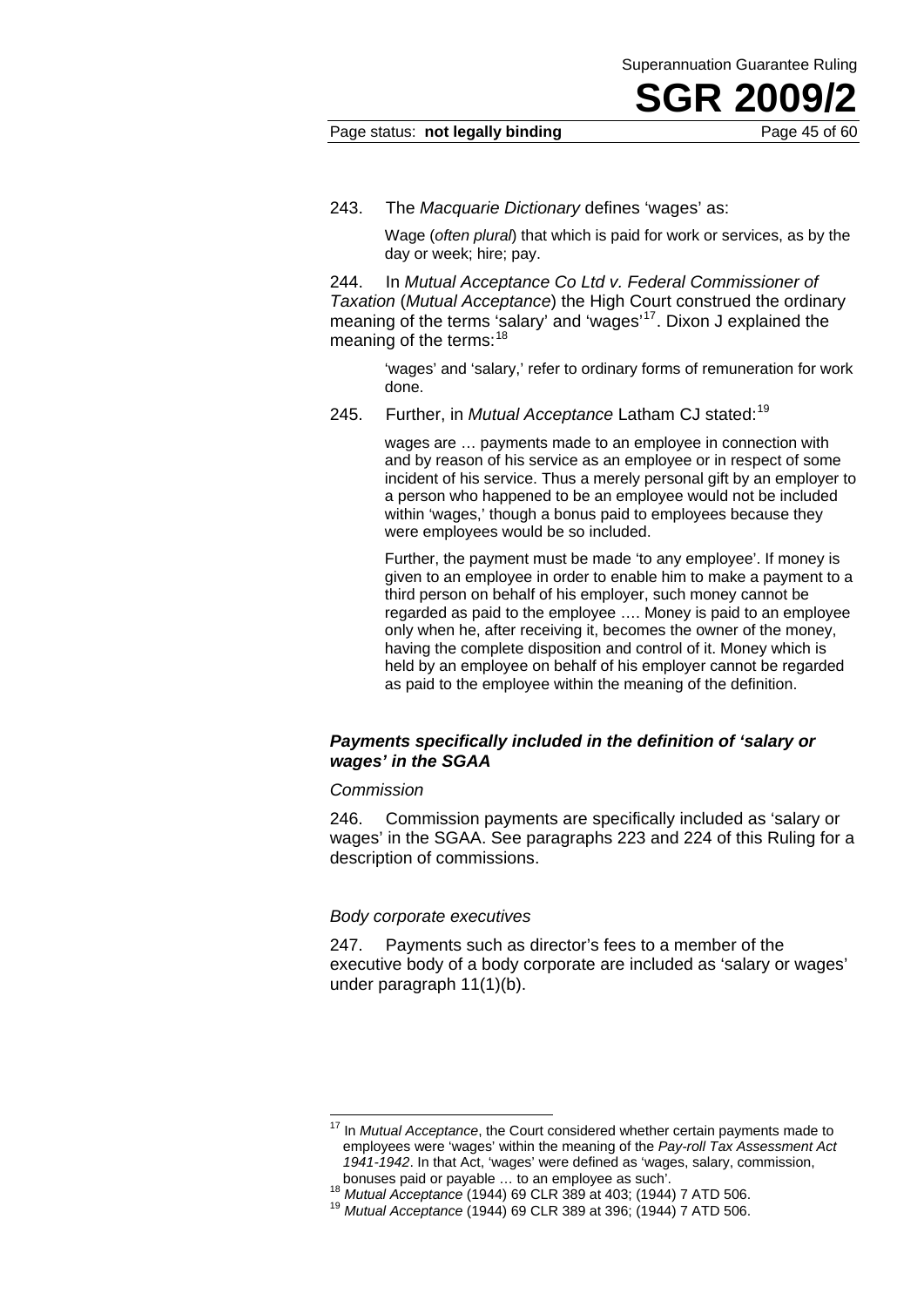243. The *Macquarie Dictionary* defines 'wages' as:

> Wage (*often plural*) that which is paid for work or services, as by the day or week; hire; pay.

244. In *Mutual Acceptance Co Ltd v. Federal Commissioner of Taxation* (*Mutual Acceptance*) the High Court construed the ordinary meaning of the terms 'salary' and 'wages'[17]. Dixon J explained the meaning of the terms:[18]

> 'wages' and 'salary,' refer to ordinary forms of remuneration for work done.

245. Further, in *Mutual Acceptance* Latham CJ stated:[19]

> wages are … payments made to an employee in connection with and by reason of his service as an employee or in respect of some incident of his service. Thus a merely personal gift by an employer to a person who happened to be an employee would not be included within 'wages,' though a bonus paid to employees because they were employees would be so included.
>
> Further, the payment must be made 'to any employee'. If money is given to an employee in order to enable him to make a payment to a third person on behalf of his employer, such money cannot be regarded as paid to the employee …. Money is paid to an employee only when he, after receiving it, becomes the owner of the money, having the complete disposition and control of it. Money which is held by an employee on behalf of his employer cannot be regarded as paid to the employee within the meaning of the definition.

### *Payments specifically included in the definition of 'salary or wages' in the SGAA*

#### *Commission*

246. Commission payments are specifically included as 'salary or wages' in the SGAA. See paragraphs 223 and 224 of this Ruling for a description of commissions.

#### *Body corporate executives*

247. Payments such as director's fees to a member of the executive body of a body corporate are included as 'salary or wages' under paragraph 11(1)(b).

---

[17] In *Mutual Acceptance*, the Court considered whether certain payments made to employees were 'wages' within the meaning of the *Pay-roll Tax Assessment Act 1941-1942*. In that Act, 'wages' were defined as 'wages, salary, commission, bonuses paid or payable … to an employee as such'.

[18] *Mutual Acceptance* (1944) 69 CLR 389 at 403; (1944) 7 ATD 506.

[19] *Mutual Acceptance* (1944) 69 CLR 389 at 396; (1944) 7 ATD 506.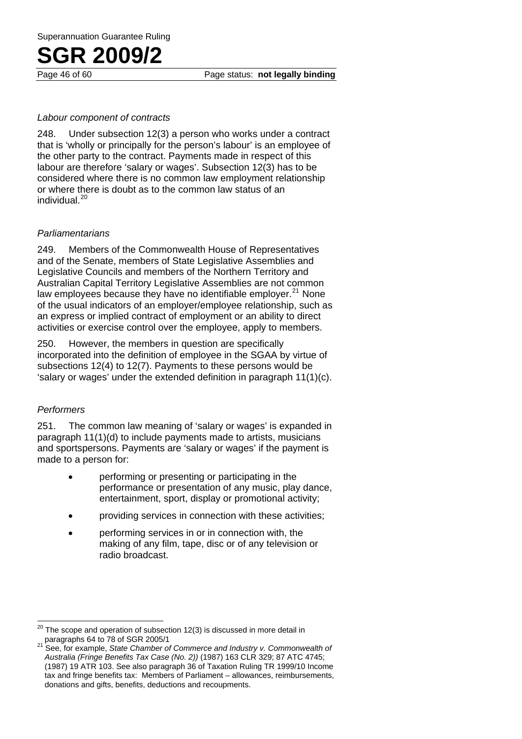*Labour component of contracts*

248. Under subsection 12(3) a person who works under a contract that is 'wholly or principally for the person's labour' is an employee of the other party to the contract. Payments made in respect of this labour are therefore 'salary or wages'. Subsection 12(3) has to be considered where there is no common law employment relationship or where there is doubt as to the common law status of an individual.[20]

*Parliamentarians*

249. Members of the Commonwealth House of Representatives and of the Senate, members of State Legislative Assemblies and Legislative Councils and members of the Northern Territory and Australian Capital Territory Legislative Assemblies are not common law employees because they have no identifiable employer.[21] None of the usual indicators of an employer/employee relationship, such as an express or implied contract of employment or an ability to direct activities or exercise control over the employee, apply to members.

250. However, the members in question are specifically incorporated into the definition of employee in the SGAA by virtue of subsections 12(4) to 12(7). Payments to these persons would be 'salary or wages' under the extended definition in paragraph 11(1)(c).

*Performers*

251. The common law meaning of 'salary or wages' is expanded in paragraph 11(1)(d) to include payments made to artists, musicians and sportspersons. Payments are 'salary or wages' if the payment is made to a person for:

- performing or presenting or participating in the performance or presentation of any music, play dance, entertainment, sport, display or promotional activity;
- providing services in connection with these activities;
- performing services in or in connection with, the making of any film, tape, disc or of any television or radio broadcast.

---

[20] The scope and operation of subsection 12(3) is discussed in more detail in paragraphs 64 to 78 of SGR 2005/1

[21] See, for example, *State Chamber of Commerce and Industry v. Commonwealth of Australia (Fringe Benefits Tax Case (No. 2))* (1987) 163 CLR 329; 87 ATC 4745; (1987) 19 ATR 103. See also paragraph 36 of Taxation Ruling TR 1999/10 Income tax and fringe benefits tax: Members of Parliament – allowances, reimbursements, donations and gifts, benefits, deductions and recoupments.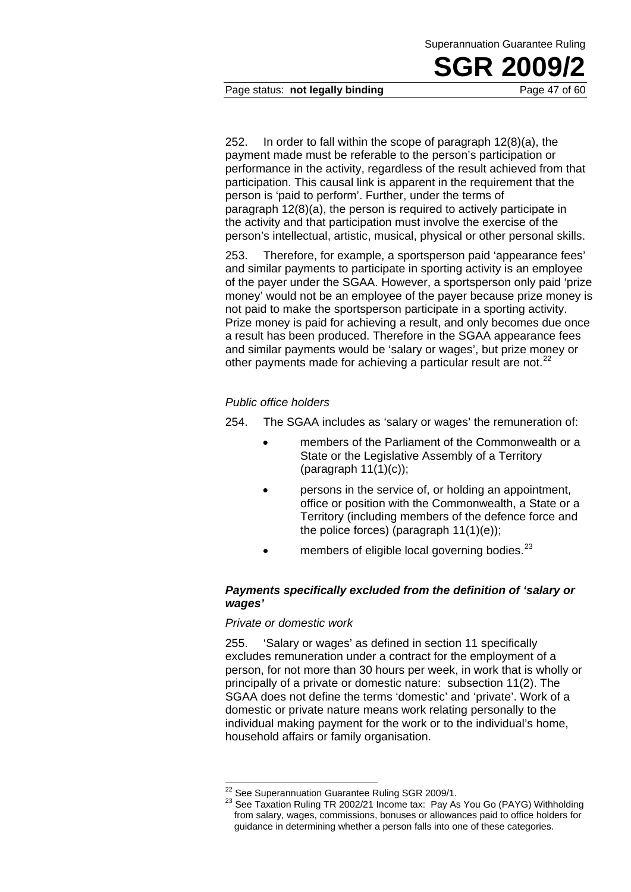252. In order to fall within the scope of paragraph 12(8)(a), the payment made must be referable to the person's participation or performance in the activity, regardless of the result achieved from that participation. This causal link is apparent in the requirement that the person is 'paid to perform'. Further, under the terms of paragraph 12(8)(a), the person is required to actively participate in the activity and that participation must involve the exercise of the person's intellectual, artistic, musical, physical or other personal skills.

253. Therefore, for example, a sportsperson paid 'appearance fees' and similar payments to participate in sporting activity is an employee of the payer under the SGAA. However, a sportsperson only paid 'prize money' would not be an employee of the payer because prize money is not paid to make the sportsperson participate in a sporting activity. Prize money is paid for achieving a result, and only becomes due once a result has been produced. Therefore in the SGAA appearance fees and similar payments would be 'salary or wages', but prize money or other payments made for achieving a particular result are not.[22]

*Public office holders*

254. The SGAA includes as 'salary or wages' the remuneration of:

- members of the Parliament of the Commonwealth or a State or the Legislative Assembly of a Territory (paragraph 11(1)(c));
- persons in the service of, or holding an appointment, office or position with the Commonwealth, a State or a Territory (including members of the defence force and the police forces) (paragraph 11(1)(e));
- members of eligible local governing bodies.[23]

### ***Payments specifically excluded from the definition of 'salary or wages'***

*Private or domestic work*

255. 'Salary or wages' as defined in section 11 specifically excludes remuneration under a contract for the employment of a person, for not more than 30 hours per week, in work that is wholly or principally of a private or domestic nature: subsection 11(2). The SGAA does not define the terms 'domestic' and 'private'. Work of a domestic or private nature means work relating personally to the individual making payment for the work or to the individual's home, household affairs or family organisation.

---

[22] See Superannuation Guarantee Ruling SGR 2009/1.

[23] See Taxation Ruling TR 2002/21 Income tax: Pay As You Go (PAYG) Withholding from salary, wages, commissions, bonuses or allowances paid to office holders for guidance in determining whether a person falls into one of these categories.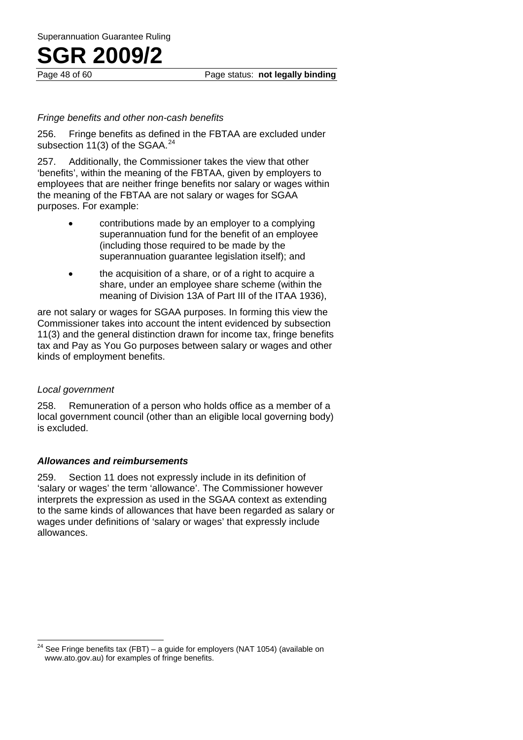*Fringe benefits and other non-cash benefits*

256. Fringe benefits as defined in the FBTAA are excluded under subsection 11(3) of the SGAA.[24]

257. Additionally, the Commissioner takes the view that other 'benefits', within the meaning of the FBTAA, given by employers to employees that are neither fringe benefits nor salary or wages within the meaning of the FBTAA are not salary or wages for SGAA purposes. For example:

- contributions made by an employer to a complying superannuation fund for the benefit of an employee (including those required to be made by the superannuation guarantee legislation itself); and
- the acquisition of a share, or of a right to acquire a share, under an employee share scheme (within the meaning of Division 13A of Part III of the ITAA 1936),

are not salary or wages for SGAA purposes. In forming this view the Commissioner takes into account the intent evidenced by subsection 11(3) and the general distinction drawn for income tax, fringe benefits tax and Pay as You Go purposes between salary or wages and other kinds of employment benefits.

*Local government*

258. Remuneration of a person who holds office as a member of a local government council (other than an eligible local governing body) is excluded.

### *Allowances and reimbursements*

259. Section 11 does not expressly include in its definition of 'salary or wages' the term 'allowance'. The Commissioner however interprets the expression as used in the SGAA context as extending to the same kinds of allowances that have been regarded as salary or wages under definitions of 'salary or wages' that expressly include allowances.

---

[24] See Fringe benefits tax (FBT) – a guide for employers (NAT 1054) (available on www.ato.gov.au) for examples of fringe benefits.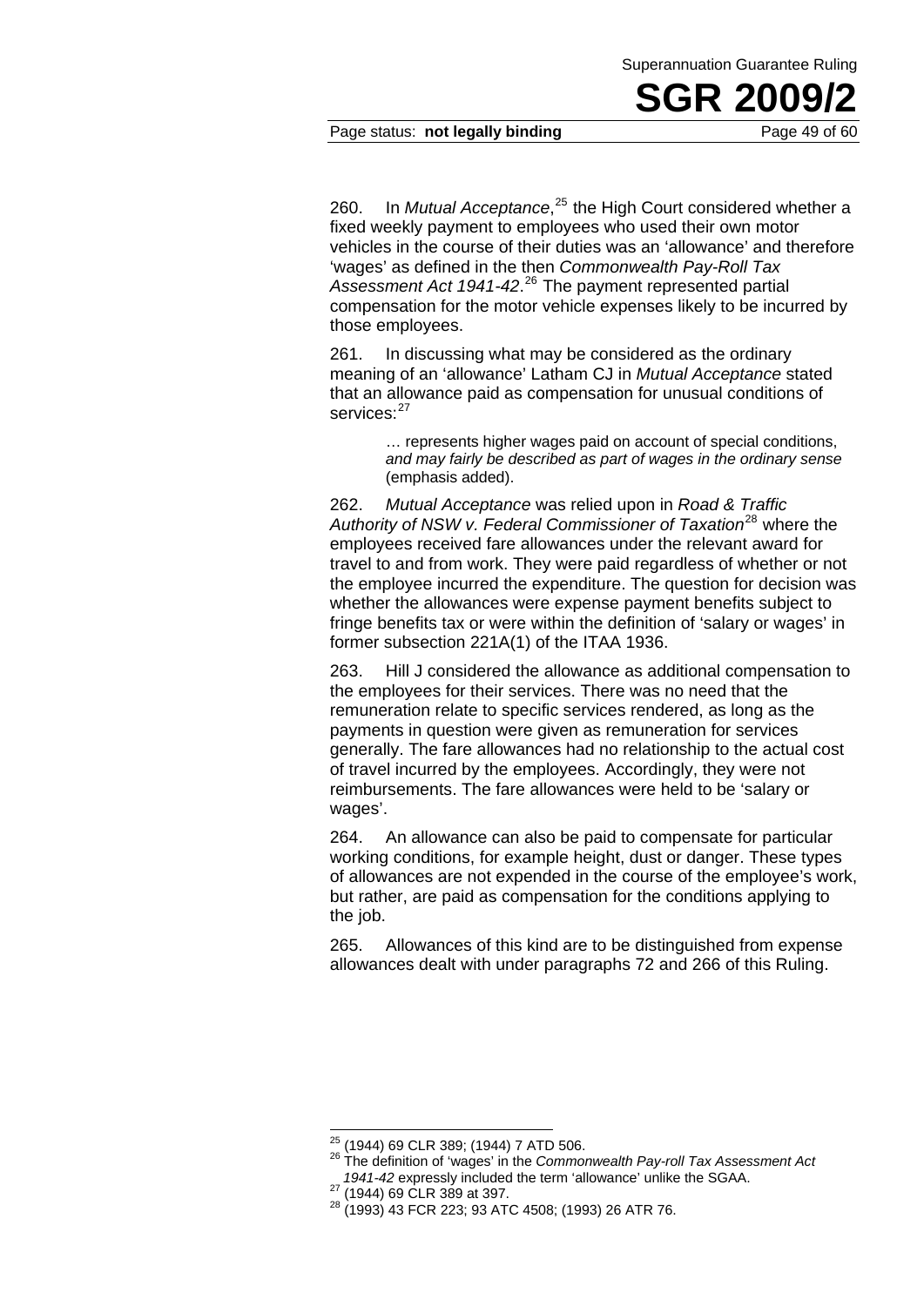260. In *Mutual Acceptance*,[25] the High Court considered whether a fixed weekly payment to employees who used their own motor vehicles in the course of their duties was an 'allowance' and therefore 'wages' as defined in the then *Commonwealth Pay-Roll Tax Assessment Act 1941-42*.[26] The payment represented partial compensation for the motor vehicle expenses likely to be incurred by those employees.

261. In discussing what may be considered as the ordinary meaning of an 'allowance' Latham CJ in *Mutual Acceptance* stated that an allowance paid as compensation for unusual conditions of services:[27]

> … represents higher wages paid on account of special conditions, *and may fairly be described as part of wages in the ordinary sense* (emphasis added).

262. *Mutual Acceptance* was relied upon in *Road & Traffic Authority of NSW v. Federal Commissioner of Taxation*[28] where the employees received fare allowances under the relevant award for travel to and from work. They were paid regardless of whether or not the employee incurred the expenditure. The question for decision was whether the allowances were expense payment benefits subject to fringe benefits tax or were within the definition of 'salary or wages' in former subsection 221A(1) of the ITAA 1936.

263. Hill J considered the allowance as additional compensation to the employees for their services. There was no need that the remuneration relate to specific services rendered, as long as the payments in question were given as remuneration for services generally. The fare allowances had no relationship to the actual cost of travel incurred by the employees. Accordingly, they were not reimbursements. The fare allowances were held to be 'salary or wages'.

264. An allowance can also be paid to compensate for particular working conditions, for example height, dust or danger. These types of allowances are not expended in the course of the employee's work, but rather, are paid as compensation for the conditions applying to the job.

265. Allowances of this kind are to be distinguished from expense allowances dealt with under paragraphs 72 and 266 of this Ruling.

---

[25] (1944) 69 CLR 389; (1944) 7 ATD 506.

[26] The definition of 'wages' in the *Commonwealth Pay-roll Tax Assessment Act 1941-42* expressly included the term 'allowance' unlike the SGAA.

[27] (1944) 69 CLR 389 at 397.

[28] (1993) 43 FCR 223; 93 ATC 4508; (1993) 26 ATR 76.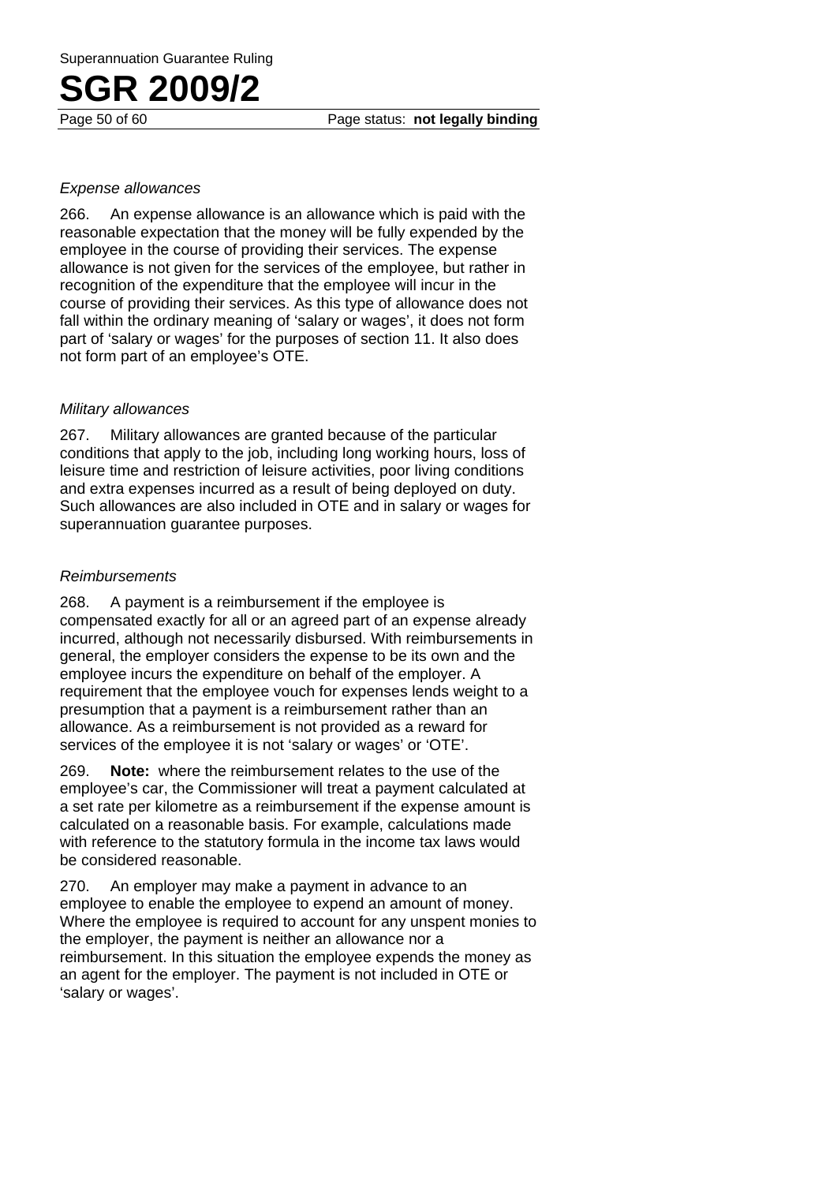*Expense allowances*

266. An expense allowance is an allowance which is paid with the reasonable expectation that the money will be fully expended by the employee in the course of providing their services. The expense allowance is not given for the services of the employee, but rather in recognition of the expenditure that the employee will incur in the course of providing their services. As this type of allowance does not fall within the ordinary meaning of 'salary or wages', it does not form part of 'salary or wages' for the purposes of section 11. It also does not form part of an employee's OTE.

*Military allowances*

267. Military allowances are granted because of the particular conditions that apply to the job, including long working hours, loss of leisure time and restriction of leisure activities, poor living conditions and extra expenses incurred as a result of being deployed on duty. Such allowances are also included in OTE and in salary or wages for superannuation guarantee purposes.

*Reimbursements*

268. A payment is a reimbursement if the employee is compensated exactly for all or an agreed part of an expense already incurred, although not necessarily disbursed. With reimbursements in general, the employer considers the expense to be its own and the employee incurs the expenditure on behalf of the employer. A requirement that the employee vouch for expenses lends weight to a presumption that a payment is a reimbursement rather than an allowance. As a reimbursement is not provided as a reward for services of the employee it is not 'salary or wages' or 'OTE'.

269. **Note:** where the reimbursement relates to the use of the employee's car, the Commissioner will treat a payment calculated at a set rate per kilometre as a reimbursement if the expense amount is calculated on a reasonable basis. For example, calculations made with reference to the statutory formula in the income tax laws would be considered reasonable.

270. An employer may make a payment in advance to an employee to enable the employee to expend an amount of money. Where the employee is required to account for any unspent monies to the employer, the payment is neither an allowance nor a reimbursement. In this situation the employee expends the money as an agent for the employer. The payment is not included in OTE or 'salary or wages'.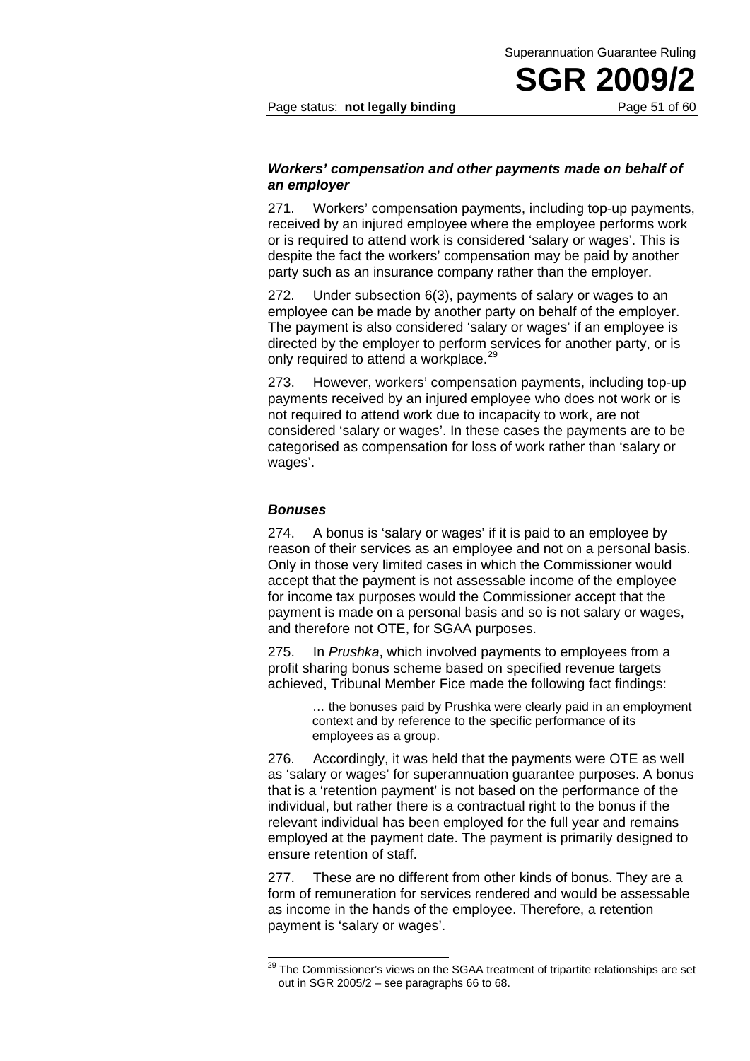### *Workers' compensation and other payments made on behalf of an employer*

271. Workers' compensation payments, including top-up payments, received by an injured employee where the employee performs work or is required to attend work is considered 'salary or wages'. This is despite the fact the workers' compensation may be paid by another party such as an insurance company rather than the employer.

272. Under subsection 6(3), payments of salary or wages to an employee can be made by another party on behalf of the employer. The payment is also considered 'salary or wages' if an employee is directed by the employer to perform services for another party, or is only required to attend a workplace.[29]

273. However, workers' compensation payments, including top-up payments received by an injured employee who does not work or is not required to attend work due to incapacity to work, are not considered 'salary or wages'. In these cases the payments are to be categorised as compensation for loss of work rather than 'salary or wages'.

### *Bonuses*

274. A bonus is 'salary or wages' if it is paid to an employee by reason of their services as an employee and not on a personal basis. Only in those very limited cases in which the Commissioner would accept that the payment is not assessable income of the employee for income tax purposes would the Commissioner accept that the payment is made on a personal basis and so is not salary or wages, and therefore not OTE, for SGAA purposes.

275. In *Prushka*, which involved payments to employees from a profit sharing bonus scheme based on specified revenue targets achieved, Tribunal Member Fice made the following fact findings:

> … the bonuses paid by Prushka were clearly paid in an employment context and by reference to the specific performance of its employees as a group.

276. Accordingly, it was held that the payments were OTE as well as 'salary or wages' for superannuation guarantee purposes. A bonus that is a 'retention payment' is not based on the performance of the individual, but rather there is a contractual right to the bonus if the relevant individual has been employed for the full year and remains employed at the payment date. The payment is primarily designed to ensure retention of staff.

277. These are no different from other kinds of bonus. They are a form of remuneration for services rendered and would be assessable as income in the hands of the employee. Therefore, a retention payment is 'salary or wages'.

---

[29] The Commissioner's views on the SGAA treatment of tripartite relationships are set out in SGR 2005/2 – see paragraphs 66 to 68.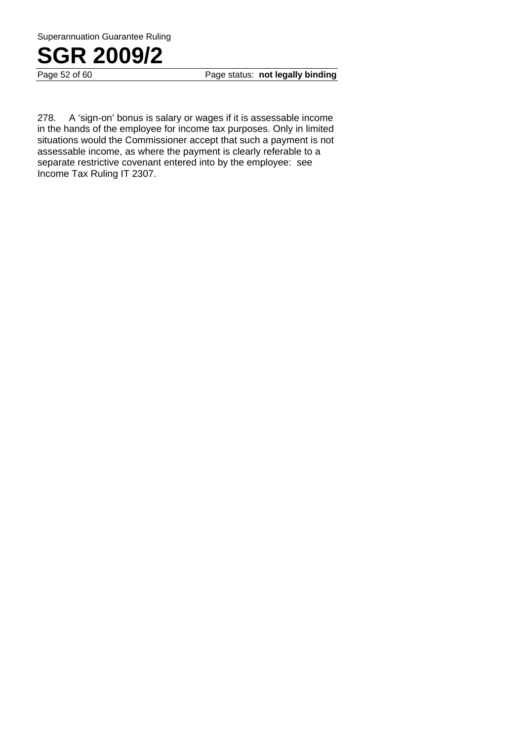278. A 'sign-on' bonus is salary or wages if it is assessable income in the hands of the employee for income tax purposes. Only in limited situations would the Commissioner accept that such a payment is not assessable income, as where the payment is clearly referable to a separate restrictive covenant entered into by the employee: see Income Tax Ruling IT 2307.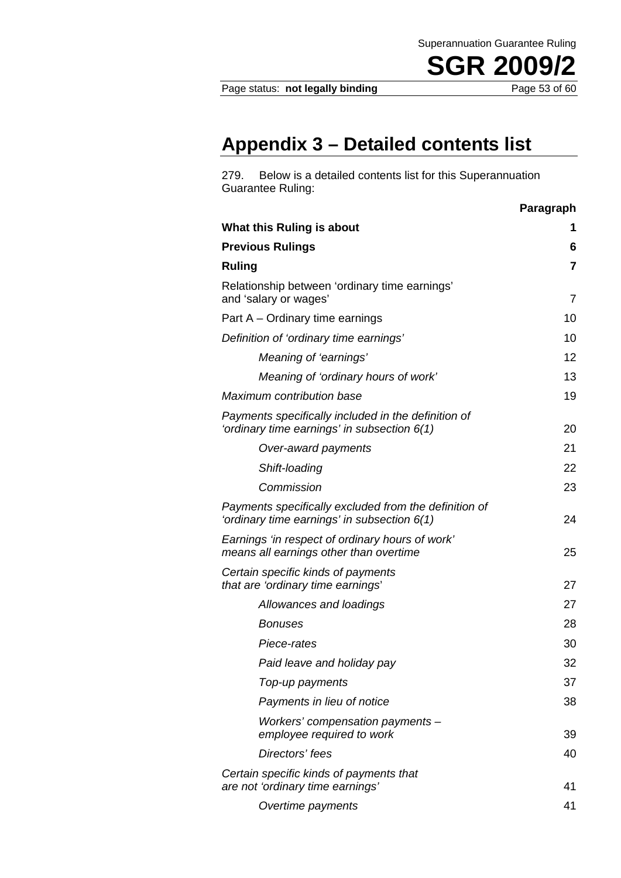# Appendix 3 – Detailed contents list

279. Below is a detailed contents list for this Superannuation Guarantee Ruling:

| | Paragraph |
|---|---|
| **What this Ruling is about** | **1** |
| **Previous Rulings** | **6** |
| **Ruling** | **7** |
| Relationship between 'ordinary time earnings' and 'salary or wages' | 7 |
| Part A – Ordinary time earnings | 10 |
| *Definition of 'ordinary time earnings'* | 10 |
| *Meaning of 'earnings'* | 12 |
| *Meaning of 'ordinary hours of work'* | 13 |
| *Maximum contribution base* | 19 |
| *Payments specifically included in the definition of 'ordinary time earnings' in subsection 6(1)* | 20 |
| *Over-award payments* | 21 |
| *Shift-loading* | 22 |
| *Commission* | 23 |
| *Payments specifically excluded from the definition of 'ordinary time earnings' in subsection 6(1)* | 24 |
| *Earnings 'in respect of ordinary hours of work' means all earnings other than overtime* | 25 |
| *Certain specific kinds of payments that are 'ordinary time earnings'* | 27 |
| *Allowances and loadings* | 27 |
| *Bonuses* | 28 |
| *Piece-rates* | 30 |
| *Paid leave and holiday pay* | 32 |
| *Top-up payments* | 37 |
| *Payments in lieu of notice* | 38 |
| *Workers' compensation payments – employee required to work* | 39 |
| *Directors' fees* | 40 |
| *Certain specific kinds of payments that are not 'ordinary time earnings'* | 41 |
| *Overtime payments* | 41 |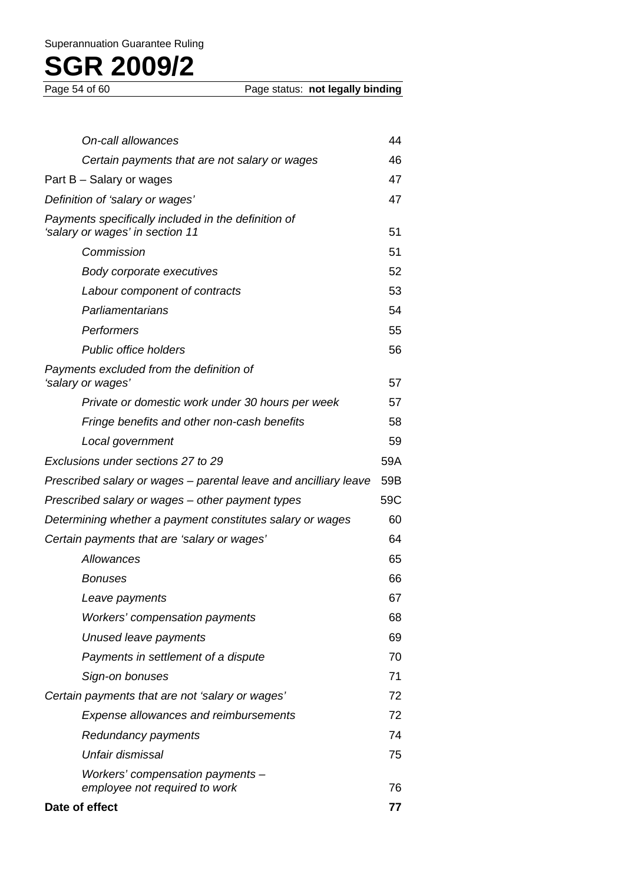| | |
|---|---|
| *On-call allowances* | 44 |
| *Certain payments that are not salary or wages* | 46 |
| Part B – Salary or wages | 47 |
| *Definition of 'salary or wages'* | 47 |
| *Payments specifically included in the definition of 'salary or wages' in section 11* | 51 |
| *Commission* | 51 |
| *Body corporate executives* | 52 |
| *Labour component of contracts* | 53 |
| *Parliamentarians* | 54 |
| *Performers* | 55 |
| *Public office holders* | 56 |
| *Payments excluded from the definition of 'salary or wages'* | 57 |
| *Private or domestic work under 30 hours per week* | 57 |
| *Fringe benefits and other non-cash benefits* | 58 |
| *Local government* | 59 |
| *Exclusions under sections 27 to 29* | 59A |
| *Prescribed salary or wages – parental leave and ancilliary leave* | 59B |
| *Prescribed salary or wages – other payment types* | 59C |
| *Determining whether a payment constitutes salary or wages* | 60 |
| *Certain payments that are 'salary or wages'* | 64 |
| *Allowances* | 65 |
| *Bonuses* | 66 |
| *Leave payments* | 67 |
| *Workers' compensation payments* | 68 |
| *Unused leave payments* | 69 |
| *Payments in settlement of a dispute* | 70 |
| *Sign-on bonuses* | 71 |
| *Certain payments that are not 'salary or wages'* | 72 |
| *Expense allowances and reimbursements* | 72 |
| *Redundancy payments* | 74 |
| *Unfair dismissal* | 75 |
| *Workers' compensation payments – employee not required to work* | 76 |
| **Date of effect** | **77** |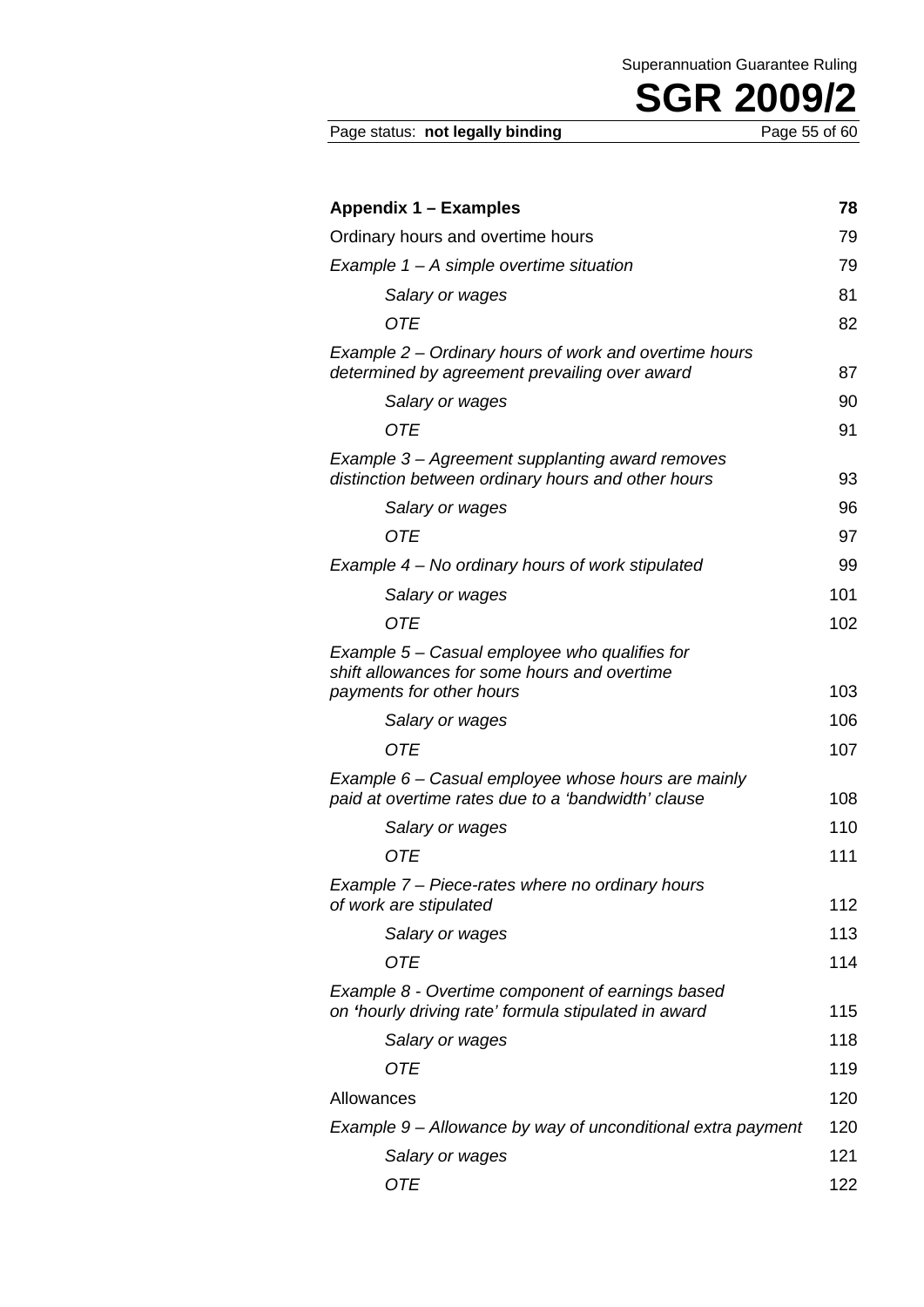| | |
|---|---|
| **Appendix 1 – Examples** | **78** |
| Ordinary hours and overtime hours | 79 |
| *Example 1 – A simple overtime situation* | 79 |
| *Salary or wages* | 81 |
| *OTE* | 82 |
| *Example 2 – Ordinary hours of work and overtime hours determined by agreement prevailing over award* | 87 |
| *Salary or wages* | 90 |
| *OTE* | 91 |
| *Example 3 – Agreement supplanting award removes distinction between ordinary hours and other hours* | 93 |
| *Salary or wages* | 96 |
| *OTE* | 97 |
| *Example 4 – No ordinary hours of work stipulated* | 99 |
| *Salary or wages* | 101 |
| *OTE* | 102 |
| *Example 5 – Casual employee who qualifies for shift allowances for some hours and overtime payments for other hours* | 103 |
| *Salary or wages* | 106 |
| *OTE* | 107 |
| *Example 6 – Casual employee whose hours are mainly paid at overtime rates due to a 'bandwidth' clause* | 108 |
| *Salary or wages* | 110 |
| *OTE* | 111 |
| *Example 7 – Piece-rates where no ordinary hours of work are stipulated* | 112 |
| *Salary or wages* | 113 |
| *OTE* | 114 |
| *Example 8 - Overtime component of earnings based on 'hourly driving rate' formula stipulated in award* | 115 |
| *Salary or wages* | 118 |
| *OTE* | 119 |
| Allowances | 120 |
| *Example 9 – Allowance by way of unconditional extra payment* | 120 |
| *Salary or wages* | 121 |
| *OTE* | 122 |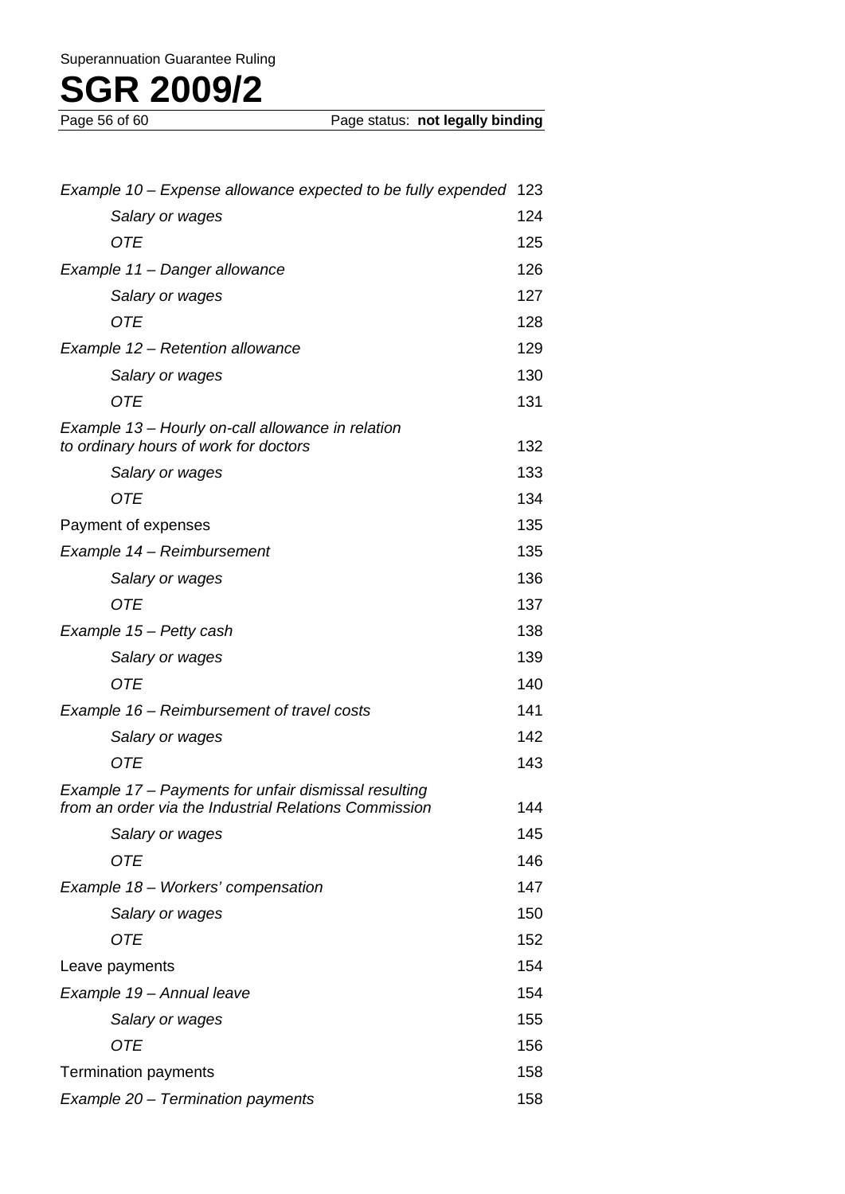| | |
|---|---|
| *Example 10 – Expense allowance expected to be fully expended* | 123 |
| *Salary or wages* | 124 |
| *OTE* | 125 |
| *Example 11 – Danger allowance* | 126 |
| *Salary or wages* | 127 |
| *OTE* | 128 |
| *Example 12 – Retention allowance* | 129 |
| *Salary or wages* | 130 |
| *OTE* | 131 |
| *Example 13 – Hourly on-call allowance in relation to ordinary hours of work for doctors* | 132 |
| *Salary or wages* | 133 |
| *OTE* | 134 |
| Payment of expenses | 135 |
| *Example 14 – Reimbursement* | 135 |
| *Salary or wages* | 136 |
| *OTE* | 137 |
| *Example 15 – Petty cash* | 138 |
| *Salary or wages* | 139 |
| *OTE* | 140 |
| *Example 16 – Reimbursement of travel costs* | 141 |
| *Salary or wages* | 142 |
| *OTE* | 143 |
| *Example 17 – Payments for unfair dismissal resulting from an order via the Industrial Relations Commission* | 144 |
| *Salary or wages* | 145 |
| *OTE* | 146 |
| *Example 18 – Workers' compensation* | 147 |
| *Salary or wages* | 150 |
| *OTE* | 152 |
| Leave payments | 154 |
| *Example 19 – Annual leave* | 154 |
| *Salary or wages* | 155 |
| *OTE* | 156 |
| Termination payments | 158 |
| *Example 20 – Termination payments* | 158 |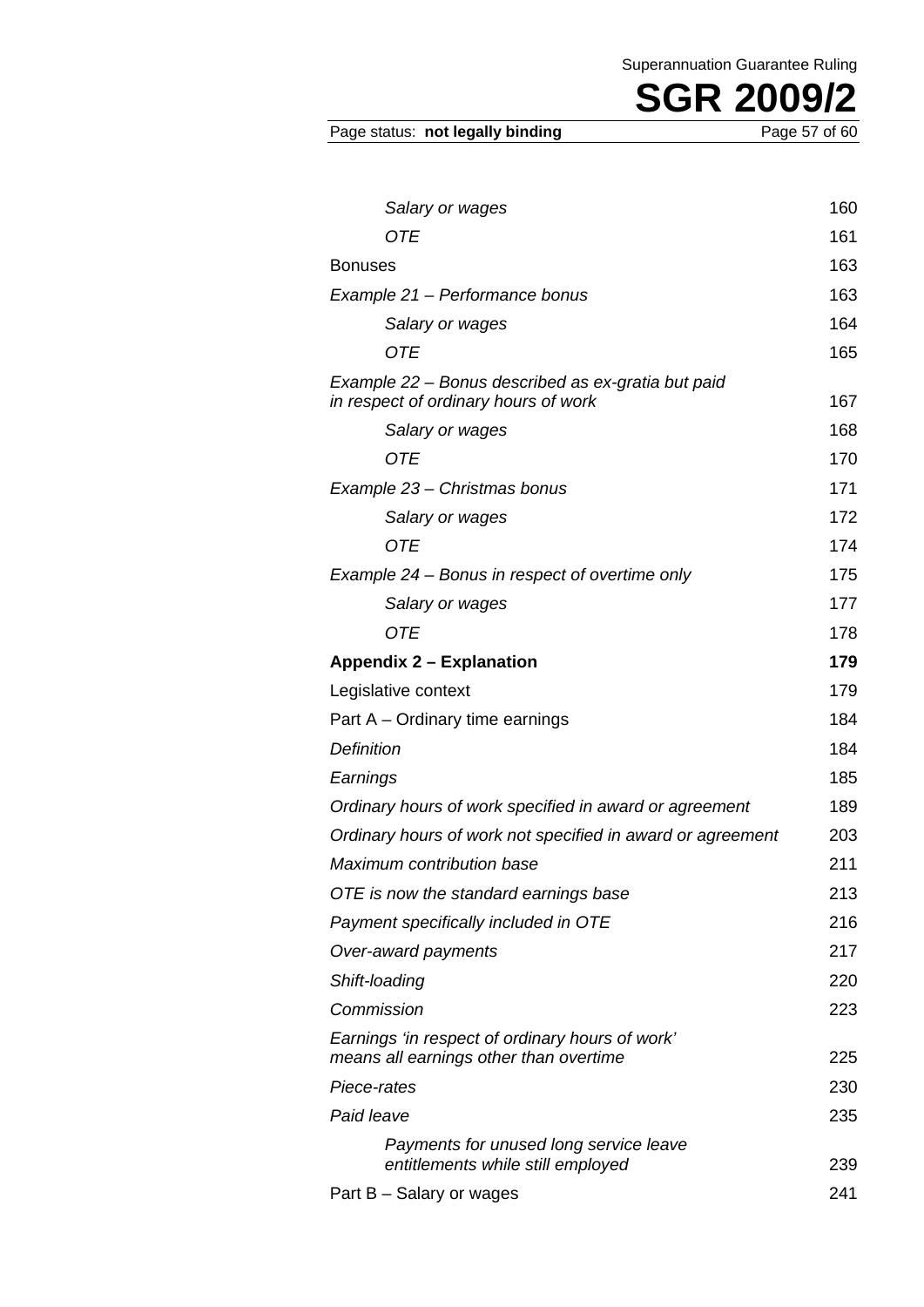| | |
|---|---|
| *Salary or wages* | 160 |
| *OTE* | 161 |
| Bonuses | 163 |
| *Example 21 – Performance bonus* | 163 |
| *Salary or wages* | 164 |
| *OTE* | 165 |
| *Example 22 – Bonus described as ex-gratia but paid in respect of ordinary hours of work* | 167 |
| *Salary or wages* | 168 |
| *OTE* | 170 |
| *Example 23 – Christmas bonus* | 171 |
| *Salary or wages* | 172 |
| *OTE* | 174 |
| *Example 24 – Bonus in respect of overtime only* | 175 |
| *Salary or wages* | 177 |
| *OTE* | 178 |
| **Appendix 2 – Explanation** | **179** |
| Legislative context | 179 |
| Part A – Ordinary time earnings | 184 |
| *Definition* | 184 |
| *Earnings* | 185 |
| *Ordinary hours of work specified in award or agreement* | 189 |
| *Ordinary hours of work not specified in award or agreement* | 203 |
| *Maximum contribution base* | 211 |
| *OTE is now the standard earnings base* | 213 |
| *Payment specifically included in OTE* | 216 |
| *Over-award payments* | 217 |
| *Shift-loading* | 220 |
| *Commission* | 223 |
| *Earnings 'in respect of ordinary hours of work' means all earnings other than overtime* | 225 |
| *Piece-rates* | 230 |
| *Paid leave* | 235 |
| *Payments for unused long service leave entitlements while still employed* | 239 |
| Part B – Salary or wages | 241 |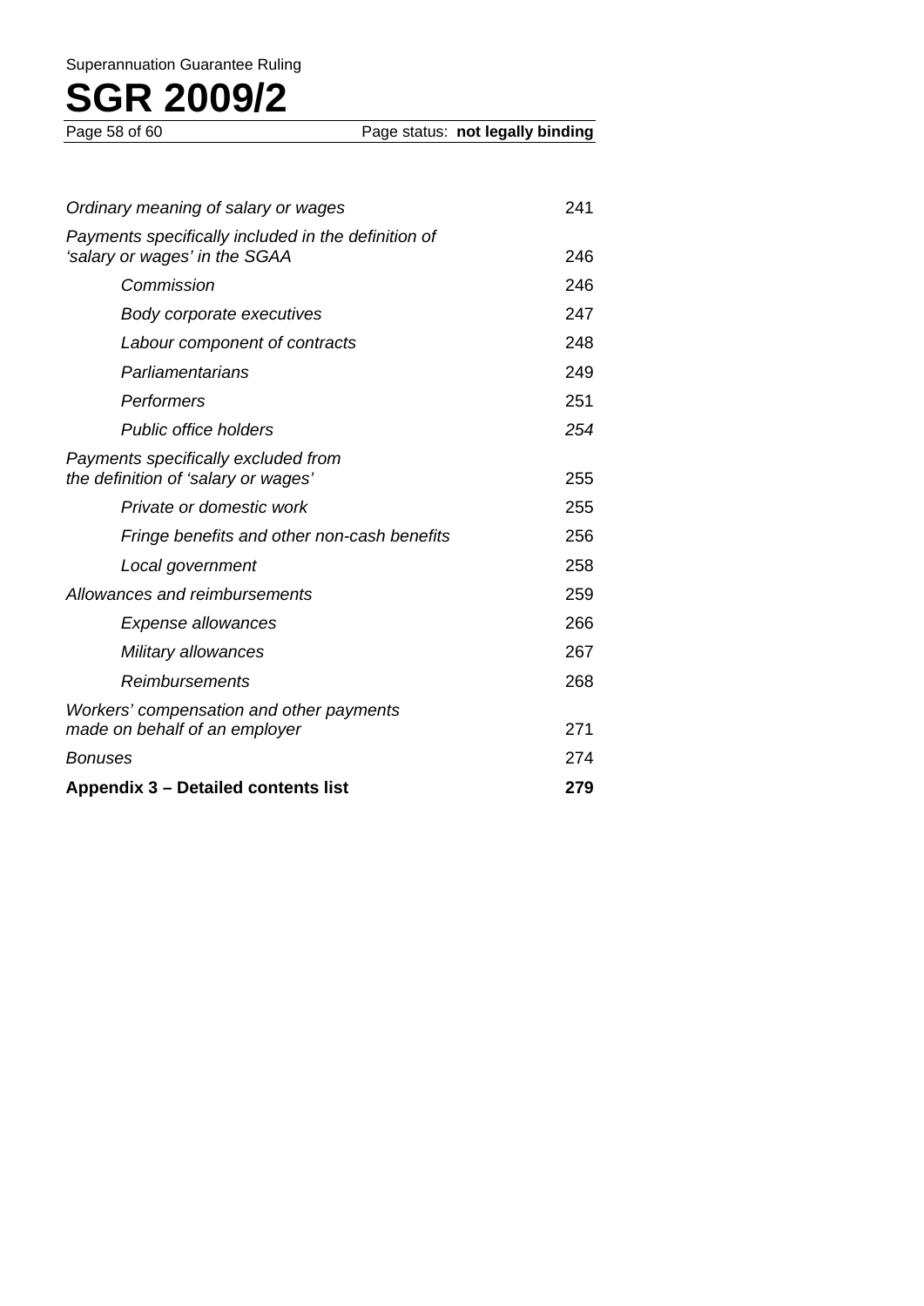| | |
|---|---|
| *Ordinary meaning of salary or wages* | 241 |
| *Payments specifically included in the definition of 'salary or wages' in the SGAA* | 246 |
| &nbsp;&nbsp;&nbsp;&nbsp;*Commission* | 246 |
| &nbsp;&nbsp;&nbsp;&nbsp;*Body corporate executives* | 247 |
| &nbsp;&nbsp;&nbsp;&nbsp;*Labour component of contracts* | 248 |
| &nbsp;&nbsp;&nbsp;&nbsp;*Parliamentarians* | 249 |
| &nbsp;&nbsp;&nbsp;&nbsp;*Performers* | 251 |
| &nbsp;&nbsp;&nbsp;&nbsp;*Public office holders* | *254* |
| *Payments specifically excluded from the definition of 'salary or wages'* | 255 |
| &nbsp;&nbsp;&nbsp;&nbsp;*Private or domestic work* | 255 |
| &nbsp;&nbsp;&nbsp;&nbsp;*Fringe benefits and other non-cash benefits* | 256 |
| &nbsp;&nbsp;&nbsp;&nbsp;*Local government* | 258 |
| *Allowances and reimbursements* | 259 |
| &nbsp;&nbsp;&nbsp;&nbsp;*Expense allowances* | 266 |
| &nbsp;&nbsp;&nbsp;&nbsp;*Military allowances* | 267 |
| &nbsp;&nbsp;&nbsp;&nbsp;*Reimbursements* | 268 |
| *Workers' compensation and other payments made on behalf of an employer* | 271 |
| *Bonuses* | 274 |
| **Appendix 3 – Detailed contents list** | **279** |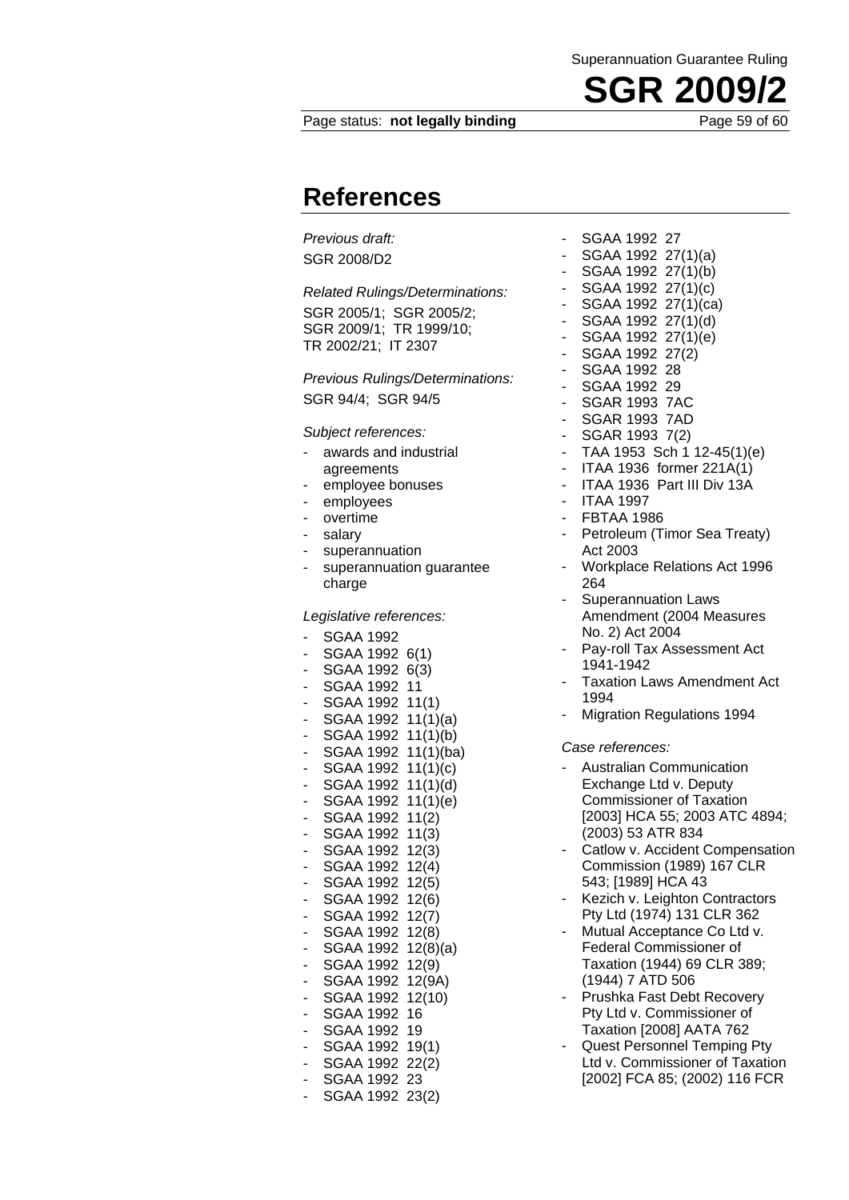## References

*Previous draft:*

SGR 2008/D2

*Related Rulings/Determinations:*

SGR 2005/1; SGR 2005/2; SGR 2009/1; TR 1999/10; TR 2002/21; IT 2307

*Previous Rulings/Determinations:*

SGR 94/4; SGR 94/5

*Subject references:*

- awards and industrial agreements
- employee bonuses
- employees
- overtime
- salary
- superannuation
- superannuation guarantee charge

*Legislative references:*

- SGAA 1992
- SGAA 1992 6(1)
- SGAA 1992 6(3)
- SGAA 1992 11
- SGAA 1992 11(1)
- SGAA 1992 11(1)(a)
- SGAA 1992 11(1)(b)
- SGAA 1992 11(1)(ba)
- SGAA 1992 11(1)(c)
- SGAA 1992 11(1)(d)
- SGAA 1992 11(1)(e)
- SGAA 1992 11(2)
- SGAA 1992 11(3)
- SGAA 1992 12(3)
- SGAA 1992 12(4)
- SGAA 1992 12(5)
- SGAA 1992 12(6)
- SGAA 1992 12(7)
- SGAA 1992 12(8)
- SGAA 1992 12(8)(a)
- SGAA 1992 12(9)
- SGAA 1992 12(9A)
- SGAA 1992 12(10)
- SGAA 1992 16
- SGAA 1992 19
- SGAA 1992 19(1)
- SGAA 1992 22(2)
- SGAA 1992 23
- SGAA 1992 23(2)
- SGAA 1992 27
- SGAA 1992 27(1)(a)
- SGAA 1992 27(1)(b)
- SGAA 1992 27(1)(c)
- SGAA 1992 27(1)(ca)
- SGAA 1992 27(1)(d)
- SGAA 1992 27(1)(e)
- SGAA 1992 27(2)
- SGAA 1992 28
- SGAA 1992 29
- SGAR 1993 7AC
- SGAR 1993 7AD
- SGAR 1993 7(2)
- TAA 1953 Sch 1 12-45(1)(e)
- ITAA 1936 former 221A(1)
- ITAA 1936 Part III Div 13A
- ITAA 1997
- FBTAA 1986
- Petroleum (Timor Sea Treaty) Act 2003
- Workplace Relations Act 1996 264
- Superannuation Laws Amendment (2004 Measures No. 2) Act 2004
- Pay-roll Tax Assessment Act 1941-1942
- Taxation Laws Amendment Act 1994
- Migration Regulations 1994

*Case references:*

- Australian Communication Exchange Ltd v. Deputy Commissioner of Taxation [2003] HCA 55; 2003 ATC 4894; (2003) 53 ATR 834
- Catlow v. Accident Compensation Commission (1989) 167 CLR 543; [1989] HCA 43
- Kezich v. Leighton Contractors Pty Ltd (1974) 131 CLR 362
- Mutual Acceptance Co Ltd v. Federal Commissioner of Taxation (1944) 69 CLR 389; (1944) 7 ATD 506
- Prushka Fast Debt Recovery Pty Ltd v. Commissioner of Taxation [2008] AATA 762
- Quest Personnel Temping Pty Ltd v. Commissioner of Taxation [2002] FCA 85; (2002) 116 FCR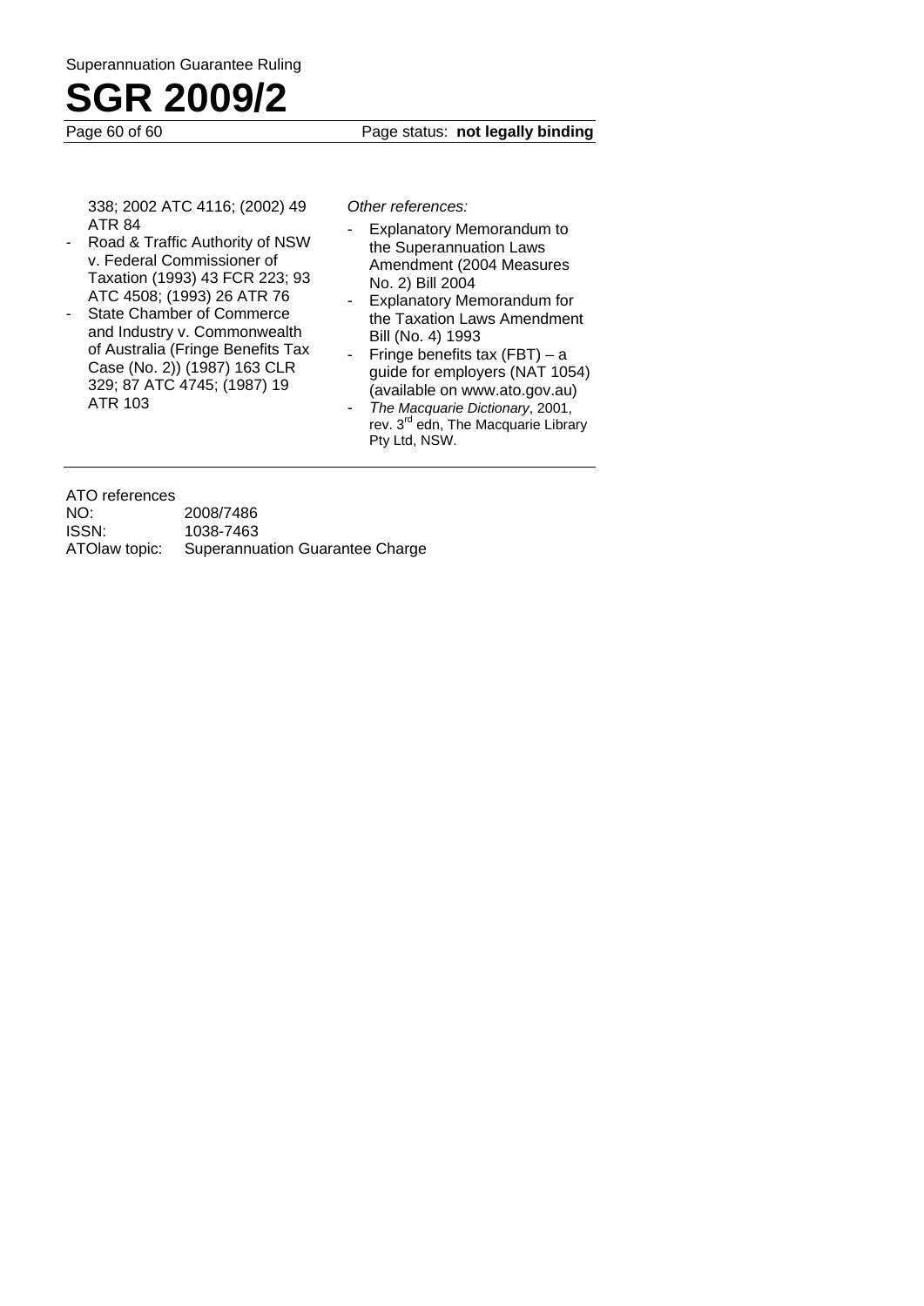338; 2002 ATC 4116; (2002) 49 ATR 84

- Road & Traffic Authority of NSW v. Federal Commissioner of Taxation (1993) 43 FCR 223; 93 ATC 4508; (1993) 26 ATR 76
- State Chamber of Commerce and Industry v. Commonwealth of Australia (Fringe Benefits Tax Case (No. 2)) (1987) 163 CLR 329; 87 ATC 4745; (1987) 19 ATR 103

*Other references:*

- Explanatory Memorandum to the Superannuation Laws Amendment (2004 Measures No. 2) Bill 2004
- Explanatory Memorandum for the Taxation Laws Amendment Bill (No. 4) 1993
- Fringe benefits tax (FBT) – a guide for employers (NAT 1054) (available on www.ato.gov.au)
- *The Macquarie Dictionary*, 2001, rev. 3rd edn, The Macquarie Library Pty Ltd, NSW.

ATO references

| | |
|---|---|
| NO: | 2008/7486 |
| ISSN: | 1038-7463 |
| ATOlaw topic: | Superannuation Guarantee Charge |